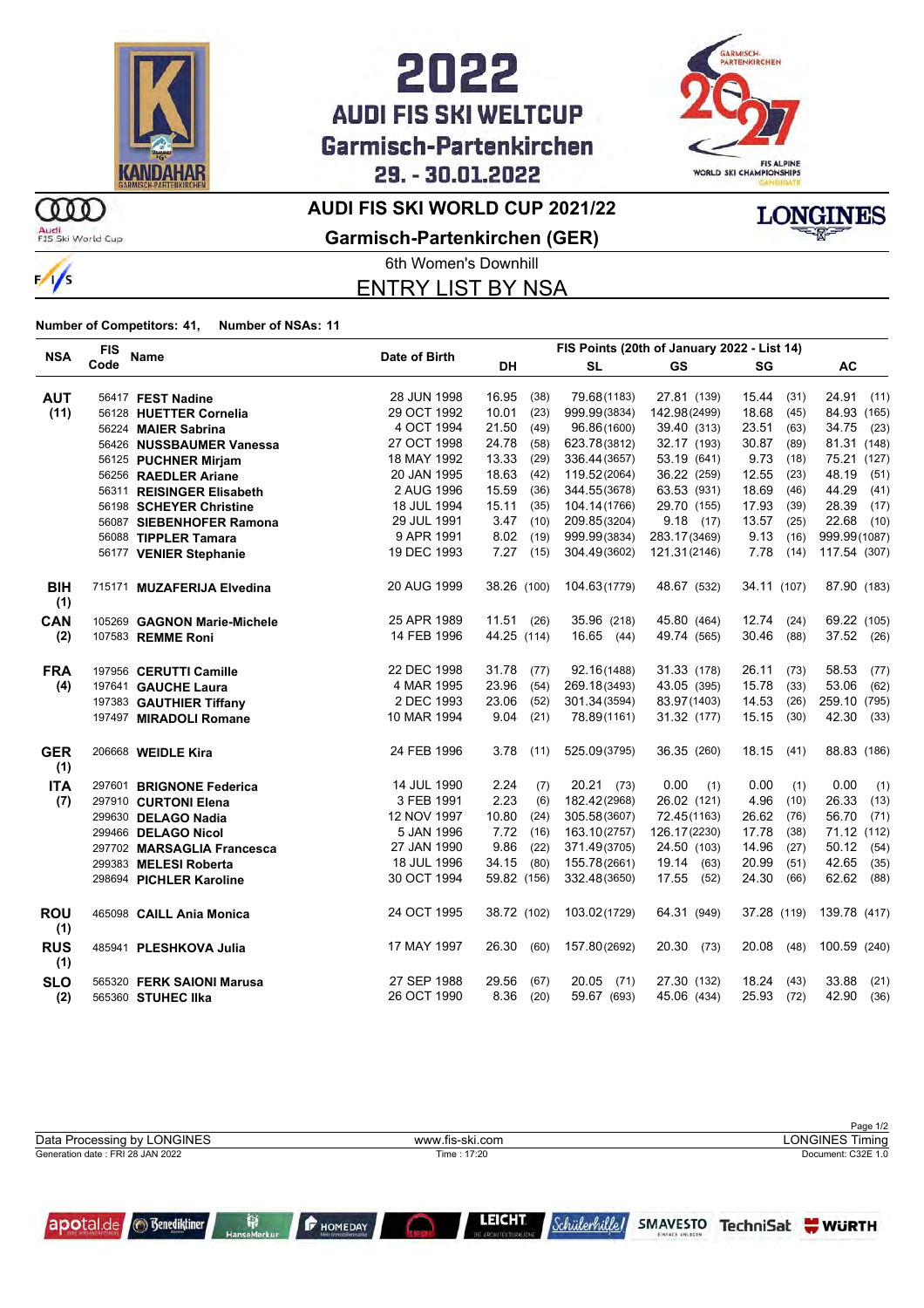# 2022 AUDI FIS SKI WELTCUP Garmisch-Partenkirchen 29. - 30.01.2022

## AUDI FIS SKI WORLD CUP 2021/22

## Garmisch-Partenkirchen (GER)

6th Women's Downhill

## ENTRY LIST BY NSA

**Number of Competitors: 41, Number of NSAs: 11**

| NSA | FIS Code | Name | Date of Birth | FIS Points (20th of January 2022 - List 14) | | | | |
|---|---|---|---|---|---|---|---|---|
| | | | | DH | SL | GS | SG | AC |
| **AUT (11)** | 56417 | **FEST Nadine** | 28 JUN 1998 | 16.95 (38) | 79.68 (1183) | 27.81 (139) | 15.44 (31) | 24.91 (11) |
| | 56128 | **HUETTER Cornelia** | 29 OCT 1992 | 10.01 (23) | 999.99 (3834) | 142.98 (2499) | 18.68 (45) | 84.93 (165) |
| | 56224 | **MAIER Sabrina** | 4 OCT 1994 | 21.50 (49) | 96.86 (1600) | 39.40 (313) | 23.51 (63) | 34.75 (23) |
| | 56426 | **NUSSBAUMER Vanessa** | 27 OCT 1998 | 24.78 (58) | 623.78 (3812) | 32.17 (193) | 30.87 (89) | 81.31 (148) |
| | 56125 | **PUCHNER Mirjam** | 18 MAY 1992 | 13.33 (29) | 336.44 (3657) | 53.19 (641) | 9.73 (18) | 75.21 (127) |
| | 56256 | **RAEDLER Ariane** | 20 JAN 1995 | 18.63 (42) | 119.52 (2064) | 36.22 (259) | 12.55 (23) | 48.19 (51) |
| | 56311 | **REISINGER Elisabeth** | 2 AUG 1996 | 15.59 (36) | 344.55 (3678) | 63.53 (931) | 18.69 (46) | 44.29 (41) |
| | 56198 | **SCHEYER Christine** | 18 JUL 1994 | 15.11 (35) | 104.14 (1766) | 29.70 (155) | 17.93 (39) | 28.39 (17) |
| | 56087 | **SIEBENHOFER Ramona** | 29 JUL 1991 | 3.47 (10) | 209.85 (3204) | 9.18 (17) | 13.57 (25) | 22.68 (10) |
| | 56088 | **TIPPLER Tamara** | 9 APR 1991 | 8.02 (19) | 999.99 (3834) | 283.17 (3469) | 9.13 (16) | 999.99 (1087) |
| | 56177 | **VENIER Stephanie** | 19 DEC 1993 | 7.27 (15) | 304.49 (3602) | 121.31 (2146) | 7.78 (14) | 117.54 (307) |
| **BIH (1)** | 715171 | **MUZAFERIJA Elvedina** | 20 AUG 1999 | 38.26 (100) | 104.63 (1779) | 48.67 (532) | 34.11 (107) | 87.90 (183) |
| **CAN (2)** | 105269 | **GAGNON Marie-Michele** | 25 APR 1989 | 11.51 (26) | 35.96 (218) | 45.80 (464) | 12.74 (24) | 69.22 (105) |
| | 107583 | **REMME Roni** | 14 FEB 1996 | 44.25 (114) | 16.65 (44) | 49.74 (565) | 30.46 (88) | 37.52 (26) |
| **FRA (4)** | 197956 | **CERUTTI Camille** | 22 DEC 1998 | 31.78 (77) | 92.16 (1488) | 31.33 (178) | 26.11 (73) | 58.53 (77) |
| | 197641 | **GAUCHE Laura** | 4 MAR 1995 | 23.96 (54) | 269.18 (3493) | 43.05 (395) | 15.78 (33) | 53.06 (62) |
| | 197383 | **GAUTHIER Tiffany** | 2 DEC 1993 | 23.06 (52) | 301.34 (3594) | 83.97 (1403) | 14.53 (26) | 259.10 (795) |
| | 197497 | **MIRADOLI Romane** | 10 MAR 1994 | 9.04 (21) | 78.89 (1161) | 31.32 (177) | 15.15 (30) | 42.30 (33) |
| **GER (1)** | 206668 | **WEIDLE Kira** | 24 FEB 1996 | 3.78 (11) | 525.09 (3795) | 36.35 (260) | 18.15 (41) | 88.83 (186) |
| **ITA (7)** | 297601 | **BRIGNONE Federica** | 14 JUL 1990 | 2.24 (7) | 20.21 (73) | 0.00 (1) | 0.00 (1) | 0.00 (1) |
| | 297910 | **CURTONI Elena** | 3 FEB 1991 | 2.23 (6) | 182.42 (2968) | 26.02 (121) | 4.96 (10) | 26.33 (13) |
| | 299630 | **DELAGO Nadia** | 12 NOV 1997 | 10.80 (24) | 305.58 (3607) | 72.45 (1163) | 26.62 (76) | 56.70 (71) |
| | 299466 | **DELAGO Nicol** | 5 JAN 1996 | 7.72 (16) | 163.10 (2757) | 126.17 (2230) | 17.78 (38) | 71.12 (112) |
| | 297702 | **MARSAGLIA Francesca** | 27 JAN 1990 | 9.86 (22) | 371.49 (3705) | 24.50 (103) | 14.96 (27) | 50.12 (54) |
| | 299383 | **MELESI Roberta** | 18 JUL 1996 | 34.15 (80) | 155.78 (2661) | 19.14 (63) | 20.99 (51) | 42.65 (35) |
| | 298694 | **PICHLER Karoline** | 30 OCT 1994 | 59.82 (156) | 332.48 (3650) | 17.55 (52) | 24.30 (66) | 62.62 (88) |
| **ROU (1)** | 465098 | **CAILL Ania Monica** | 24 OCT 1995 | 38.72 (102) | 103.02 (1729) | 64.31 (949) | 37.28 (119) | 139.78 (417) |
| **RUS (1)** | 485941 | **PLESHKOVA Julia** | 17 MAY 1997 | 26.30 (60) | 157.80 (2692) | 20.30 (73) | 20.08 (48) | 100.59 (240) |
| **SLO (2)** | 565320 | **FERK SAIONI Marusa** | 27 SEP 1988 | 29.56 (67) | 20.05 (71) | 27.30 (132) | 18.24 (43) | 33.88 (21) |
| | 565360 | **STUHEC Ilka** | 26 OCT 1990 | 8.36 (20) | 59.67 (693) | 45.06 (434) | 25.93 (72) | 42.90 (36) |

Data Processing by LONGINES | www.fis-ski.com | LONGINES Timing

Generation date : FRI 28 JAN 2022 | Time : 17:20 | Document: C32E 1.0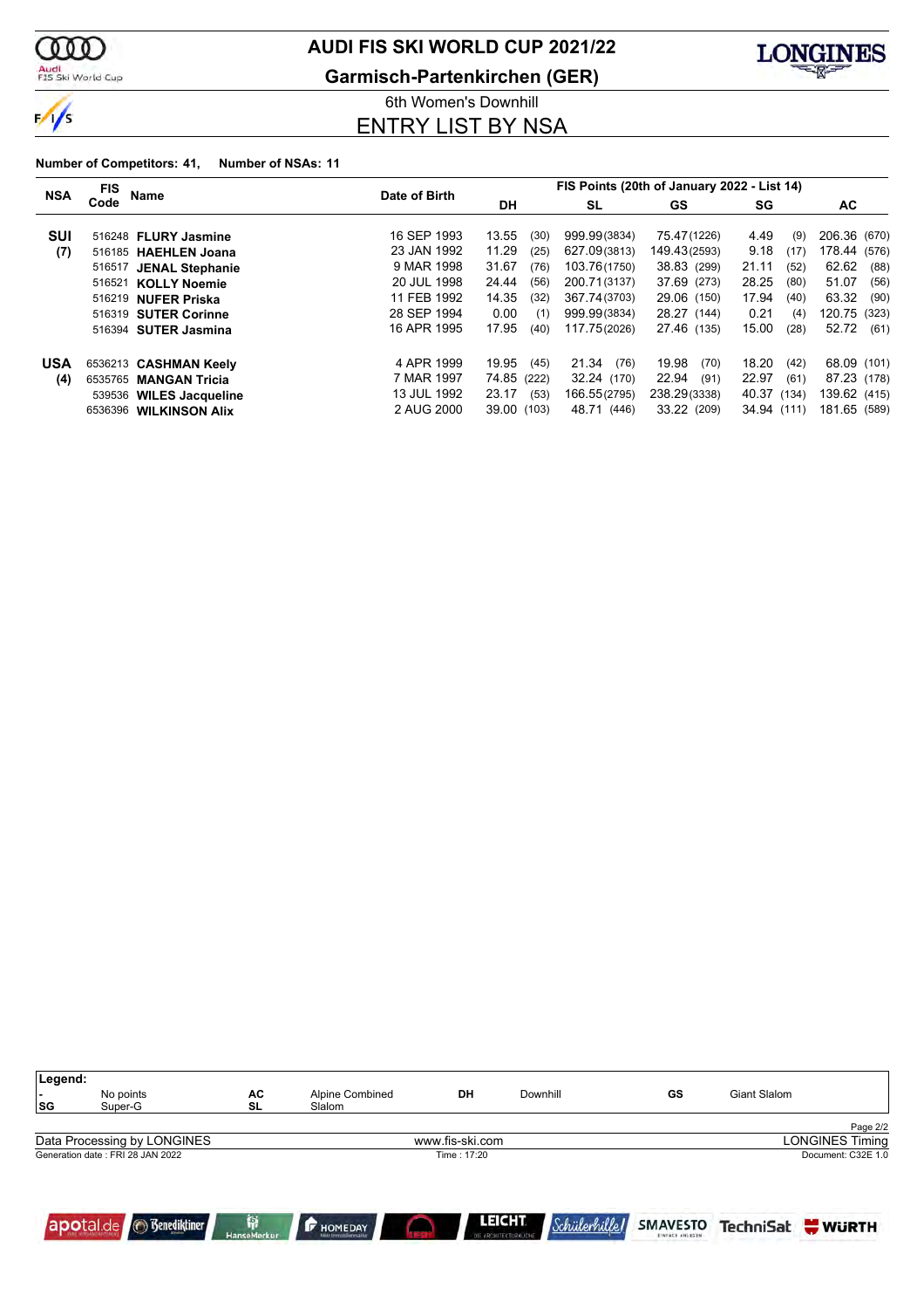# AUDI FIS SKI WORLD CUP 2021/22

## Garmisch-Partenkirchen (GER)

6th Women's Downhill

## ENTRY LIST BY NSA

**Number of Competitors: 41, Number of NSAs: 11**

| NSA | FIS Code | Name | Date of Birth | DH | | SL | | GS | | SG | | AC | |
|---|---|---|---|---|---|---|---|---|---|---|---|---|---|
| | | | | FIS Points (20th of January 2022 - List 14) | | | | | | | | | |
| **SUI** | 516248 | **FLURY Jasmine** | 16 SEP 1993 | 13.55 | (30) | 999.99 | (3834) | 75.47 | (1226) | 4.49 | (9) | 206.36 | (670) |
| **(7)** | 516185 | **HAEHLEN Joana** | 23 JAN 1992 | 11.29 | (25) | 627.09 | (3813) | 149.43 | (2593) | 9.18 | (17) | 178.44 | (576) |
| | 516517 | **JENAL Stephanie** | 9 MAR 1998 | 31.67 | (76) | 103.76 | (1750) | 38.83 | (299) | 21.11 | (52) | 62.62 | (88) |
| | 516521 | **KOLLY Noemie** | 20 JUL 1998 | 24.44 | (56) | 200.71 | (3137) | 37.69 | (273) | 28.25 | (80) | 51.07 | (56) |
| | 516219 | **NUFER Priska** | 11 FEB 1992 | 14.35 | (32) | 367.74 | (3703) | 29.06 | (150) | 17.94 | (40) | 63.32 | (90) |
| | 516319 | **SUTER Corinne** | 28 SEP 1994 | 0.00 | (1) | 999.99 | (3834) | 28.27 | (144) | 0.21 | (4) | 120.75 | (323) |
| | 516394 | **SUTER Jasmina** | 16 APR 1995 | 17.95 | (40) | 117.75 | (2026) | 27.46 | (135) | 15.00 | (28) | 52.72 | (61) |
| **USA** | 6536213 | **CASHMAN Keely** | 4 APR 1999 | 19.95 | (45) | 21.34 | (76) | 19.98 | (70) | 18.20 | (42) | 68.09 | (101) |
| **(4)** | 6535765 | **MANGAN Tricia** | 7 MAR 1997 | 74.85 | (222) | 32.24 | (170) | 22.94 | (91) | 22.97 | (61) | 87.23 | (178) |
| | 539536 | **WILES Jacqueline** | 13 JUL 1992 | 23.17 | (53) | 166.55 | (2795) | 238.29 | (3338) | 40.37 | (134) | 139.62 | (415) |
| | 6536396 | **WILKINSON Alix** | 2 AUG 2000 | 39.00 | (103) | 48.71 | (446) | 33.22 | (209) | 34.94 | (111) | 181.65 | (589) |

**Legend:**

| | | | | | | | |
|---|---|---|---|---|---|---|---|
| - | No points | AC | Alpine Combined | DH | Downhill | GS | Giant Slalom |
| SG | Super-G | SL | Slalom | | | | |

Data Processing by LONGINES — www.fis-ski.com — LONGINES Timing

Generation date : FRI 28 JAN 2022 — Time : 17:20 — Document: C32E 1.0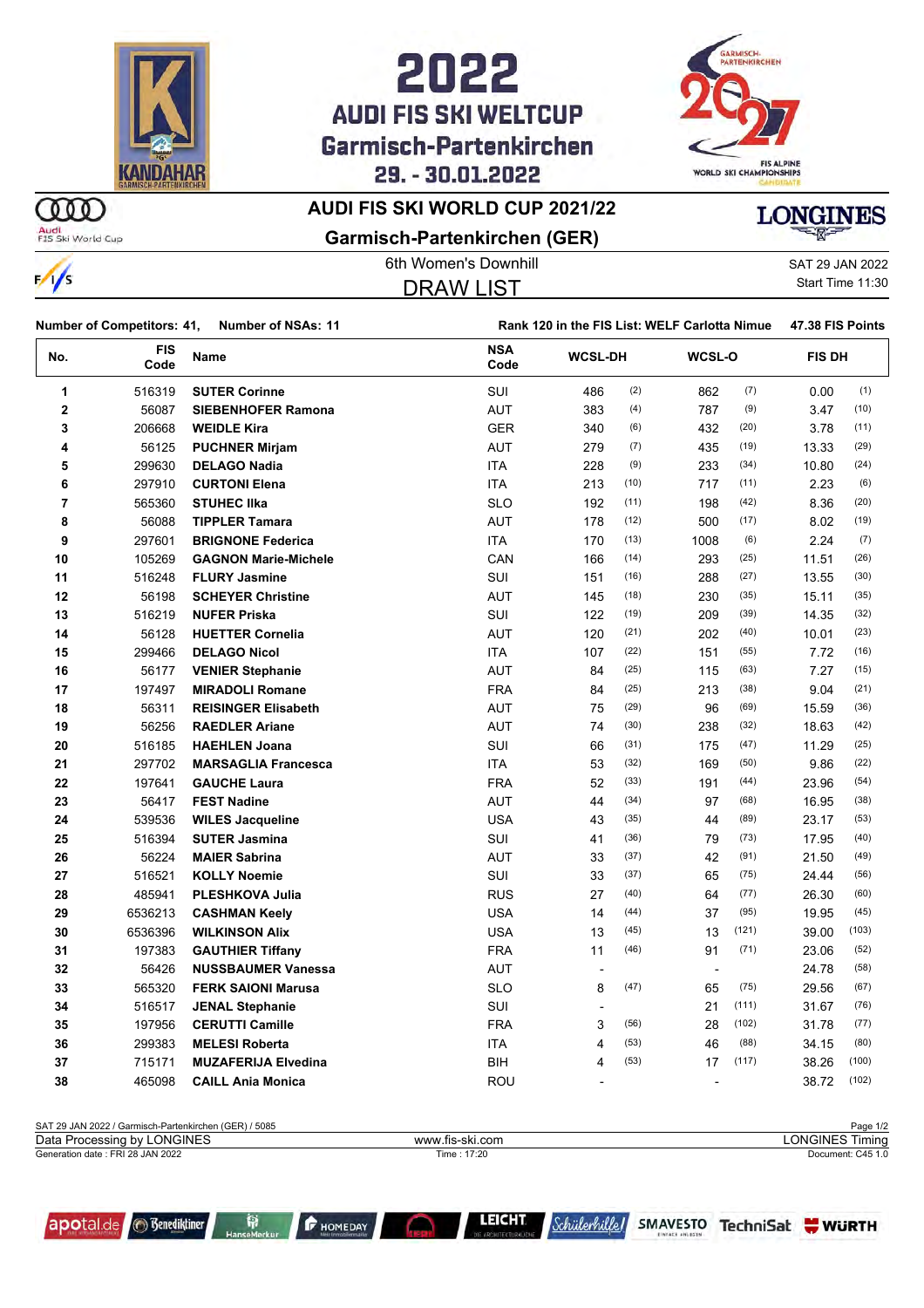# 2022 AUDI FIS SKI WELTCUP Garmisch-Partenkirchen 29. - 30.01.2022

## AUDI FIS SKI WORLD CUP 2021/22

## Garmisch-Partenkirchen (GER)

6th Women's Downhill

SAT 29 JAN 2022

Start Time 11:30

## DRAW LIST

**Number of Competitors: 41, Number of NSAs: 11**

**Rank 120 in the FIS List: WELF Carlotta Nimue 47.38 FIS Points**

| No. | FIS Code | Name | NSA Code | WCSL-DH | | WCSL-O | | FIS DH | |
|---|---|---|---|---|---|---|---|---|---|
| 1 | 516319 | **SUTER Corinne** | SUI | 486 | (2) | 862 | (7) | 0.00 | (1) |
| 2 | 56087 | **SIEBENHOFER Ramona** | AUT | 383 | (4) | 787 | (9) | 3.47 | (10) |
| 3 | 206668 | **WEIDLE Kira** | GER | 340 | (6) | 432 | (20) | 3.78 | (11) |
| 4 | 56125 | **PUCHNER Mirjam** | AUT | 279 | (7) | 435 | (19) | 13.33 | (29) |
| 5 | 299630 | **DELAGO Nadia** | ITA | 228 | (9) | 233 | (34) | 10.80 | (24) |
| 6 | 297910 | **CURTONI Elena** | ITA | 213 | (10) | 717 | (11) | 2.23 | (6) |
| 7 | 565360 | **STUHEC Ilka** | SLO | 192 | (11) | 198 | (42) | 8.36 | (20) |
| 8 | 56088 | **TIPPLER Tamara** | AUT | 178 | (12) | 500 | (17) | 8.02 | (19) |
| 9 | 297601 | **BRIGNONE Federica** | ITA | 170 | (13) | 1008 | (6) | 2.24 | (7) |
| 10 | 105269 | **GAGNON Marie-Michele** | CAN | 166 | (14) | 293 | (25) | 11.51 | (26) |
| 11 | 516248 | **FLURY Jasmine** | SUI | 151 | (16) | 288 | (27) | 13.55 | (30) |
| 12 | 56198 | **SCHEYER Christine** | AUT | 145 | (18) | 230 | (35) | 15.11 | (35) |
| 13 | 516219 | **NUFER Priska** | SUI | 122 | (19) | 209 | (39) | 14.35 | (32) |
| 14 | 56128 | **HUETTER Cornelia** | AUT | 120 | (21) | 202 | (40) | 10.01 | (23) |
| 15 | 299466 | **DELAGO Nicol** | ITA | 107 | (22) | 151 | (55) | 7.72 | (16) |
| 16 | 56177 | **VENIER Stephanie** | AUT | 84 | (25) | 115 | (63) | 7.27 | (15) |
| 17 | 197497 | **MIRADOLI Romane** | FRA | 84 | (25) | 213 | (38) | 9.04 | (21) |
| 18 | 56311 | **REISINGER Elisabeth** | AUT | 75 | (29) | 96 | (69) | 15.59 | (36) |
| 19 | 56256 | **RAEDLER Ariane** | AUT | 74 | (30) | 238 | (32) | 18.63 | (42) |
| 20 | 516185 | **HAEHLEN Joana** | SUI | 66 | (31) | 175 | (47) | 11.29 | (25) |
| 21 | 297702 | **MARSAGLIA Francesca** | ITA | 53 | (32) | 169 | (50) | 9.86 | (22) |
| 22 | 197641 | **GAUCHE Laura** | FRA | 52 | (33) | 191 | (44) | 23.96 | (54) |
| 23 | 56417 | **FEST Nadine** | AUT | 44 | (34) | 97 | (68) | 16.95 | (38) |
| 24 | 539536 | **WILES Jacqueline** | USA | 43 | (35) | 44 | (89) | 23.17 | (53) |
| 25 | 516394 | **SUTER Jasmina** | SUI | 41 | (36) | 79 | (73) | 17.95 | (40) |
| 26 | 56224 | **MAIER Sabrina** | AUT | 33 | (37) | 42 | (91) | 21.50 | (49) |
| 27 | 516521 | **KOLLY Noemie** | SUI | 33 | (37) | 65 | (75) | 24.44 | (56) |
| 28 | 485941 | **PLESHKOVA Julia** | RUS | 27 | (40) | 64 | (77) | 26.30 | (60) |
| 29 | 6536213 | **CASHMAN Keely** | USA | 14 | (44) | 37 | (95) | 19.95 | (45) |
| 30 | 6536396 | **WILKINSON Alix** | USA | 13 | (45) | 13 | (121) | 39.00 | (103) |
| 31 | 197383 | **GAUTHIER Tiffany** | FRA | 11 | (46) | 91 | (71) | 23.06 | (52) |
| 32 | 56426 | **NUSSBAUMER Vanessa** | AUT | - | | - | | 24.78 | (58) |
| 33 | 565320 | **FERK SAIONI Marusa** | SLO | 8 | (47) | 65 | (75) | 29.56 | (67) |
| 34 | 516517 | **JENAL Stephanie** | SUI | - | | 21 | (111) | 31.67 | (76) |
| 35 | 197956 | **CERUTTI Camille** | FRA | 3 | (56) | 28 | (102) | 31.78 | (77) |
| 36 | 299383 | **MELESI Roberta** | ITA | 4 | (53) | 46 | (88) | 34.15 | (80) |
| 37 | 715171 | **MUZAFERIJA Elvedina** | BIH | 4 | (53) | 17 | (117) | 38.26 | (100) |
| 38 | 465098 | **CAILL Ania Monica** | ROU | - | | - | | 38.72 | (102) |

SAT 29 JAN 2022 / Garmisch-Partenkirchen (GER) / 5085

Data Processing by LONGINES — www.fis-ski.com — LONGINES Timing

Generation date : FRI 28 JAN 2022 — Time : 17:20 — Document: C45 1.0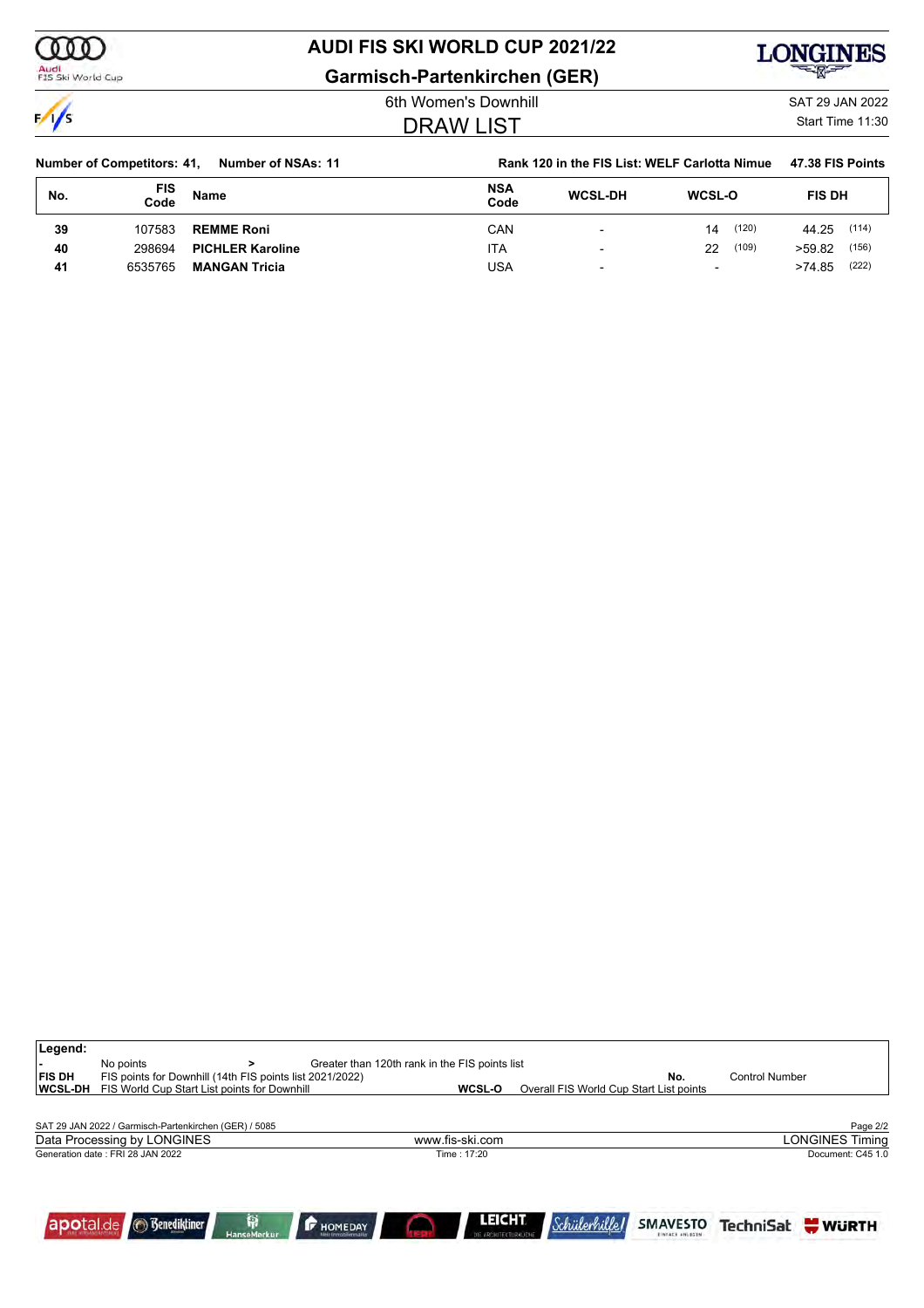# AUDI FIS SKI WORLD CUP 2021/22

## Garmisch-Partenkirchen (GER)

6th Women's Downhill

SAT 29 JAN 2022

## DRAW LIST

Start Time 11:30

**Number of Competitors: 41, Number of NSAs: 11** **Rank 120 in the FIS List: WELF Carlotta Nimue 47.38 FIS Points**

| No. | FIS Code | Name | NSA Code | WCSL-DH | WCSL-O | FIS DH |
|---|---|---|---|---|---|---|
| 39 | 107583 | **REMME Roni** | CAN | - | 14 (120) | 44.25 (114) |
| 40 | 298694 | **PICHLER Karoline** | ITA | - | 22 (109) | >59.82 (156) |
| 41 | 6535765 | **MANGAN Tricia** | USA | - | - | >74.85 (222) |

**Legend:**

| | | | |
|---|---|---|---|
| - | No points | > | Greater than 120th rank in the FIS points list |
| FIS DH | FIS points for Downhill (14th FIS points list 2021/2022) | No. | Control Number |
| WCSL-DH | FIS World Cup Start List points for Downhill | WCSL-O | Overall FIS World Cup Start List points |

SAT 29 JAN 2022 / Garmisch-Partenkirchen (GER) / 5085

Data Processing by LONGINES — www.fis-ski.com — LONGINES Timing

Generation date : FRI 28 JAN 2022 — Time : 17:20 — Document: C45 1.0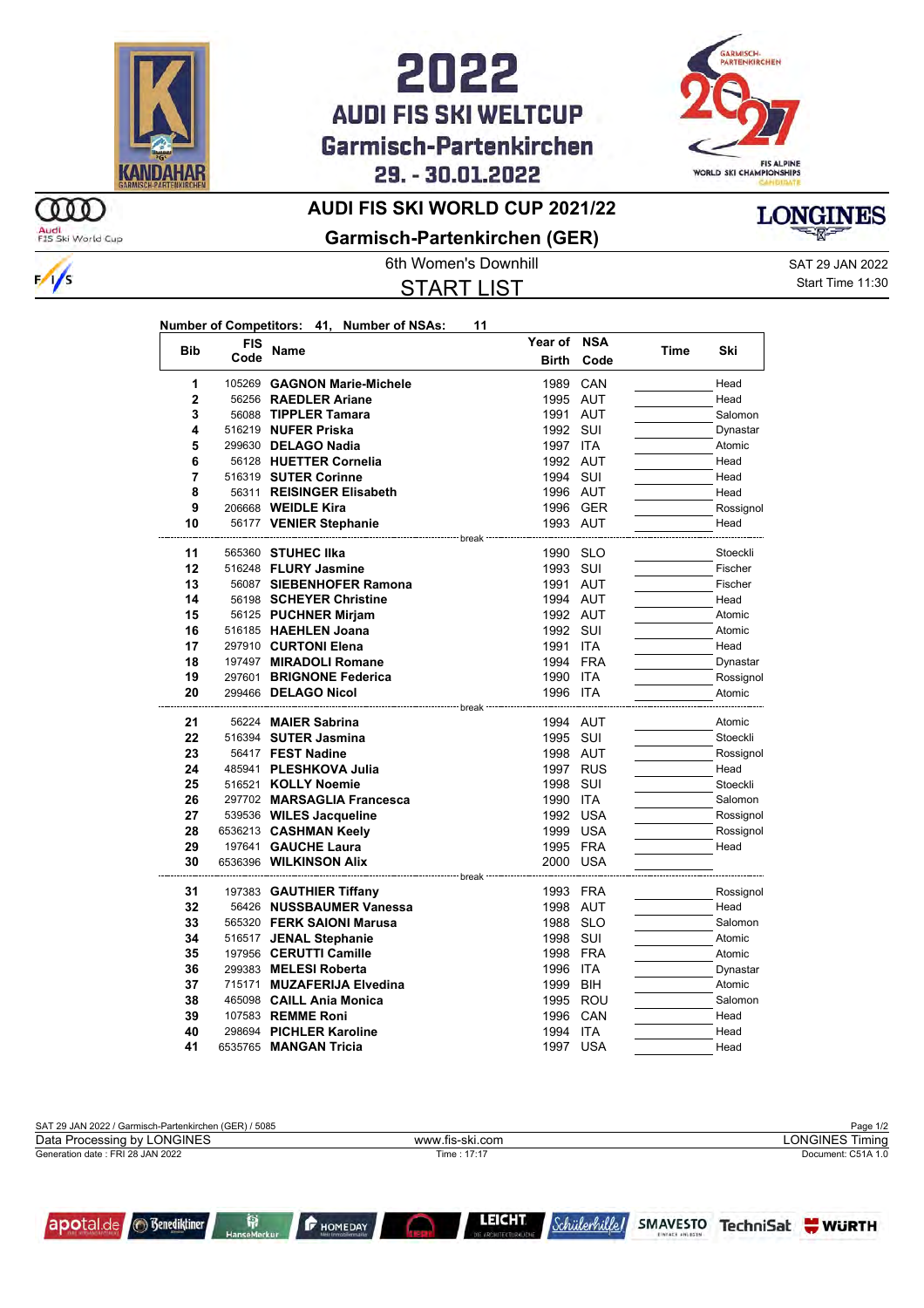# 2022 AUDI FIS SKI WELTCUP Garmisch-Partenkirchen 29. - 30.01.2022

## AUDI FIS SKI WORLD CUP 2021/22

## Garmisch-Partenkirchen (GER)

6th Women's Downhill

SAT 29 JAN 2022
Start Time 11:30

## START LIST

**Number of Competitors: 41, Number of NSAs: 11**

| Bib | FIS Code | Name | Year of Birth | NSA Code | Time | Ski |
|---|---|---|---|---|---|---|
| 1 | 105269 | **GAGNON Marie-Michele** | 1989 | CAN | | Head |
| 2 | 56256 | **RAEDLER Ariane** | 1995 | AUT | | Head |
| 3 | 56088 | **TIPPLER Tamara** | 1991 | AUT | | Salomon |
| 4 | 516219 | **NUFER Priska** | 1992 | SUI | | Dynastar |
| 5 | 299630 | **DELAGO Nadia** | 1997 | ITA | | Atomic |
| 6 | 56128 | **HUETTER Cornelia** | 1992 | AUT | | Head |
| 7 | 516319 | **SUTER Corinne** | 1994 | SUI | | Head |
| 8 | 56311 | **REISINGER Elisabeth** | 1996 | AUT | | Head |
| 9 | 206668 | **WEIDLE Kira** | 1996 | GER | | Rossignol |
| 10 | 56177 | **VENIER Stephanie** | 1993 | AUT | | Head |
| | | break | | | | |
| 11 | 565360 | **STUHEC Ilka** | 1990 | SLO | | Stoeckli |
| 12 | 516248 | **FLURY Jasmine** | 1993 | SUI | | Fischer |
| 13 | 56087 | **SIEBENHOFER Ramona** | 1991 | AUT | | Fischer |
| 14 | 56198 | **SCHEYER Christine** | 1994 | AUT | | Head |
| 15 | 56125 | **PUCHNER Mirjam** | 1992 | AUT | | Atomic |
| 16 | 516185 | **HAEHLEN Joana** | 1992 | SUI | | Atomic |
| 17 | 297910 | **CURTONI Elena** | 1991 | ITA | | Head |
| 18 | 197497 | **MIRADOLI Romane** | 1994 | FRA | | Dynastar |
| 19 | 297601 | **BRIGNONE Federica** | 1990 | ITA | | Rossignol |
| 20 | 299466 | **DELAGO Nicol** | 1996 | ITA | | Atomic |
| | | break | | | | |
| 21 | 56224 | **MAIER Sabrina** | 1994 | AUT | | Atomic |
| 22 | 516394 | **SUTER Jasmina** | 1995 | SUI | | Stoeckli |
| 23 | 56417 | **FEST Nadine** | 1998 | AUT | | Rossignol |
| 24 | 485941 | **PLESHKOVA Julia** | 1997 | RUS | | Head |
| 25 | 516521 | **KOLLY Noemie** | 1998 | SUI | | Stoeckli |
| 26 | 297702 | **MARSAGLIA Francesca** | 1990 | ITA | | Salomon |
| 27 | 539536 | **WILES Jacqueline** | 1992 | USA | | Rossignol |
| 28 | 6536213 | **CASHMAN Keely** | 1999 | USA | | Rossignol |
| 29 | 197641 | **GAUCHE Laura** | 1995 | FRA | | Head |
| 30 | 6536396 | **WILKINSON Alix** | 2000 | USA | | |
| | | break | | | | |
| 31 | 197383 | **GAUTHIER Tiffany** | 1993 | FRA | | Rossignol |
| 32 | 56426 | **NUSSBAUMER Vanessa** | 1998 | AUT | | Head |
| 33 | 565320 | **FERK SAIONI Marusa** | 1988 | SLO | | Salomon |
| 34 | 516517 | **JENAL Stephanie** | 1998 | SUI | | Atomic |
| 35 | 197956 | **CERUTTI Camille** | 1998 | FRA | | Atomic |
| 36 | 299383 | **MELESI Roberta** | 1996 | ITA | | Dynastar |
| 37 | 715171 | **MUZAFERIJA Elvedina** | 1999 | BIH | | Atomic |
| 38 | 465098 | **CAILL Ania Monica** | 1995 | ROU | | Salomon |
| 39 | 107583 | **REMME Roni** | 1996 | CAN | | Head |
| 40 | 298694 | **PICHLER Karoline** | 1994 | ITA | | Head |
| 41 | 6535765 | **MANGAN Tricia** | 1997 | USA | | Head |

SAT 29 JAN 2022 / Garmisch-Partenkirchen (GER) / 5085

Data Processing by LONGINES | www.fis-ski.com | LONGINES Timing

Generation date : FRI 28 JAN 2022 | Time : 17:17 | Document: C51A 1.0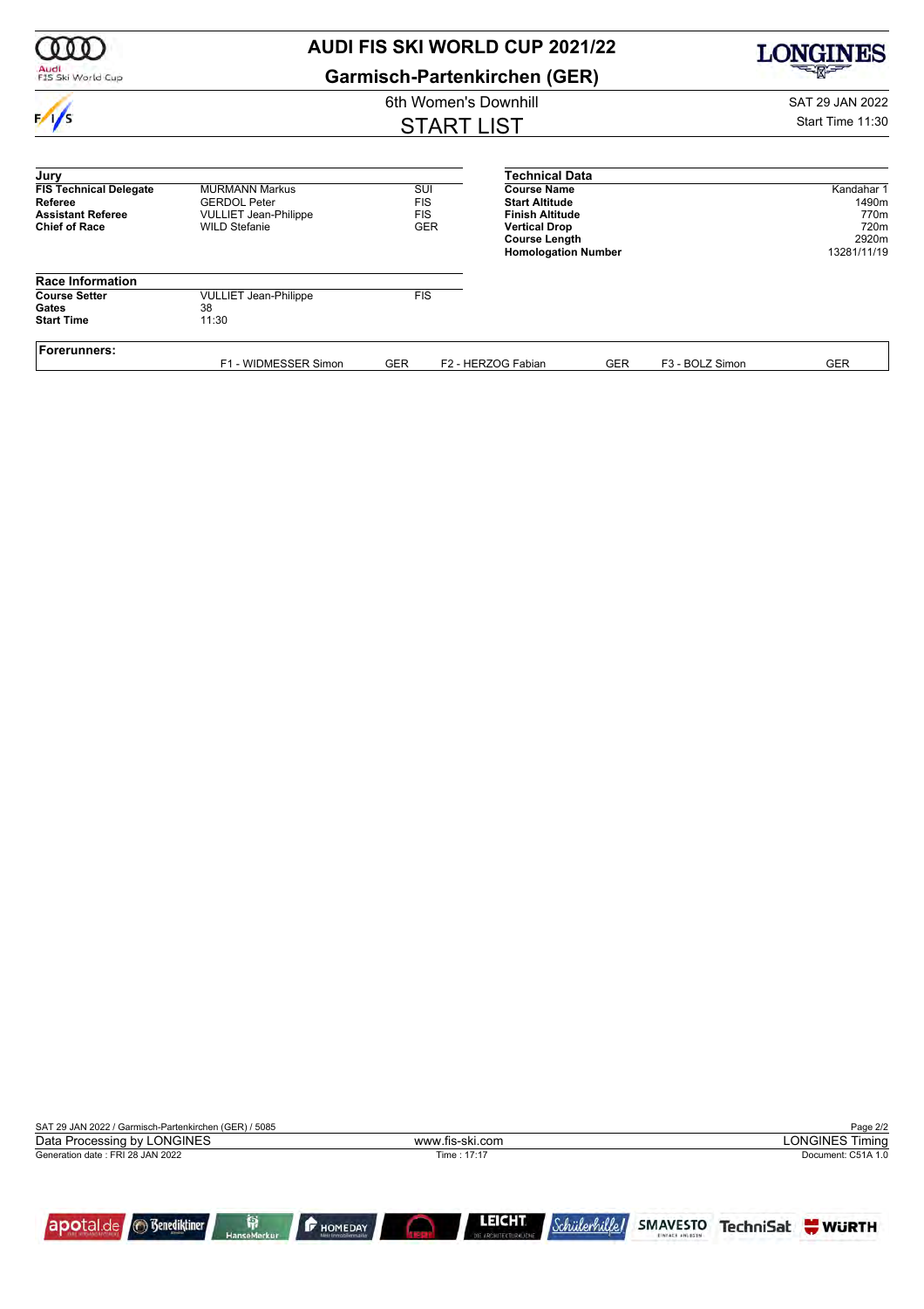# AUDI FIS SKI WORLD CUP 2021/22

## Garmisch-Partenkirchen (GER)

### 6th Women's Downhill

### START LIST

SAT 29 JAN 2022

Start Time 11:30

| Jury | | |
|---|---|---|
| **FIS Technical Delegate** | MURMANN Markus | SUI |
| **Referee** | GERDOL Peter | FIS |
| **Assistant Referee** | VULLIET Jean-Philippe | FIS |
| **Chief of Race** | WILD Stefanie | GER |

| Technical Data | |
|---|---|
| **Course Name** | Kandahar 1 |
| **Start Altitude** | 1490m |
| **Finish Altitude** | 770m |
| **Vertical Drop** | 720m |
| **Course Length** | 2920m |
| **Homologation Number** | 13281/11/19 |

| Race Information | | |
|---|---|---|
| **Course Setter** | VULLIET Jean-Philippe | FIS |
| **Gates** | 38 | |
| **Start Time** | 11:30 | |

**Forerunners:**

| | | | | | |
|---|---|---|---|---|---|
| F1 - WIDMESSER Simon | GER | F2 - HERZOG Fabian | GER | F3 - BOLZ Simon | GER |

SAT 29 JAN 2022 / Garmisch-Partenkirchen (GER) / 5085

Data Processing by LONGINES — www.fis-ski.com — LONGINES Timing

Generation date : FRI 28 JAN 2022 — Time : 17:17 — Document: C51A 1.0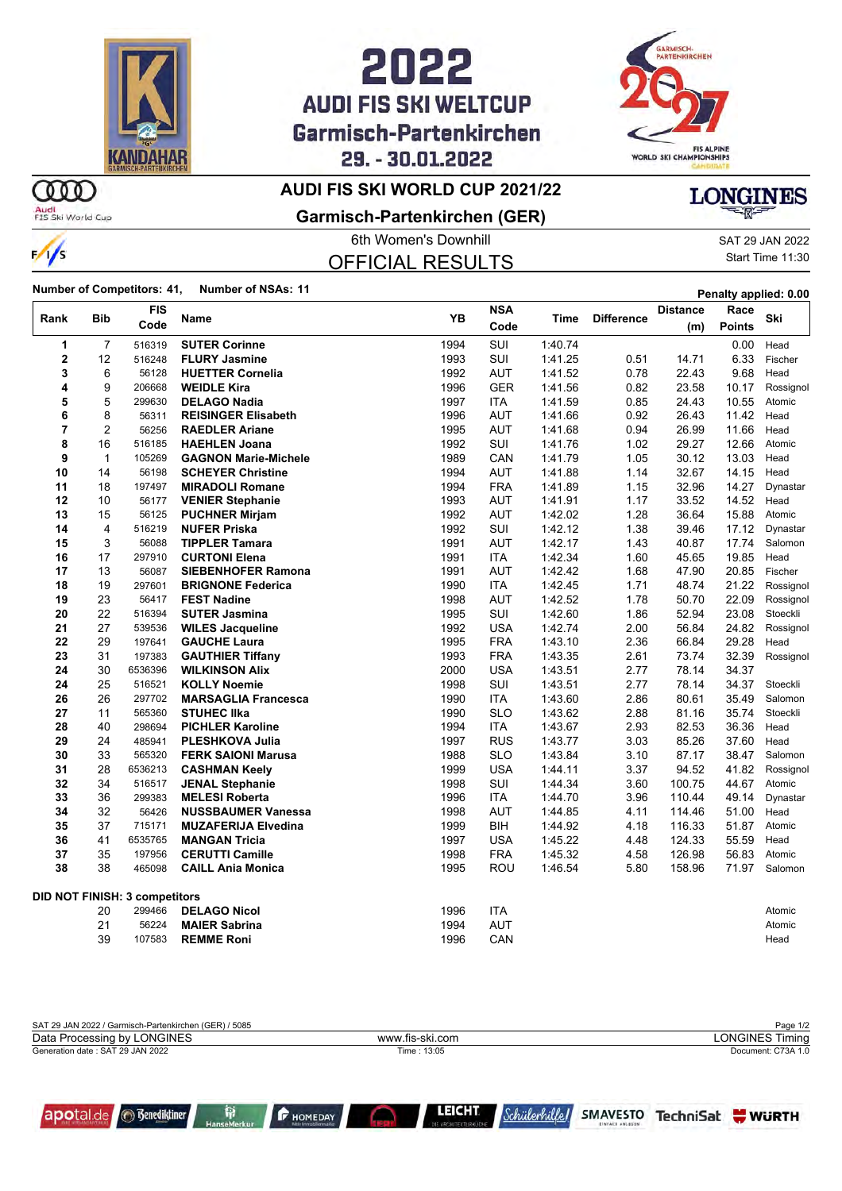# 2022 AUDI FIS SKI WELTCUP Garmisch-Partenkirchen

29. - 30.01.2022

## AUDI FIS SKI WORLD CUP 2021/22

## Garmisch-Partenkirchen (GER)

6th Women's Downhill

SAT 29 JAN 2022

Start Time 11:30

## OFFICIAL RESULTS

**Number of Competitors: 41, Number of NSAs: 11**

**Penalty applied: 0.00**

| Rank | Bib | FIS Code | Name | YB | NSA Code | Time | Difference | Distance (m) | Race Points | Ski |
|---|---|---|---|---|---|---|---|---|---|---|
| 1 | 7 | 516319 | **SUTER Corinne** | 1994 | SUI | 1:40.74 | | | 0.00 | Head |
| 2 | 12 | 516248 | **FLURY Jasmine** | 1993 | SUI | 1:41.25 | 0.51 | 14.71 | 6.33 | Fischer |
| 3 | 6 | 56128 | **HUETTER Cornelia** | 1992 | AUT | 1:41.52 | 0.78 | 22.43 | 9.68 | Head |
| 4 | 9 | 206668 | **WEIDLE Kira** | 1996 | GER | 1:41.56 | 0.82 | 23.58 | 10.17 | Rossignol |
| 5 | 5 | 299630 | **DELAGO Nadia** | 1997 | ITA | 1:41.59 | 0.85 | 24.43 | 10.55 | Atomic |
| 6 | 8 | 56311 | **REISINGER Elisabeth** | 1996 | AUT | 1:41.66 | 0.92 | 26.43 | 11.42 | Head |
| 7 | 2 | 56256 | **RAEDLER Ariane** | 1995 | AUT | 1:41.68 | 0.94 | 26.99 | 11.66 | Head |
| 8 | 16 | 516185 | **HAEHLEN Joana** | 1992 | SUI | 1:41.76 | 1.02 | 29.27 | 12.66 | Atomic |
| 9 | 1 | 105269 | **GAGNON Marie-Michele** | 1989 | CAN | 1:41.79 | 1.05 | 30.12 | 13.03 | Head |
| 10 | 14 | 56198 | **SCHEYER Christine** | 1994 | AUT | 1:41.88 | 1.14 | 32.67 | 14.15 | Head |
| 11 | 18 | 197497 | **MIRADOLI Romane** | 1994 | FRA | 1:41.89 | 1.15 | 32.96 | 14.27 | Dynastar |
| 12 | 10 | 56177 | **VENIER Stephanie** | 1993 | AUT | 1:41.91 | 1.17 | 33.52 | 14.52 | Head |
| 13 | 15 | 56125 | **PUCHNER Mirjam** | 1992 | AUT | 1:42.02 | 1.28 | 36.64 | 15.88 | Atomic |
| 14 | 4 | 516219 | **NUFER Priska** | 1992 | SUI | 1:42.12 | 1.38 | 39.46 | 17.12 | Dynastar |
| 15 | 3 | 56088 | **TIPPLER Tamara** | 1991 | AUT | 1:42.17 | 1.43 | 40.87 | 17.74 | Salomon |
| 16 | 17 | 297910 | **CURTONI Elena** | 1991 | ITA | 1:42.34 | 1.60 | 45.65 | 19.85 | Head |
| 17 | 13 | 56087 | **SIEBENHOFER Ramona** | 1991 | AUT | 1:42.42 | 1.68 | 47.90 | 20.85 | Fischer |
| 18 | 19 | 297601 | **BRIGNONE Federica** | 1990 | ITA | 1:42.45 | 1.71 | 48.74 | 21.22 | Rossignol |
| 19 | 23 | 56417 | **FEST Nadine** | 1998 | AUT | 1:42.52 | 1.78 | 50.70 | 22.09 | Rossignol |
| 20 | 22 | 516394 | **SUTER Jasmina** | 1995 | SUI | 1:42.60 | 1.86 | 52.94 | 23.08 | Stoeckli |
| 21 | 27 | 539536 | **WILES Jacqueline** | 1992 | USA | 1:42.74 | 2.00 | 56.84 | 24.82 | Rossignol |
| 22 | 29 | 197641 | **GAUCHE Laura** | 1995 | FRA | 1:43.10 | 2.36 | 66.84 | 29.28 | Head |
| 23 | 31 | 197383 | **GAUTHIER Tiffany** | 1993 | FRA | 1:43.35 | 2.61 | 73.74 | 32.39 | Rossignol |
| 24 | 30 | 6536396 | **WILKINSON Alix** | 2000 | USA | 1:43.51 | 2.77 | 78.14 | 34.37 | |
| 24 | 25 | 516521 | **KOLLY Noemie** | 1998 | SUI | 1:43.51 | 2.77 | 78.14 | 34.37 | Stoeckli |
| 26 | 26 | 297702 | **MARSAGLIA Francesca** | 1990 | ITA | 1:43.60 | 2.86 | 80.61 | 35.49 | Salomon |
| 27 | 11 | 565360 | **STUHEC Ilka** | 1990 | SLO | 1:43.62 | 2.88 | 81.16 | 35.74 | Stoeckli |
| 28 | 40 | 298694 | **PICHLER Karoline** | 1994 | ITA | 1:43.67 | 2.93 | 82.53 | 36.36 | Head |
| 29 | 24 | 485941 | **PLESHKOVA Julia** | 1997 | RUS | 1:43.77 | 3.03 | 85.26 | 37.60 | Head |
| 30 | 33 | 565320 | **FERK SAIONI Marusa** | 1988 | SLO | 1:43.84 | 3.10 | 87.17 | 38.47 | Salomon |
| 31 | 28 | 6536213 | **CASHMAN Keely** | 1999 | USA | 1:44.11 | 3.37 | 94.52 | 41.82 | Rossignol |
| 32 | 34 | 516517 | **JENAL Stephanie** | 1998 | SUI | 1:44.34 | 3.60 | 100.75 | 44.67 | Atomic |
| 33 | 36 | 299383 | **MELESI Roberta** | 1996 | ITA | 1:44.70 | 3.96 | 110.44 | 49.14 | Dynastar |
| 34 | 32 | 56426 | **NUSSBAUMER Vanessa** | 1998 | AUT | 1:44.85 | 4.11 | 114.46 | 51.00 | Head |
| 35 | 37 | 715171 | **MUZAFERIJA Elvedina** | 1999 | BIH | 1:44.92 | 4.18 | 116.33 | 51.87 | Atomic |
| 36 | 41 | 6535765 | **MANGAN Tricia** | 1997 | USA | 1:45.22 | 4.48 | 124.33 | 55.59 | Head |
| 37 | 35 | 197956 | **CERUTTI Camille** | 1998 | FRA | 1:45.32 | 4.58 | 126.98 | 56.83 | Atomic |
| 38 | 38 | 465098 | **CAILL Ania Monica** | 1995 | ROU | 1:46.54 | 5.80 | 158.96 | 71.97 | Salomon |

**DID NOT FINISH: 3 competitors**

| Rank | Bib | FIS Code | Name | YB | NSA Code | Time | Difference | Distance (m) | Race Points | Ski |
|---|---|---|---|---|---|---|---|---|---|---|
| | 20 | 299466 | **DELAGO Nicol** | 1996 | ITA | | | | | Atomic |
| | 21 | 56224 | **MAIER Sabrina** | 1994 | AUT | | | | | Atomic |
| | 39 | 107583 | **REMME Roni** | 1996 | CAN | | | | | Head |

SAT 29 JAN 2022 / Garmisch-Partenkirchen (GER) / 5085

Data Processing by LONGINES | www.fis-ski.com | LONGINES Timing

Generation date : SAT 29 JAN 2022 | Time : 13:05 | Document: C73A 1.0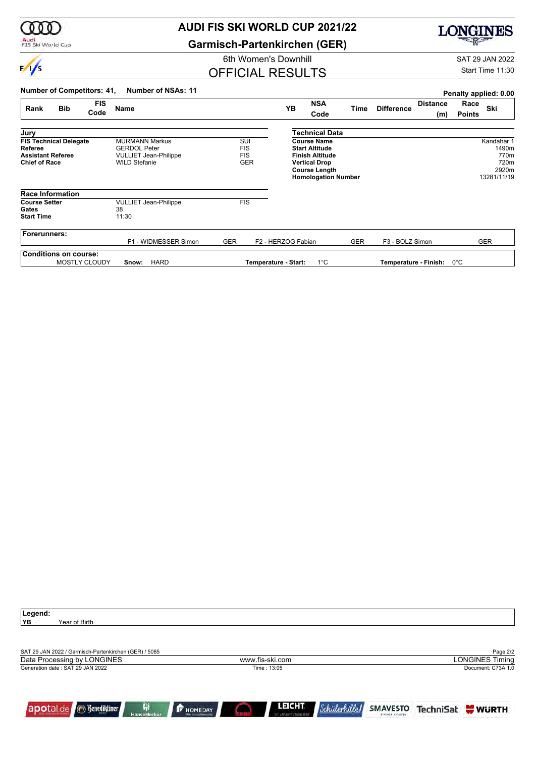# AUDI FIS SKI WORLD CUP 2021/22

## Garmisch-Partenkirchen (GER)

6th Women's Downhill

SAT 29 JAN 2022

## OFFICIAL RESULTS

Start Time 11:30

**Number of Competitors: 41, Number of NSAs: 11**

**Penalty applied: 0.00**

| Rank | Bib | FIS Code | Name | YB | NSA Code | Time | Difference | Distance (m) | Race Points | Ski |
|---|---|---|---|---|---|---|---|---|---|---|

### Jury

| | | |
|---|---|---|
| **FIS Technical Delegate** | MURMANN Markus | SUI |
| **Referee** | GERDOL Peter | FIS |
| **Assistant Referee** | VULLIET Jean-Philippe | FIS |
| **Chief of Race** | WILD Stefanie | GER |

### Technical Data

| | |
|---|---|
| **Course Name** | Kandahar 1 |
| **Start Altitude** | 1490m |
| **Finish Altitude** | 770m |
| **Vertical Drop** | 720m |
| **Course Length** | 2920m |
| **Homologation Number** | 13281/11/19 |

### Race Information

| | | |
|---|---|---|
| **Course Setter** | VULLIET Jean-Philippe | FIS |
| **Gates** | 38 | |
| **Start Time** | 11:30 | |

**Forerunners:**

| | | | | | |
|---|---|---|---|---|---|
| F1 - WIDMESSER Simon | GER | F2 - HERZOG Fabian | GER | F3 - BOLZ Simon | GER |

**Conditions on course:**

MOSTLY CLOUDY **Snow:** HARD **Temperature - Start:** 1°C **Temperature - Finish:** 0°C

**Legend:**

**YB** Year of Birth

SAT 29 JAN 2022 / Garmisch-Partenkirchen (GER) / 5085

Data Processing by LONGINES — www.fis-ski.com — LONGINES Timing

Generation date : SAT 29 JAN 2022 — Time : 13:05 — Document: C73A 1.0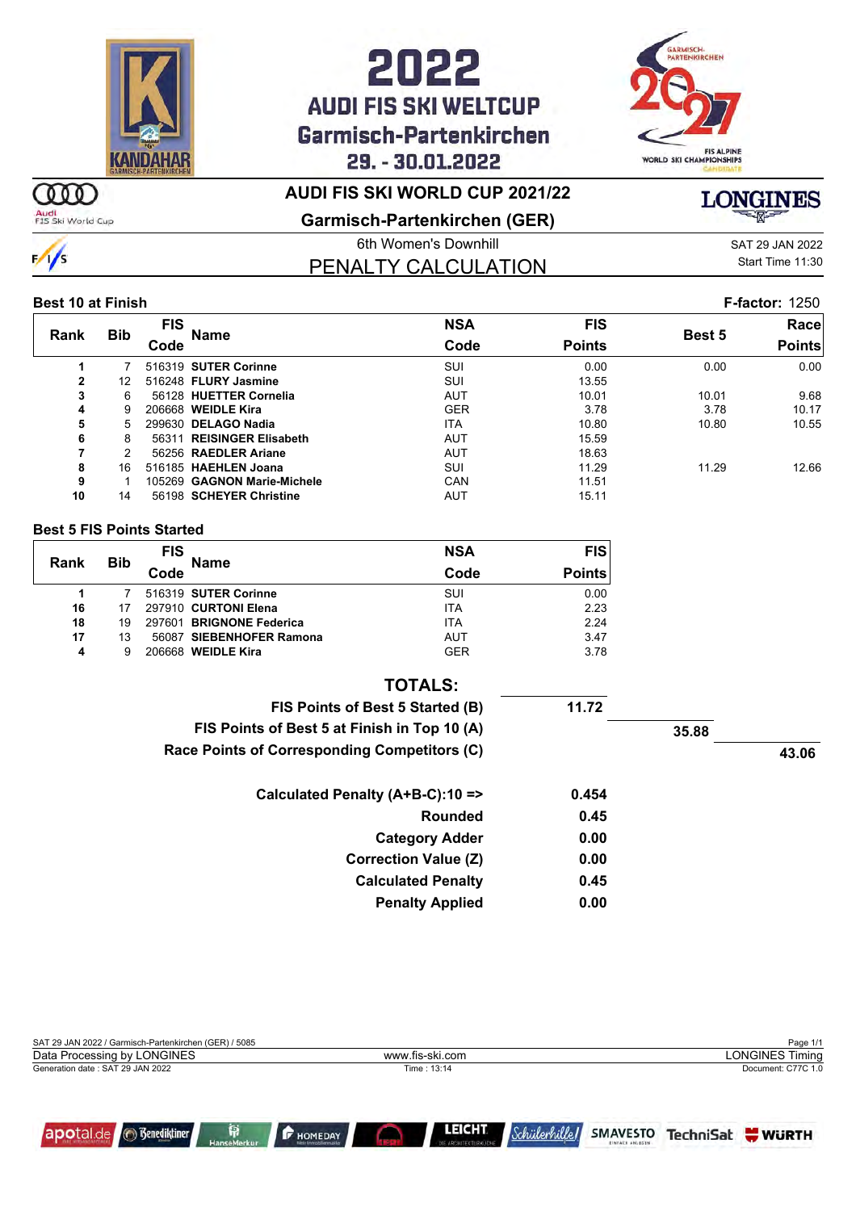# 2022 AUDI FIS SKI WELTCUP Garmisch-Partenkirchen 29. - 30.01.2022

## AUDI FIS SKI WORLD CUP 2021/22

### Garmisch-Partenkirchen (GER)

6th Women's Downhill

SAT 29 JAN 2022

Start Time 11:30

## PENALTY CALCULATION

**Best 10 at Finish** — **F-factor:** 1250

| Rank | Bib | FIS Code | Name | NSA Code | FIS Points | Best 5 | Race Points |
|---|---|---|---|---|---|---|---|
| 1 | 7 | 516319 | **SUTER Corinne** | SUI | 0.00 | 0.00 | 0.00 |
| 2 | 12 | 516248 | **FLURY Jasmine** | SUI | 13.55 | | |
| 3 | 6 | 56128 | **HUETTER Cornelia** | AUT | 10.01 | 10.01 | 9.68 |
| 4 | 9 | 206668 | **WEIDLE Kira** | GER | 3.78 | 3.78 | 10.17 |
| 5 | 5 | 299630 | **DELAGO Nadia** | ITA | 10.80 | 10.80 | 10.55 |
| 6 | 8 | 56311 | **REISINGER Elisabeth** | AUT | 15.59 | | |
| 7 | 2 | 56256 | **RAEDLER Ariane** | AUT | 18.63 | | |
| 8 | 16 | 516185 | **HAEHLEN Joana** | SUI | 11.29 | 11.29 | 12.66 |
| 9 | 1 | 105269 | **GAGNON Marie-Michele** | CAN | 11.51 | | |
| 10 | 14 | 56198 | **SCHEYER Christine** | AUT | 15.11 | | |

**Best 5 FIS Points Started**

| Rank | Bib | FIS Code | Name | NSA Code | FIS Points |
|---|---|---|---|---|---|
| 1 | 7 | 516319 | **SUTER Corinne** | SUI | 0.00 |
| 16 | 17 | 297910 | **CURTONI Elena** | ITA | 2.23 |
| 18 | 19 | 297601 | **BRIGNONE Federica** | ITA | 2.24 |
| 17 | 13 | 56087 | **SIEBENHOFER Ramona** | AUT | 3.47 |
| 4 | 9 | 206668 | **WEIDLE Kira** | GER | 3.78 |

**TOTALS:**

| | | | |
|---|---|---|---|
| **FIS Points of Best 5 Started (B)** | **11.72** | | |
| **FIS Points of Best 5 at Finish in Top 10 (A)** | | **35.88** | |
| **Race Points of Corresponding Competitors (C)** | | | **43.06** |

| | |
|---|---|
| **Calculated Penalty (A+B-C):10 =>** | **0.454** |
| **Rounded** | **0.45** |
| **Category Adder** | **0.00** |
| **Correction Value (Z)** | **0.00** |
| **Calculated Penalty** | **0.45** |
| **Penalty Applied** | **0.00** |

SAT 29 JAN 2022 / Garmisch-Partenkirchen (GER) / 5085

Data Processing by LONGINES — www.fis-ski.com — LONGINES Timing

Generation date : SAT 29 JAN 2022 — Time : 13:14 — Document: C77C 1.0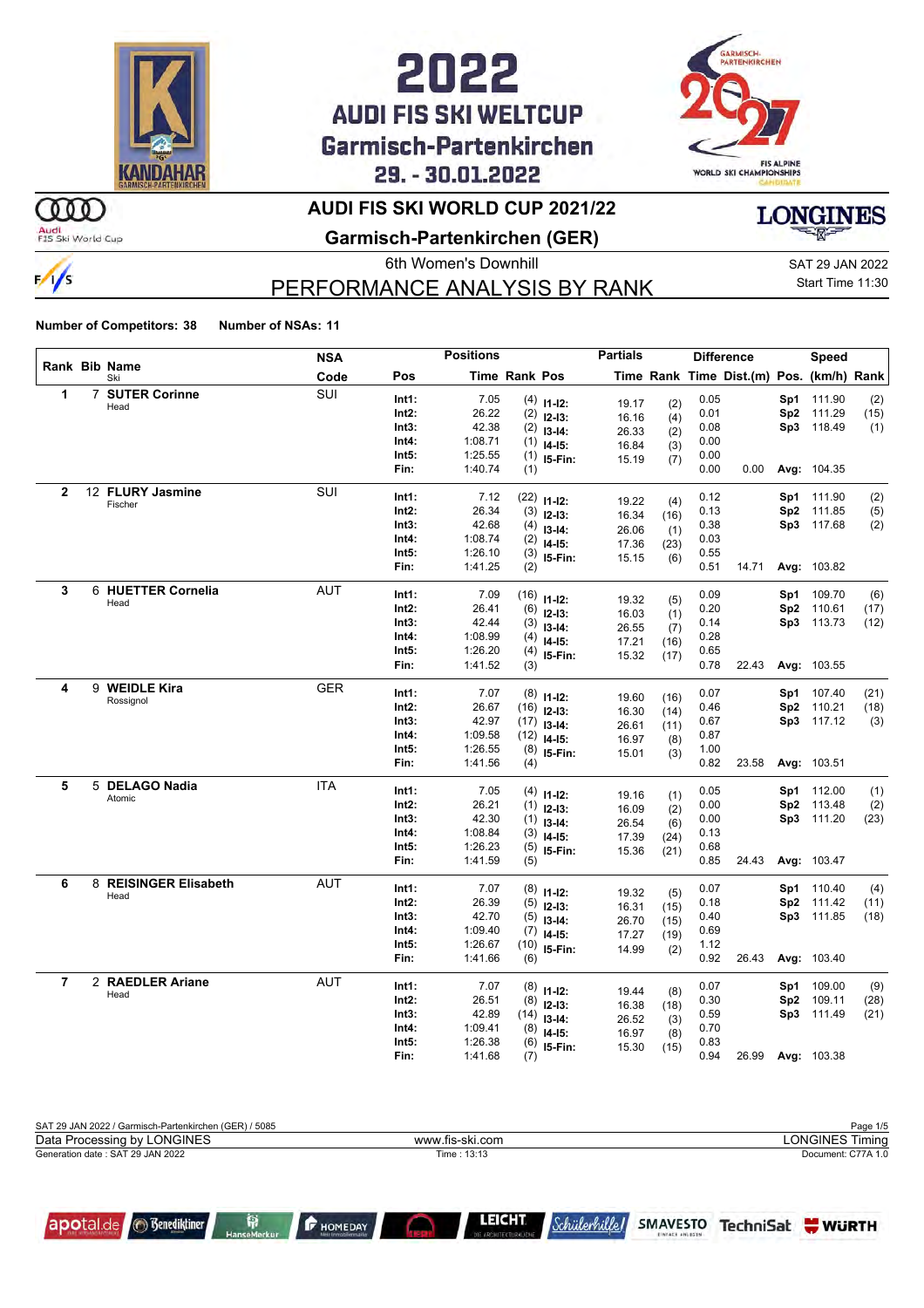# 2022 AUDI FIS SKI WELTCUP Garmisch-Partenkirchen 29. - 30.01.2022

## AUDI FIS SKI WORLD CUP 2021/22

## Garmisch-Partenkirchen (GER)

6th Women's Downhill

SAT 29 JAN 2022

Start Time 11:30

## PERFORMANCE ANALYSIS BY RANK

**Number of Competitors: 38** **Number of NSAs: 11**

| Rank | Bib | Name / Ski | NSA Code | Pos | Time | Rank | Pos | Partials Time | Rank | Difference Time | Dist.(m) | Speed Pos. | (km/h) | Rank |
|---|---|---|---|---|---|---|---|---|---|---|---|---|---|---|
| 1 | 7 | **SUTER Corinne** | SUI | Int1: | 7.05 | (4) | I1-I2: | 19.17 | (2) | 0.05 | | Sp1 | 111.90 | (2) |
| | | Head | | Int2: | 26.22 | (2) | I2-I3: | 16.16 | (4) | 0.01 | | Sp2 | 111.29 | (15) |
| | | | | Int3: | 42.38 | (2) | I3-I4: | 26.33 | (2) | 0.08 | | Sp3 | 118.49 | (1) |
| | | | | Int4: | 1:08.71 | (1) | I4-I5: | 16.84 | (3) | 0.00 | | | | |
| | | | | Int5: | 1:25.55 | (1) | I5-Fin: | 15.19 | (7) | 0.00 | | | | |
| | | | | Fin: | 1:40.74 | (1) | | | | 0.00 | 0.00 | Avg: | 104.35 | |
| 2 | 12 | **FLURY Jasmine** | SUI | Int1: | 7.12 | (22) | I1-I2: | 19.22 | (4) | 0.12 | | Sp1 | 111.90 | (2) |
| | | Fischer | | Int2: | 26.34 | (3) | I2-I3: | 16.34 | (16) | 0.13 | | Sp2 | 111.85 | (5) |
| | | | | Int3: | 42.68 | (4) | I3-I4: | 26.06 | (1) | 0.38 | | Sp3 | 117.68 | (2) |
| | | | | Int4: | 1:08.74 | (2) | I4-I5: | 17.36 | (23) | 0.03 | | | | |
| | | | | Int5: | 1:26.10 | (3) | I5-Fin: | 15.15 | (6) | 0.55 | | | | |
| | | | | Fin: | 1:41.25 | (2) | | | | 0.51 | 14.71 | Avg: | 103.82 | |
| 3 | 6 | **HUETTER Cornelia** | AUT | Int1: | 7.09 | (16) | I1-I2: | 19.32 | (5) | 0.09 | | Sp1 | 109.70 | (6) |
| | | Head | | Int2: | 26.41 | (6) | I2-I3: | 16.03 | (1) | 0.20 | | Sp2 | 110.61 | (17) |
| | | | | Int3: | 42.44 | (3) | I3-I4: | 26.55 | (7) | 0.14 | | Sp3 | 113.73 | (12) |
| | | | | Int4: | 1:08.99 | (4) | I4-I5: | 17.21 | (16) | 0.28 | | | | |
| | | | | Int5: | 1:26.20 | (4) | I5-Fin: | 15.32 | (17) | 0.65 | | | | |
| | | | | Fin: | 1:41.52 | (3) | | | | 0.78 | 22.43 | Avg: | 103.55 | |
| 4 | 9 | **WEIDLE Kira** | GER | Int1: | 7.07 | (8) | I1-I2: | 19.60 | (16) | 0.07 | | Sp1 | 107.40 | (21) |
| | | Rossignol | | Int2: | 26.67 | (16) | I2-I3: | 16.30 | (14) | 0.46 | | Sp2 | 110.21 | (18) |
| | | | | Int3: | 42.97 | (17) | I3-I4: | 26.61 | (11) | 0.67 | | Sp3 | 117.12 | (3) |
| | | | | Int4: | 1:09.58 | (12) | I4-I5: | 16.97 | (8) | 0.87 | | | | |
| | | | | Int5: | 1:26.55 | (8) | I5-Fin: | 15.01 | (3) | 1.00 | | | | |
| | | | | Fin: | 1:41.56 | (4) | | | | 0.82 | 23.58 | Avg: | 103.51 | |
| 5 | 5 | **DELAGO Nadia** | ITA | Int1: | 7.05 | (4) | I1-I2: | 19.16 | (1) | 0.05 | | Sp1 | 112.00 | (1) |
| | | Atomic | | Int2: | 26.21 | (1) | I2-I3: | 16.09 | (2) | 0.00 | | Sp2 | 113.48 | (2) |
| | | | | Int3: | 42.30 | (1) | I3-I4: | 26.54 | (6) | 0.00 | | Sp3 | 111.20 | (23) |
| | | | | Int4: | 1:08.84 | (3) | I4-I5: | 17.39 | (24) | 0.13 | | | | |
| | | | | Int5: | 1:26.23 | (5) | I5-Fin: | 15.36 | (21) | 0.68 | | | | |
| | | | | Fin: | 1:41.59 | (5) | | | | 0.85 | 24.43 | Avg: | 103.47 | |
| 6 | 8 | **REISINGER Elisabeth** | AUT | Int1: | 7.07 | (8) | I1-I2: | 19.32 | (5) | 0.07 | | Sp1 | 110.40 | (4) |
| | | Head | | Int2: | 26.39 | (5) | I2-I3: | 16.31 | (15) | 0.18 | | Sp2 | 111.42 | (11) |
| | | | | Int3: | 42.70 | (5) | I3-I4: | 26.70 | (15) | 0.40 | | Sp3 | 111.85 | (18) |
| | | | | Int4: | 1:09.40 | (7) | I4-I5: | 17.27 | (19) | 0.69 | | | | |
| | | | | Int5: | 1:26.67 | (10) | I5-Fin: | 14.99 | (2) | 1.12 | | | | |
| | | | | Fin: | 1:41.66 | (6) | | | | 0.92 | 26.43 | Avg: | 103.40 | |
| 7 | 2 | **RAEDLER Ariane** | AUT | Int1: | 7.07 | (8) | I1-I2: | 19.44 | (8) | 0.07 | | Sp1 | 109.00 | (9) |
| | | Head | | Int2: | 26.51 | (8) | I2-I3: | 16.38 | (18) | 0.30 | | Sp2 | 109.11 | (28) |
| | | | | Int3: | 42.89 | (14) | I3-I4: | 26.52 | (3) | 0.59 | | Sp3 | 111.49 | (21) |
| | | | | Int4: | 1:09.41 | (8) | I4-I5: | 16.97 | (8) | 0.70 | | | | |
| | | | | Int5: | 1:26.38 | (6) | I5-Fin: | 15.30 | (15) | 0.83 | | | | |
| | | | | Fin: | 1:41.68 | (7) | | | | 0.94 | 26.99 | Avg: | 103.38 | |

SAT 29 JAN 2022 / Garmisch-Partenkirchen (GER) / 5085

Data Processing by LONGINES — www.fis-ski.com — LONGINES Timing

Generation date : SAT 29 JAN 2022 — Time : 13:13 — Document: C77A 1.0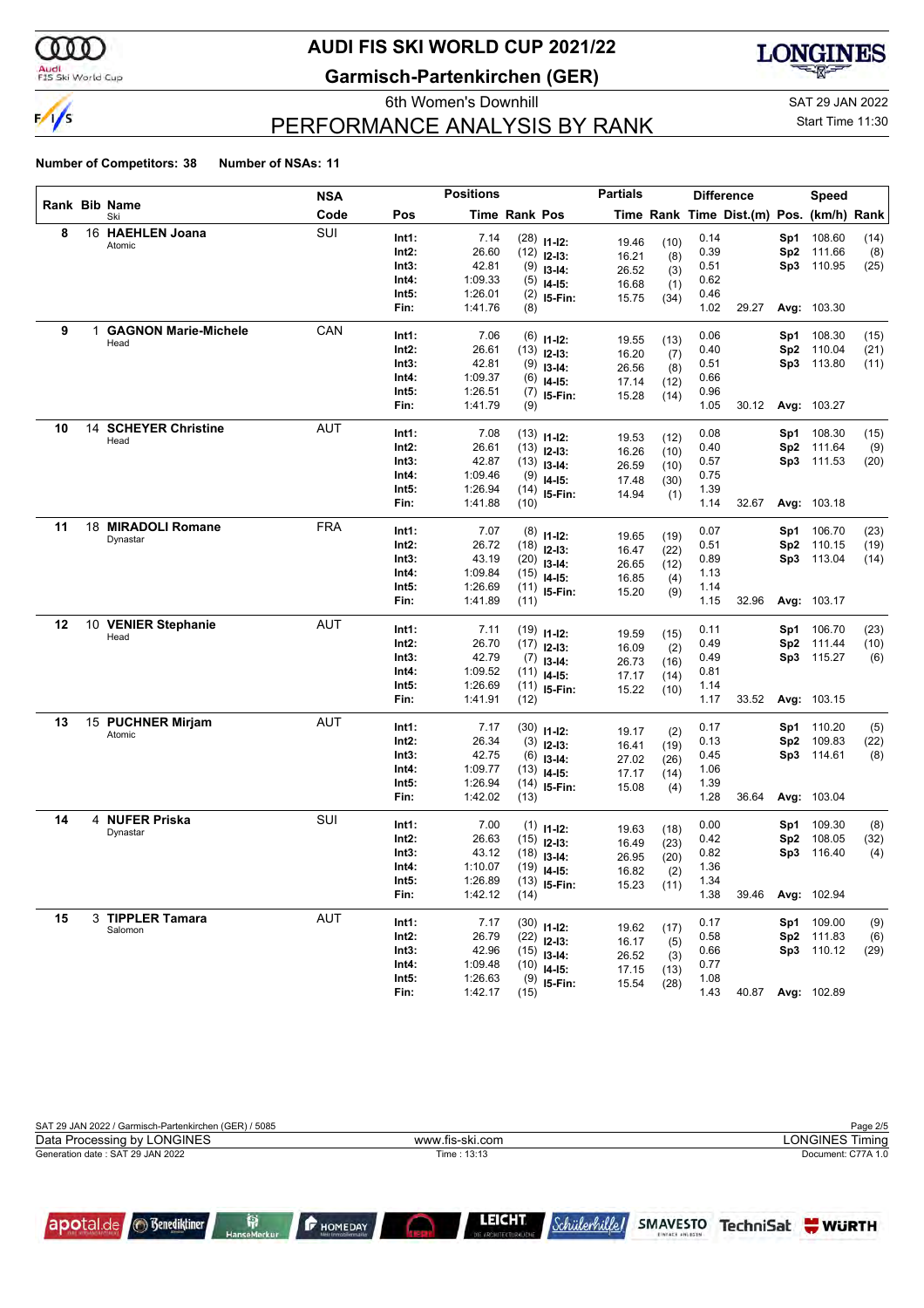# AUDI FIS SKI WORLD CUP 2021/22

## Garmisch-Partenkirchen (GER)

6th Women's Downhill

SAT 29 JAN 2022

Start Time 11:30

## PERFORMANCE ANALYSIS BY RANK

**Number of Competitors: 38** **Number of NSAs: 11**

| Rank | Bib | Name / Ski | NSA Code | Pos | Time | Rank | Pos | Partials Time | Rank | Difference Time | Dist.(m) | Pos. | Speed (km/h) | Rank |
|---|---|---|---|---|---|---|---|---|---|---|---|---|---|---|
| 8 | 16 | **HAEHLEN Joana** Atomic | SUI | Int1: | 7.14 | (28) | I1-I2: | 19.46 | (10) | 0.14 | | Sp1 | 108.60 | (14) |
| | | | | Int2: | 26.60 | (12) | I2-I3: | 16.21 | (8) | 0.39 | | Sp2 | 111.66 | (8) |
| | | | | Int3: | 42.81 | (9) | I3-I4: | 26.52 | (3) | 0.51 | | Sp3 | 110.95 | (25) |
| | | | | Int4: | 1:09.33 | (5) | I4-I5: | 16.68 | (1) | 0.62 | | | | |
| | | | | Int5: | 1:26.01 | (2) | I5-Fin: | 15.75 | (34) | 0.46 | | | | |
| | | | | Fin: | 1:41.76 | (8) | | | | 1.02 | 29.27 | Avg: | 103.30 | |
| 9 | 1 | **GAGNON Marie-Michele** Head | CAN | Int1: | 7.06 | (6) | I1-I2: | 19.55 | (13) | 0.06 | | Sp1 | 108.30 | (15) |
| | | | | Int2: | 26.61 | (13) | I2-I3: | 16.20 | (7) | 0.40 | | Sp2 | 110.04 | (21) |
| | | | | Int3: | 42.81 | (9) | I3-I4: | 26.56 | (8) | 0.51 | | Sp3 | 113.80 | (11) |
| | | | | Int4: | 1:09.37 | (6) | I4-I5: | 17.14 | (12) | 0.66 | | | | |
| | | | | Int5: | 1:26.51 | (7) | I5-Fin: | 15.28 | (14) | 0.96 | | | | |
| | | | | Fin: | 1:41.79 | (9) | | | | 1.05 | 30.12 | Avg: | 103.27 | |
| 10 | 14 | **SCHEYER Christine** Head | AUT | Int1: | 7.08 | (13) | I1-I2: | 19.53 | (12) | 0.08 | | Sp1 | 108.30 | (15) |
| | | | | Int2: | 26.61 | (13) | I2-I3: | 16.26 | (10) | 0.40 | | Sp2 | 111.64 | (9) |
| | | | | Int3: | 42.87 | (13) | I3-I4: | 26.59 | (10) | 0.57 | | Sp3 | 111.53 | (20) |
| | | | | Int4: | 1:09.46 | (9) | I4-I5: | 17.48 | (30) | 0.75 | | | | |
| | | | | Int5: | 1:26.94 | (14) | I5-Fin: | 14.94 | (1) | 1.39 | | | | |
| | | | | Fin: | 1:41.88 | (10) | | | | 1.14 | 32.67 | Avg: | 103.18 | |
| 11 | 18 | **MIRADOLI Romane** Dynastar | FRA | Int1: | 7.07 | (8) | I1-I2: | 19.65 | (19) | 0.07 | | Sp1 | 106.70 | (23) |
| | | | | Int2: | 26.72 | (18) | I2-I3: | 16.47 | (22) | 0.51 | | Sp2 | 110.15 | (19) |
| | | | | Int3: | 43.19 | (20) | I3-I4: | 26.65 | (12) | 0.89 | | Sp3 | 113.04 | (14) |
| | | | | Int4: | 1:09.84 | (15) | I4-I5: | 16.85 | (4) | 1.13 | | | | |
| | | | | Int5: | 1:26.69 | (11) | I5-Fin: | 15.20 | (9) | 1.14 | | | | |
| | | | | Fin: | 1:41.89 | (11) | | | | 1.15 | 32.96 | Avg: | 103.17 | |
| 12 | 10 | **VENIER Stephanie** Head | AUT | Int1: | 7.11 | (19) | I1-I2: | 19.59 | (15) | 0.11 | | Sp1 | 106.70 | (23) |
| | | | | Int2: | 26.70 | (17) | I2-I3: | 16.09 | (2) | 0.49 | | Sp2 | 111.44 | (10) |
| | | | | Int3: | 42.79 | (7) | I3-I4: | 26.73 | (16) | 0.49 | | Sp3 | 115.27 | (6) |
| | | | | Int4: | 1:09.52 | (11) | I4-I5: | 17.17 | (14) | 0.81 | | | | |
| | | | | Int5: | 1:26.69 | (11) | I5-Fin: | 15.22 | (10) | 1.14 | | | | |
| | | | | Fin: | 1:41.91 | (12) | | | | 1.17 | 33.52 | Avg: | 103.15 | |
| 13 | 15 | **PUCHNER Mirjam** Atomic | AUT | Int1: | 7.17 | (30) | I1-I2: | 19.17 | (2) | 0.17 | | Sp1 | 110.20 | (5) |
| | | | | Int2: | 26.34 | (3) | I2-I3: | 16.41 | (19) | 0.13 | | Sp2 | 109.83 | (22) |
| | | | | Int3: | 42.75 | (6) | I3-I4: | 27.02 | (26) | 0.45 | | Sp3 | 114.61 | (8) |
| | | | | Int4: | 1:09.77 | (13) | I4-I5: | 17.17 | (14) | 1.06 | | | | |
| | | | | Int5: | 1:26.94 | (14) | I5-Fin: | 15.08 | (4) | 1.39 | | | | |
| | | | | Fin: | 1:42.02 | (13) | | | | 1.28 | 36.64 | Avg: | 103.04 | |
| 14 | 4 | **NUFER Priska** Dynastar | SUI | Int1: | 7.00 | (1) | I1-I2: | 19.63 | (18) | 0.00 | | Sp1 | 109.30 | (8) |
| | | | | Int2: | 26.63 | (15) | I2-I3: | 16.49 | (23) | 0.42 | | Sp2 | 108.05 | (32) |
| | | | | Int3: | 43.12 | (18) | I3-I4: | 26.95 | (20) | 0.82 | | Sp3 | 116.40 | (4) |
| | | | | Int4: | 1:10.07 | (19) | I4-I5: | 16.82 | (2) | 1.36 | | | | |
| | | | | Int5: | 1:26.89 | (13) | I5-Fin: | 15.23 | (11) | 1.34 | | | | |
| | | | | Fin: | 1:42.12 | (14) | | | | 1.38 | 39.46 | Avg: | 102.94 | |
| 15 | 3 | **TIPPLER Tamara** Salomon | AUT | Int1: | 7.17 | (30) | I1-I2: | 19.62 | (17) | 0.17 | | Sp1 | 109.00 | (9) |
| | | | | Int2: | 26.79 | (22) | I2-I3: | 16.17 | (5) | 0.58 | | Sp2 | 111.83 | (6) |
| | | | | Int3: | 42.96 | (15) | I3-I4: | 26.52 | (3) | 0.66 | | Sp3 | 110.12 | (29) |
| | | | | Int4: | 1:09.48 | (10) | I4-I5: | 17.15 | (13) | 0.77 | | | | |
| | | | | Int5: | 1:26.63 | (9) | I5-Fin: | 15.54 | (28) | 1.08 | | | | |
| | | | | Fin: | 1:42.17 | (15) | | | | 1.43 | 40.87 | Avg: | 102.89 | |

SAT 29 JAN 2022 / Garmisch-Partenkirchen (GER) / 5085

Data Processing by LONGINES — www.fis-ski.com — LONGINES Timing

Generation date : SAT 29 JAN 2022 — Time : 13:13 — Document: C77A 1.0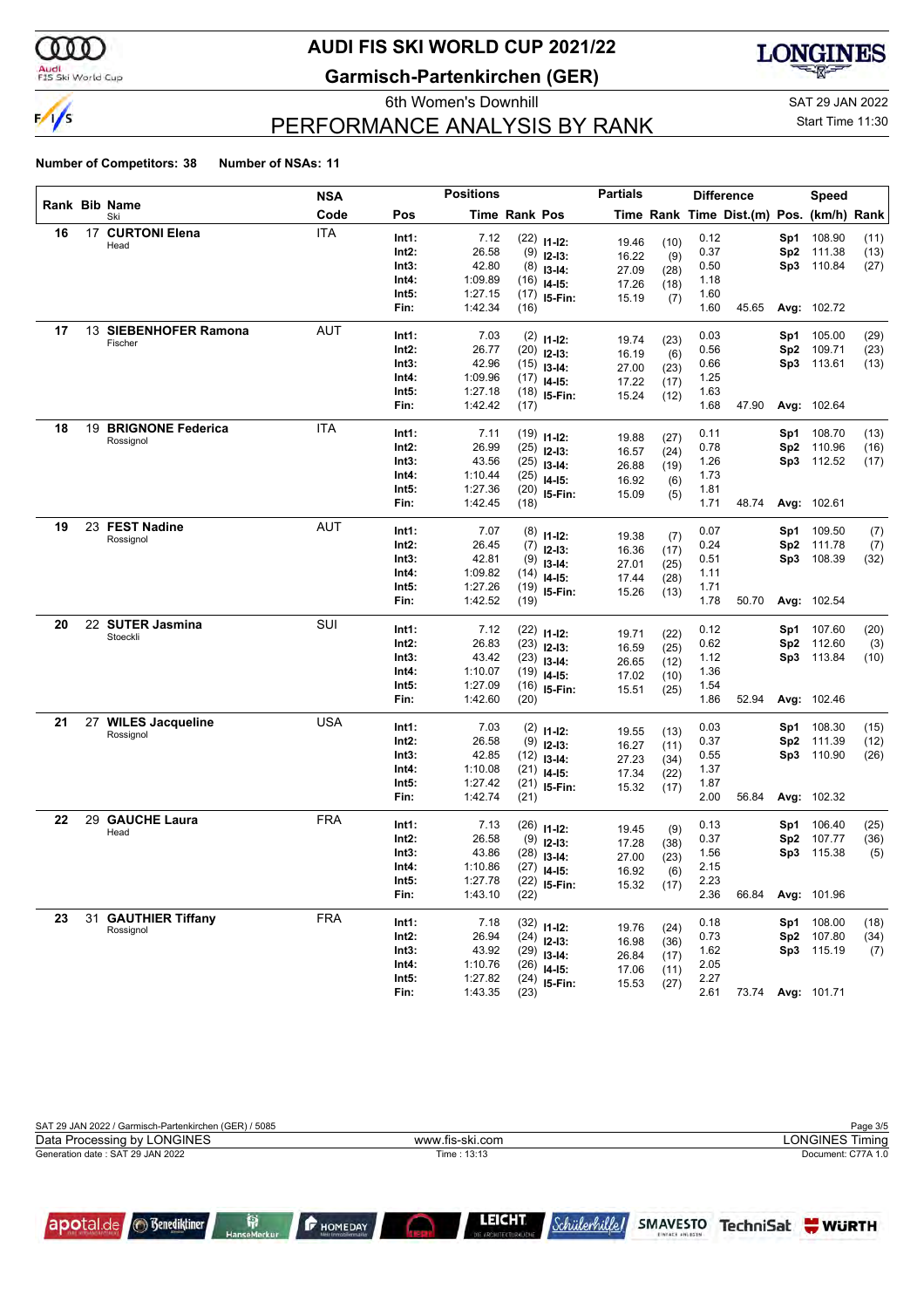# AUDI FIS SKI WORLD CUP 2021/22

## Garmisch-Partenkirchen (GER)

6th Women's Downhill

SAT 29 JAN 2022

Start Time 11:30

## PERFORMANCE ANALYSIS BY RANK

**Number of Competitors: 38** **Number of NSAs: 11**

| Rank | Bib | Name / Ski | NSA Code | Pos | Time | Rank | Pos | Time | Rank | Difference Time | Dist.(m) | Speed Pos. | (km/h) | Rank |
|---|---|---|---|---|---|---|---|---|---|---|---|---|---|---|
| 16 | 17 | **CURTONI Elena** Head | ITA | Int1: | 7.12 | (22) | I1-I2: | 19.46 | (10) | 0.12 | | Sp1 | 108.90 | (11) |
| | | | | Int2: | 26.58 | (9) | I2-I3: | 16.22 | (9) | 0.37 | | Sp2 | 111.38 | (13) |
| | | | | Int3: | 42.80 | (8) | I3-I4: | 27.09 | (28) | 0.50 | | Sp3 | 110.84 | (27) |
| | | | | Int4: | 1:09.89 | (16) | I4-I5: | 17.26 | (18) | 1.18 | | | | |
| | | | | Int5: | 1:27.15 | (17) | I5-Fin: | 15.19 | (7) | 1.60 | | | | |
| | | | | Fin: | 1:42.34 | (16) | | | | 1.60 | 45.65 | Avg: | 102.72 | |
| 17 | 13 | **SIEBENHOFER Ramona** Fischer | AUT | Int1: | 7.03 | (2) | I1-I2: | 19.74 | (23) | 0.03 | | Sp1 | 105.00 | (29) |
| | | | | Int2: | 26.77 | (20) | I2-I3: | 16.19 | (6) | 0.56 | | Sp2 | 109.71 | (23) |
| | | | | Int3: | 42.96 | (15) | I3-I4: | 27.00 | (23) | 0.66 | | Sp3 | 113.61 | (13) |
| | | | | Int4: | 1:09.96 | (17) | I4-I5: | 17.22 | (17) | 1.25 | | | | |
| | | | | Int5: | 1:27.18 | (18) | I5-Fin: | 15.24 | (12) | 1.63 | | | | |
| | | | | Fin: | 1:42.42 | (17) | | | | 1.68 | 47.90 | Avg: | 102.64 | |
| 18 | 19 | **BRIGNONE Federica** Rossignol | ITA | Int1: | 7.11 | (19) | I1-I2: | 19.88 | (27) | 0.11 | | Sp1 | 108.70 | (13) |
| | | | | Int2: | 26.99 | (25) | I2-I3: | 16.57 | (24) | 0.78 | | Sp2 | 110.96 | (16) |
| | | | | Int3: | 43.56 | (25) | I3-I4: | 26.88 | (19) | 1.26 | | Sp3 | 112.52 | (17) |
| | | | | Int4: | 1:10.44 | (25) | I4-I5: | 16.92 | (6) | 1.73 | | | | |
| | | | | Int5: | 1:27.36 | (20) | I5-Fin: | 15.09 | (5) | 1.81 | | | | |
| | | | | Fin: | 1:42.45 | (18) | | | | 1.71 | 48.74 | Avg: | 102.61 | |
| 19 | 23 | **FEST Nadine** Rossignol | AUT | Int1: | 7.07 | (8) | I1-I2: | 19.38 | (7) | 0.07 | | Sp1 | 109.50 | (7) |
| | | | | Int2: | 26.45 | (7) | I2-I3: | 16.36 | (17) | 0.24 | | Sp2 | 111.78 | (7) |
| | | | | Int3: | 42.81 | (9) | I3-I4: | 27.01 | (25) | 0.51 | | Sp3 | 108.39 | (32) |
| | | | | Int4: | 1:09.82 | (14) | I4-I5: | 17.44 | (28) | 1.11 | | | | |
| | | | | Int5: | 1:27.26 | (19) | I5-Fin: | 15.26 | (13) | 1.71 | | | | |
| | | | | Fin: | 1:42.52 | (19) | | | | 1.78 | 50.70 | Avg: | 102.54 | |
| 20 | 22 | **SUTER Jasmina** Stoeckli | SUI | Int1: | 7.12 | (22) | I1-I2: | 19.71 | (22) | 0.12 | | Sp1 | 107.60 | (20) |
| | | | | Int2: | 26.83 | (23) | I2-I3: | 16.59 | (25) | 0.62 | | Sp2 | 112.60 | (3) |
| | | | | Int3: | 43.42 | (23) | I3-I4: | 26.65 | (12) | 1.12 | | Sp3 | 113.84 | (10) |
| | | | | Int4: | 1:10.07 | (19) | I4-I5: | 17.02 | (10) | 1.36 | | | | |
| | | | | Int5: | 1:27.09 | (16) | I5-Fin: | 15.51 | (25) | 1.54 | | | | |
| | | | | Fin: | 1:42.60 | (20) | | | | 1.86 | 52.94 | Avg: | 102.46 | |
| 21 | 27 | **WILES Jacqueline** Rossignol | USA | Int1: | 7.03 | (2) | I1-I2: | 19.55 | (13) | 0.03 | | Sp1 | 108.30 | (15) |
| | | | | Int2: | 26.58 | (9) | I2-I3: | 16.27 | (11) | 0.37 | | Sp2 | 111.39 | (12) |
| | | | | Int3: | 42.85 | (12) | I3-I4: | 27.23 | (34) | 0.55 | | Sp3 | 110.90 | (26) |
| | | | | Int4: | 1:10.08 | (21) | I4-I5: | 17.34 | (22) | 1.37 | | | | |
| | | | | Int5: | 1:27.42 | (21) | I5-Fin: | 15.32 | (17) | 1.87 | | | | |
| | | | | Fin: | 1:42.74 | (21) | | | | 2.00 | 56.84 | Avg: | 102.32 | |
| 22 | 29 | **GAUCHE Laura** Head | FRA | Int1: | 7.13 | (26) | I1-I2: | 19.45 | (9) | 0.13 | | Sp1 | 106.40 | (25) |
| | | | | Int2: | 26.58 | (9) | I2-I3: | 17.28 | (38) | 0.37 | | Sp2 | 107.77 | (36) |
| | | | | Int3: | 43.86 | (28) | I3-I4: | 27.00 | (23) | 1.56 | | Sp3 | 115.38 | (5) |
| | | | | Int4: | 1:10.86 | (27) | I4-I5: | 16.92 | (6) | 2.15 | | | | |
| | | | | Int5: | 1:27.78 | (22) | I5-Fin: | 15.32 | (17) | 2.23 | | | | |
| | | | | Fin: | 1:43.10 | (22) | | | | 2.36 | 66.84 | Avg: | 101.96 | |
| 23 | 31 | **GAUTHIER Tiffany** Rossignol | FRA | Int1: | 7.18 | (32) | I1-I2: | 19.76 | (24) | 0.18 | | Sp1 | 108.00 | (18) |
| | | | | Int2: | 26.94 | (24) | I2-I3: | 16.98 | (36) | 0.73 | | Sp2 | 107.80 | (34) |
| | | | | Int3: | 43.92 | (29) | I3-I4: | 26.84 | (17) | 1.62 | | Sp3 | 115.19 | (7) |
| | | | | Int4: | 1:10.76 | (26) | I4-I5: | 17.06 | (11) | 2.05 | | | | |
| | | | | Int5: | 1:27.82 | (24) | I5-Fin: | 15.53 | (27) | 2.27 | | | | |
| | | | | Fin: | 1:43.35 | (23) | | | | 2.61 | 73.74 | Avg: | 101.71 | |

SAT 29 JAN 2022 / Garmisch-Partenkirchen (GER) / 5085

Data Processing by LONGINES — www.fis-ski.com — LONGINES Timing

Generation date : SAT 29 JAN 2022 — Time : 13:13 — Document: C77A 1.0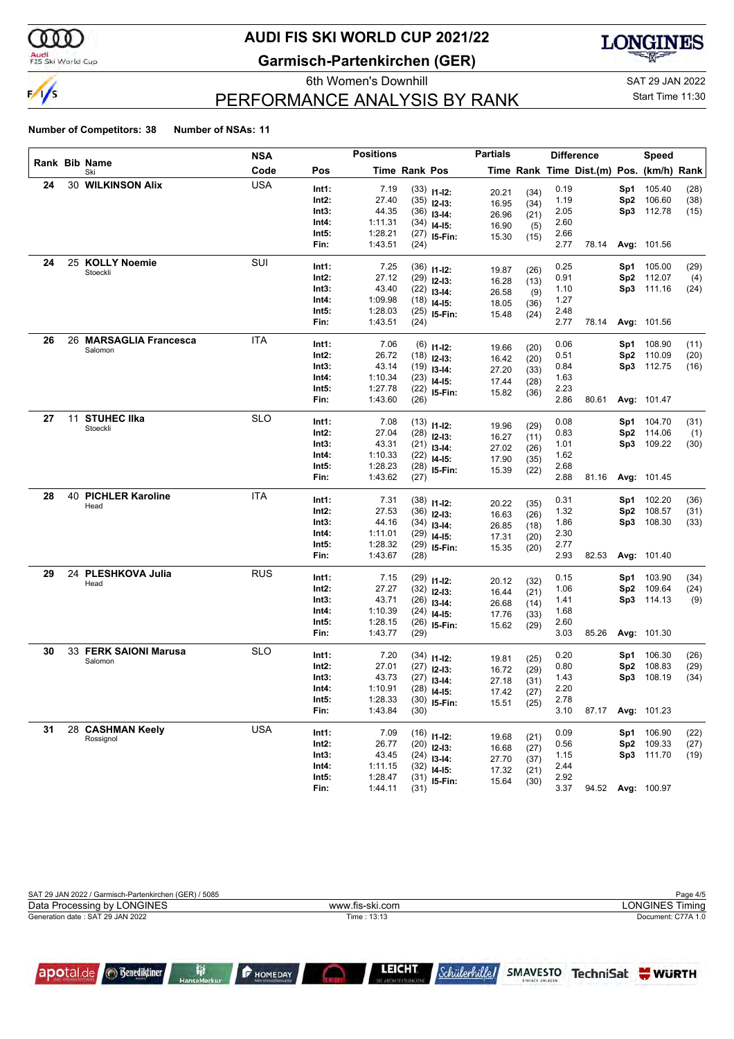# AUDI FIS SKI WORLD CUP 2021/22

## Garmisch-Partenkirchen (GER)

6th Women's Downhill

SAT 29 JAN 2022

Start Time 11:30

## PERFORMANCE ANALYSIS BY RANK

**Number of Competitors: 38** **Number of NSAs: 11**

| Rank | Bib | Name / Ski | NSA Code | Pos | Time | Rank | Pos | Partials Time | Rank | Diff. Time | Dist.(m) | Pos. | Speed (km/h) | Rank |
|---|---|---|---|---|---|---|---|---|---|---|---|---|---|---|
| 24 | 30 | **WILKINSON Alix** | USA | Int1: | 7.19 | (33) | I1-I2: | 20.21 | (34) | 0.19 | | Sp1 | 105.40 | (28) |
| | | | | Int2: | 27.40 | (35) | I2-I3: | 16.95 | (34) | 1.19 | | Sp2 | 106.60 | (38) |
| | | | | Int3: | 44.35 | (36) | I3-I4: | 26.96 | (21) | 2.05 | | Sp3 | 112.78 | (15) |
| | | | | Int4: | 1:11.31 | (34) | I4-I5: | 16.90 | (5) | 2.60 | | | | |
| | | | | Int5: | 1:28.21 | (27) | I5-Fin: | 15.30 | (15) | 2.66 | | | | |
| | | | | Fin: | 1:43.51 | (24) | | | | 2.77 | 78.14 | Avg: | 101.56 | |
| 24 | 25 | **KOLLY Noemie** Stoeckli | SUI | Int1: | 7.25 | (36) | I1-I2: | 19.87 | (26) | 0.25 | | Sp1 | 105.00 | (29) |
| | | | | Int2: | 27.12 | (29) | I2-I3: | 16.28 | (13) | 0.91 | | Sp2 | 112.07 | (4) |
| | | | | Int3: | 43.40 | (22) | I3-I4: | 26.58 | (9) | 1.10 | | Sp3 | 111.16 | (24) |
| | | | | Int4: | 1:09.98 | (18) | I4-I5: | 18.05 | (36) | 1.27 | | | | |
| | | | | Int5: | 1:28.03 | (25) | I5-Fin: | 15.48 | (24) | 2.48 | | | | |
| | | | | Fin: | 1:43.51 | (24) | | | | 2.77 | 78.14 | Avg: | 101.56 | |
| 26 | 26 | **MARSAGLIA Francesca** Salomon | ITA | Int1: | 7.06 | (6) | I1-I2: | 19.66 | (20) | 0.06 | | Sp1 | 108.90 | (11) |
| | | | | Int2: | 26.72 | (18) | I2-I3: | 16.42 | (20) | 0.51 | | Sp2 | 110.09 | (20) |
| | | | | Int3: | 43.14 | (19) | I3-I4: | 27.20 | (33) | 0.84 | | Sp3 | 112.75 | (16) |
| | | | | Int4: | 1:10.34 | (23) | I4-I5: | 17.44 | (28) | 1.63 | | | | |
| | | | | Int5: | 1:27.78 | (22) | I5-Fin: | 15.82 | (36) | 2.23 | | | | |
| | | | | Fin: | 1:43.60 | (26) | | | | 2.86 | 80.61 | Avg: | 101.47 | |
| 27 | 11 | **STUHEC Ilka** Stoeckli | SLO | Int1: | 7.08 | (13) | I1-I2: | 19.96 | (29) | 0.08 | | Sp1 | 104.70 | (31) |
| | | | | Int2: | 27.04 | (28) | I2-I3: | 16.27 | (11) | 0.83 | | Sp2 | 114.06 | (1) |
| | | | | Int3: | 43.31 | (21) | I3-I4: | 27.02 | (26) | 1.01 | | Sp3 | 109.22 | (30) |
| | | | | Int4: | 1:10.33 | (22) | I4-I5: | 17.90 | (35) | 1.62 | | | | |
| | | | | Int5: | 1:28.23 | (28) | I5-Fin: | 15.39 | (22) | 2.68 | | | | |
| | | | | Fin: | 1:43.62 | (27) | | | | 2.88 | 81.16 | Avg: | 101.45 | |
| 28 | 40 | **PICHLER Karoline** Head | ITA | Int1: | 7.31 | (38) | I1-I2: | 20.22 | (35) | 0.31 | | Sp1 | 102.20 | (36) |
| | | | | Int2: | 27.53 | (36) | I2-I3: | 16.63 | (26) | 1.32 | | Sp2 | 108.57 | (31) |
| | | | | Int3: | 44.16 | (34) | I3-I4: | 26.85 | (18) | 1.86 | | Sp3 | 108.30 | (33) |
| | | | | Int4: | 1:11.01 | (29) | I4-I5: | 17.31 | (20) | 2.30 | | | | |
| | | | | Int5: | 1:28.32 | (29) | I5-Fin: | 15.35 | (20) | 2.77 | | | | |
| | | | | Fin: | 1:43.67 | (28) | | | | 2.93 | 82.53 | Avg: | 101.40 | |
| 29 | 24 | **PLESHKOVA Julia** Head | RUS | Int1: | 7.15 | (29) | I1-I2: | 20.12 | (32) | 0.15 | | Sp1 | 103.90 | (34) |
| | | | | Int2: | 27.27 | (32) | I2-I3: | 16.44 | (21) | 1.06 | | Sp2 | 109.64 | (24) |
| | | | | Int3: | 43.71 | (26) | I3-I4: | 26.68 | (14) | 1.41 | | Sp3 | 114.13 | (9) |
| | | | | Int4: | 1:10.39 | (24) | I4-I5: | 17.76 | (33) | 1.68 | | | | |
| | | | | Int5: | 1:28.15 | (26) | I5-Fin: | 15.62 | (29) | 2.60 | | | | |
| | | | | Fin: | 1:43.77 | (29) | | | | 3.03 | 85.26 | Avg: | 101.30 | |
| 30 | 33 | **FERK SAIONI Marusa** Salomon | SLO | Int1: | 7.20 | (34) | I1-I2: | 19.81 | (25) | 0.20 | | Sp1 | 106.30 | (26) |
| | | | | Int2: | 27.01 | (27) | I2-I3: | 16.72 | (29) | 0.80 | | Sp2 | 108.83 | (29) |
| | | | | Int3: | 43.73 | (27) | I3-I4: | 27.18 | (31) | 1.43 | | Sp3 | 108.19 | (34) |
| | | | | Int4: | 1:10.91 | (28) | I4-I5: | 17.42 | (27) | 2.20 | | | | |
| | | | | Int5: | 1:28.33 | (30) | I5-Fin: | 15.51 | (25) | 2.78 | | | | |
| | | | | Fin: | 1:43.84 | (30) | | | | 3.10 | 87.17 | Avg: | 101.23 | |
| 31 | 28 | **CASHMAN Keely** Rossignol | USA | Int1: | 7.09 | (16) | I1-I2: | 19.68 | (21) | 0.09 | | Sp1 | 106.90 | (22) |
| | | | | Int2: | 26.77 | (20) | I2-I3: | 16.68 | (27) | 0.56 | | Sp2 | 109.33 | (27) |
| | | | | Int3: | 43.45 | (24) | I3-I4: | 27.70 | (37) | 1.15 | | Sp3 | 111.70 | (19) |
| | | | | Int4: | 1:11.15 | (32) | I4-I5: | 17.32 | (21) | 2.44 | | | | |
| | | | | Int5: | 1:28.47 | (31) | I5-Fin: | 15.64 | (30) | 2.92 | | | | |
| | | | | Fin: | 1:44.11 | (31) | | | | 3.37 | 94.52 | Avg: | 100.97 | |

SAT 29 JAN 2022 / Garmisch-Partenkirchen (GER) / 5085

Data Processing by LONGINES — www.fis-ski.com — LONGINES Timing

Generation date : SAT 29 JAN 2022 — Time : 13:13 — Document: C77A 1.0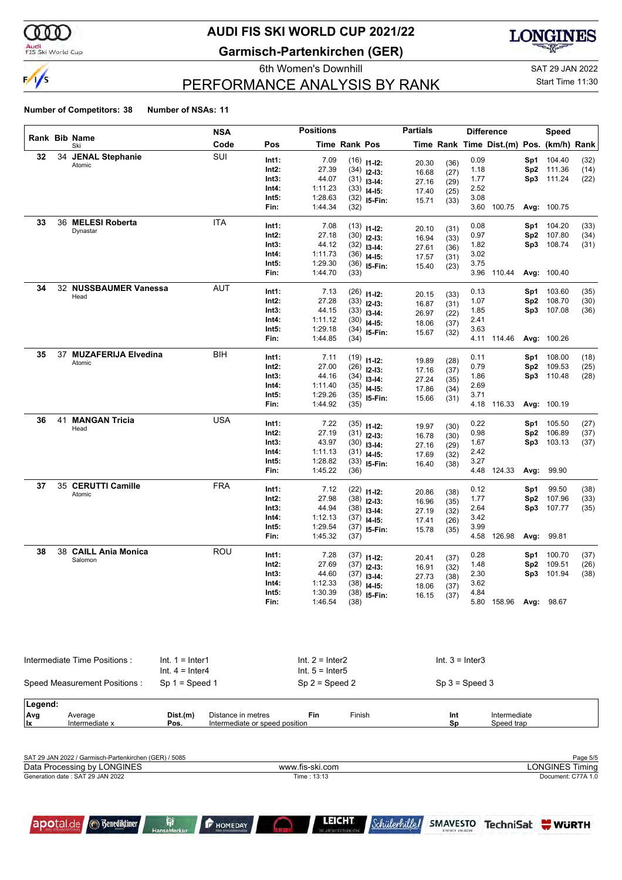# AUDI FIS SKI WORLD CUP 2021/22

## Garmisch-Partenkirchen (GER)

6th Women's Downhill

SAT 29 JAN 2022

Start Time 11:30

## PERFORMANCE ANALYSIS BY RANK

**Number of Competitors: 38** **Number of NSAs: 11**

| Rank | Bib | Name / Ski | NSA Code | Pos | Time | Rank | Pos | Partial Time | Partial Rank | Diff. Time | Dist.(m) | Speed Pos. | Speed (km/h) | Speed Rank |
|---|---|---|---|---|---|---|---|---|---|---|---|---|---|---|
| 32 | 34 | **JENAL Stephanie** Atomic | SUI | Int1: | 7.09 | (16) | I1-I2: | 20.30 | (36) | 0.09 | | Sp1 | 104.40 | (32) |
| | | | | Int2: | 27.39 | (34) | I2-I3: | 16.68 | (27) | 1.18 | | Sp2 | 111.36 | (14) |
| | | | | Int3: | 44.07 | (31) | I3-I4: | 27.16 | (29) | 1.77 | | Sp3 | 111.24 | (22) |
| | | | | Int4: | 1:11.23 | (33) | I4-I5: | 17.40 | (25) | 2.52 | | | | |
| | | | | Int5: | 1:28.63 | (32) | I5-Fin: | 15.71 | (33) | 3.08 | | | | |
| | | | | Fin: | 1:44.34 | (32) | | | | 3.60 | 100.75 | Avg: | 100.75 | |
| 33 | 36 | **MELESI Roberta** Dynastar | ITA | Int1: | 7.08 | (13) | I1-I2: | 20.10 | (31) | 0.08 | | Sp1 | 104.20 | (33) |
| | | | | Int2: | 27.18 | (30) | I2-I3: | 16.94 | (33) | 0.97 | | Sp2 | 107.80 | (34) |
| | | | | Int3: | 44.12 | (32) | I3-I4: | 27.61 | (36) | 1.82 | | Sp3 | 108.74 | (31) |
| | | | | Int4: | 1:11.73 | (36) | I4-I5: | 17.57 | (31) | 3.02 | | | | |
| | | | | Int5: | 1:29.30 | (36) | I5-Fin: | 15.40 | (23) | 3.75 | | | | |
| | | | | Fin: | 1:44.70 | (33) | | | | 3.96 | 110.44 | Avg: | 100.40 | |
| 34 | 32 | **NUSSBAUMER Vanessa** Head | AUT | Int1: | 7.13 | (26) | I1-I2: | 20.15 | (33) | 0.13 | | Sp1 | 103.60 | (35) |
| | | | | Int2: | 27.28 | (33) | I2-I3: | 16.87 | (31) | 1.07 | | Sp2 | 108.70 | (30) |
| | | | | Int3: | 44.15 | (33) | I3-I4: | 26.97 | (22) | 1.85 | | Sp3 | 107.08 | (36) |
| | | | | Int4: | 1:11.12 | (30) | I4-I5: | 18.06 | (37) | 2.41 | | | | |
| | | | | Int5: | 1:29.18 | (34) | I5-Fin: | 15.67 | (32) | 3.63 | | | | |
| | | | | Fin: | 1:44.85 | (34) | | | | 4.11 | 114.46 | Avg: | 100.26 | |
| 35 | 37 | **MUZAFERIJA Elvedina** Atomic | BIH | Int1: | 7.11 | (19) | I1-I2: | 19.89 | (28) | 0.11 | | Sp1 | 108.00 | (18) |
| | | | | Int2: | 27.00 | (26) | I2-I3: | 17.16 | (37) | 0.79 | | Sp2 | 109.53 | (25) |
| | | | | Int3: | 44.16 | (34) | I3-I4: | 27.24 | (35) | 1.86 | | Sp3 | 110.48 | (28) |
| | | | | Int4: | 1:11.40 | (35) | I4-I5: | 17.86 | (34) | 2.69 | | | | |
| | | | | Int5: | 1:29.26 | (35) | I5-Fin: | 15.66 | (31) | 3.71 | | | | |
| | | | | Fin: | 1:44.92 | (35) | | | | 4.18 | 116.33 | Avg: | 100.19 | |
| 36 | 41 | **MANGAN Tricia** Head | USA | Int1: | 7.22 | (35) | I1-I2: | 19.97 | (30) | 0.22 | | Sp1 | 105.50 | (27) |
| | | | | Int2: | 27.19 | (31) | I2-I3: | 16.78 | (30) | 0.98 | | Sp2 | 106.89 | (37) |
| | | | | Int3: | 43.97 | (30) | I3-I4: | 27.16 | (29) | 1.67 | | Sp3 | 103.13 | (37) |
| | | | | Int4: | 1:11.13 | (31) | I4-I5: | 17.69 | (32) | 2.42 | | | | |
| | | | | Int5: | 1:28.82 | (33) | I5-Fin: | 16.40 | (38) | 3.27 | | | | |
| | | | | Fin: | 1:45.22 | (36) | | | | 4.48 | 124.33 | Avg: | 99.90 | |
| 37 | 35 | **CERUTTI Camille** Atomic | FRA | Int1: | 7.12 | (22) | I1-I2: | 20.86 | (38) | 0.12 | | Sp1 | 99.50 | (38) |
| | | | | Int2: | 27.98 | (38) | I2-I3: | 16.96 | (35) | 1.77 | | Sp2 | 107.96 | (33) |
| | | | | Int3: | 44.94 | (38) | I3-I4: | 27.19 | (32) | 2.64 | | Sp3 | 107.77 | (35) |
| | | | | Int4: | 1:12.13 | (37) | I4-I5: | 17.41 | (26) | 3.42 | | | | |
| | | | | Int5: | 1:29.54 | (37) | I5-Fin: | 15.78 | (35) | 3.99 | | | | |
| | | | | Fin: | 1:45.32 | (37) | | | | 4.58 | 126.98 | Avg: | 99.81 | |
| 38 | 38 | **CAILL Ania Monica** Salomon | ROU | Int1: | 7.28 | (37) | I1-I2: | 20.41 | (37) | 0.28 | | Sp1 | 100.70 | (37) |
| | | | | Int2: | 27.69 | (37) | I2-I3: | 16.91 | (32) | 1.48 | | Sp2 | 109.51 | (26) |
| | | | | Int3: | 44.60 | (37) | I3-I4: | 27.73 | (38) | 2.30 | | Sp3 | 101.94 | (38) |
| | | | | Int4: | 1:12.33 | (38) | I4-I5: | 18.06 | (37) | 3.62 | | | | |
| | | | | Int5: | 1:30.39 | (38) | I5-Fin: | 16.15 | (37) | 4.84 | | | | |
| | | | | Fin: | 1:46.54 | (38) | | | | 5.80 | 158.96 | Avg: | 98.67 | |

Intermediate Time Positions : Int. 1 = Inter1, Int. 2 = Inter2, Int. 3 = Inter3, Int. 4 = Inter4, Int. 5 = Inter5

Speed Measurement Positions : Sp 1 = Speed 1, Sp 2 = Speed 2, Sp 3 = Speed 3

**Legend:**

| | | | | | | | |
|---|---|---|---|---|---|---|---|
| **Avg** | Average | **Dist.(m)** | Distance in metres | **Fin** | Finish | **Int** | Intermediate |
| **Ix** | Intermediate x | **Pos.** | Intermediate or speed position | | | **Sp** | Speed trap |

SAT 29 JAN 2022 / Garmisch-Partenkirchen (GER) / 5085

Data Processing by LONGINES — www.fis-ski.com — LONGINES Timing

Generation date : SAT 29 JAN 2022 — Time : 13:13 — Document: C77A 1.0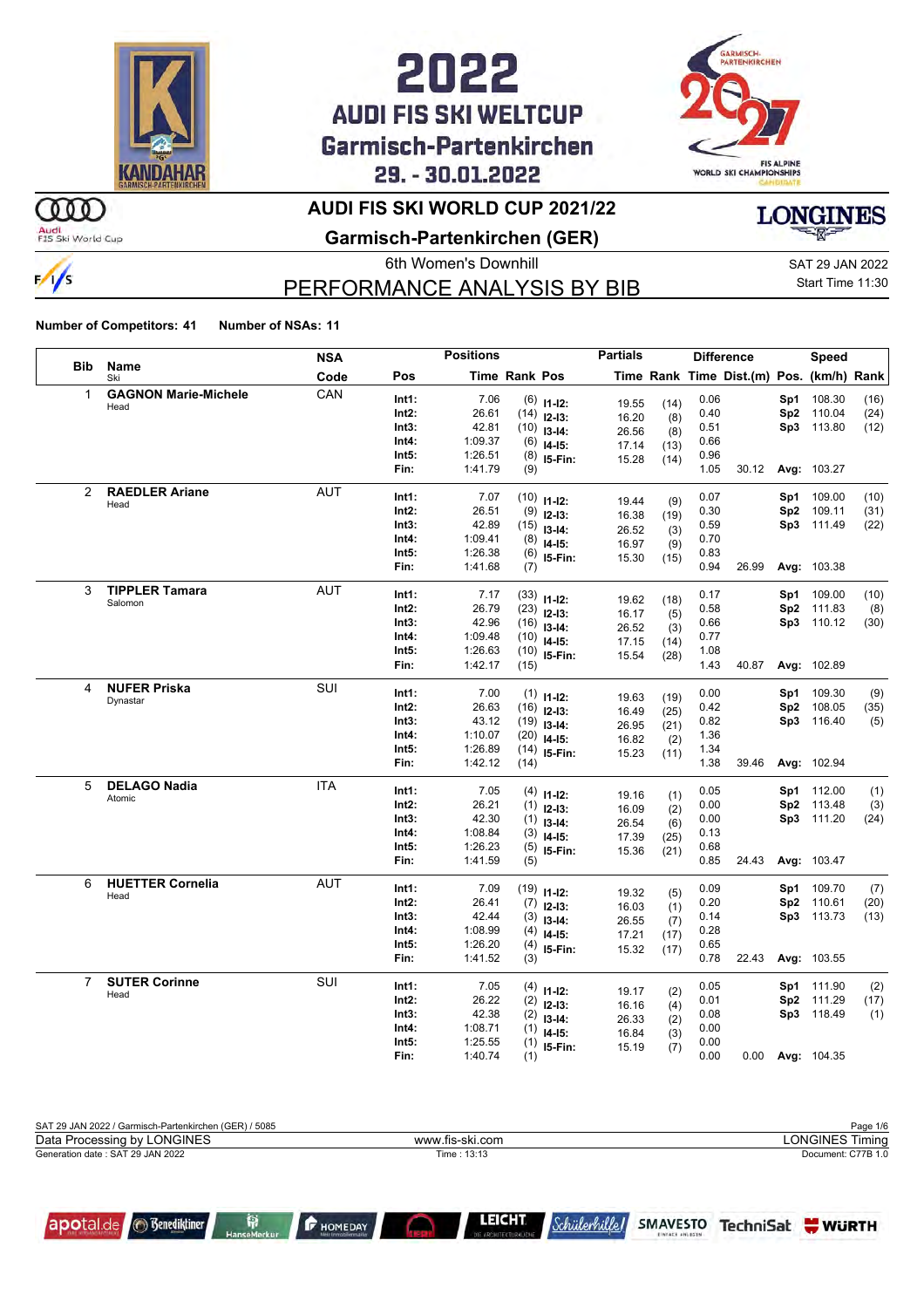# 2022 AUDI FIS SKI WELTCUP Garmisch-Partenkirchen 29. - 30.01.2022

## AUDI FIS SKI WORLD CUP 2021/22

### Garmisch-Partenkirchen (GER)

6th Women's Downhill

SAT 29 JAN 2022

Start Time 11:30

## PERFORMANCE ANALYSIS BY BIB

**Number of Competitors: 41** **Number of NSAs: 11**

| Bib | Name / Ski | NSA Code | Pos | Time | Rank | Pos | Partial Time | Partial Rank | Diff. Time | Dist.(m) | Pos. | Speed (km/h) | Speed Rank |
|---|---|---|---|---|---|---|---|---|---|---|---|---|---|
| 1 | **GAGNON Marie-Michele** Head | CAN | Int1: | 7.06 | (6) | I1-I2: | 19.55 | (14) | 0.06 | | Sp1 | 108.30 | (16) |
| | | | Int2: | 26.61 | (14) | I2-I3: | 16.20 | (8) | 0.40 | | Sp2 | 110.04 | (24) |
| | | | Int3: | 42.81 | (10) | I3-I4: | 26.56 | (8) | 0.51 | | Sp3 | 113.80 | (12) |
| | | | Int4: | 1:09.37 | (6) | I4-I5: | 17.14 | (13) | 0.66 | | | | |
| | | | Int5: | 1:26.51 | (8) | I5-Fin: | 15.28 | (14) | 0.96 | | | | |
| | | | Fin: | 1:41.79 | (9) | | | | 1.05 | 30.12 | Avg: | 103.27 | |
| 2 | **RAEDLER Ariane** Head | AUT | Int1: | 7.07 | (10) | I1-I2: | 19.44 | (9) | 0.07 | | Sp1 | 109.00 | (10) |
| | | | Int2: | 26.51 | (9) | I2-I3: | 16.38 | (19) | 0.30 | | Sp2 | 109.11 | (31) |
| | | | Int3: | 42.89 | (15) | I3-I4: | 26.52 | (3) | 0.59 | | Sp3 | 111.49 | (22) |
| | | | Int4: | 1:09.41 | (8) | I4-I5: | 16.97 | (9) | 0.70 | | | | |
| | | | Int5: | 1:26.38 | (6) | I5-Fin: | 15.30 | (15) | 0.83 | | | | |
| | | | Fin: | 1:41.68 | (7) | | | | 0.94 | 26.99 | Avg: | 103.38 | |
| 3 | **TIPPLER Tamara** Salomon | AUT | Int1: | 7.17 | (33) | I1-I2: | 19.62 | (18) | 0.17 | | Sp1 | 109.00 | (10) |
| | | | Int2: | 26.79 | (23) | I2-I3: | 16.17 | (5) | 0.58 | | Sp2 | 111.83 | (8) |
| | | | Int3: | 42.96 | (16) | I3-I4: | 26.52 | (3) | 0.66 | | Sp3 | 110.12 | (30) |
| | | | Int4: | 1:09.48 | (10) | I4-I5: | 17.15 | (14) | 0.77 | | | | |
| | | | Int5: | 1:26.63 | (10) | I5-Fin: | 15.54 | (28) | 1.08 | | | | |
| | | | Fin: | 1:42.17 | (15) | | | | 1.43 | 40.87 | Avg: | 102.89 | |
| 4 | **NUFER Priska** Dynastar | SUI | Int1: | 7.00 | (1) | I1-I2: | 19.63 | (19) | 0.00 | | Sp1 | 109.30 | (9) |
| | | | Int2: | 26.63 | (16) | I2-I3: | 16.49 | (25) | 0.42 | | Sp2 | 108.05 | (35) |
| | | | Int3: | 43.12 | (19) | I3-I4: | 26.95 | (21) | 0.82 | | Sp3 | 116.40 | (5) |
| | | | Int4: | 1:10.07 | (20) | I4-I5: | 16.82 | (2) | 1.36 | | | | |
| | | | Int5: | 1:26.89 | (14) | I5-Fin: | 15.23 | (11) | 1.34 | | | | |
| | | | Fin: | 1:42.12 | (14) | | | | 1.38 | 39.46 | Avg: | 102.94 | |
| 5 | **DELAGO Nadia** Atomic | ITA | Int1: | 7.05 | (4) | I1-I2: | 19.16 | (1) | 0.05 | | Sp1 | 112.00 | (1) |
| | | | Int2: | 26.21 | (1) | I2-I3: | 16.09 | (2) | 0.00 | | Sp2 | 113.48 | (3) |
| | | | Int3: | 42.30 | (1) | I3-I4: | 26.54 | (6) | 0.00 | | Sp3 | 111.20 | (24) |
| | | | Int4: | 1:08.84 | (3) | I4-I5: | 17.39 | (25) | 0.13 | | | | |
| | | | Int5: | 1:26.23 | (5) | I5-Fin: | 15.36 | (21) | 0.68 | | | | |
| | | | Fin: | 1:41.59 | (5) | | | | 0.85 | 24.43 | Avg: | 103.47 | |
| 6 | **HUETTER Cornelia** Head | AUT | Int1: | 7.09 | (19) | I1-I2: | 19.32 | (5) | 0.09 | | Sp1 | 109.70 | (7) |
| | | | Int2: | 26.41 | (7) | I2-I3: | 16.03 | (1) | 0.20 | | Sp2 | 110.61 | (20) |
| | | | Int3: | 42.44 | (3) | I3-I4: | 26.55 | (7) | 0.14 | | Sp3 | 113.73 | (13) |
| | | | Int4: | 1:08.99 | (4) | I4-I5: | 17.21 | (17) | 0.28 | | | | |
| | | | Int5: | 1:26.20 | (4) | I5-Fin: | 15.32 | (17) | 0.65 | | | | |
| | | | Fin: | 1:41.52 | (3) | | | | 0.78 | 22.43 | Avg: | 103.55 | |
| 7 | **SUTER Corinne** Head | SUI | Int1: | 7.05 | (4) | I1-I2: | 19.17 | (2) | 0.05 | | Sp1 | 111.90 | (2) |
| | | | Int2: | 26.22 | (2) | I2-I3: | 16.16 | (4) | 0.01 | | Sp2 | 111.29 | (17) |
| | | | Int3: | 42.38 | (2) | I3-I4: | 26.33 | (2) | 0.08 | | Sp3 | 118.49 | (1) |
| | | | Int4: | 1:08.71 | (1) | I4-I5: | 16.84 | (3) | 0.00 | | | | |
| | | | Int5: | 1:25.55 | (1) | I5-Fin: | 15.19 | (7) | 0.00 | | | | |
| | | | Fin: | 1:40.74 | (1) | | | | 0.00 | 0.00 | Avg: | 104.35 | |

SAT 29 JAN 2022 / Garmisch-Partenkirchen (GER) / 5085

Data Processing by LONGINES — www.fis-ski.com — LONGINES Timing

Generation date : SAT 29 JAN 2022 — Time : 13:13 — Document: C77B 1.0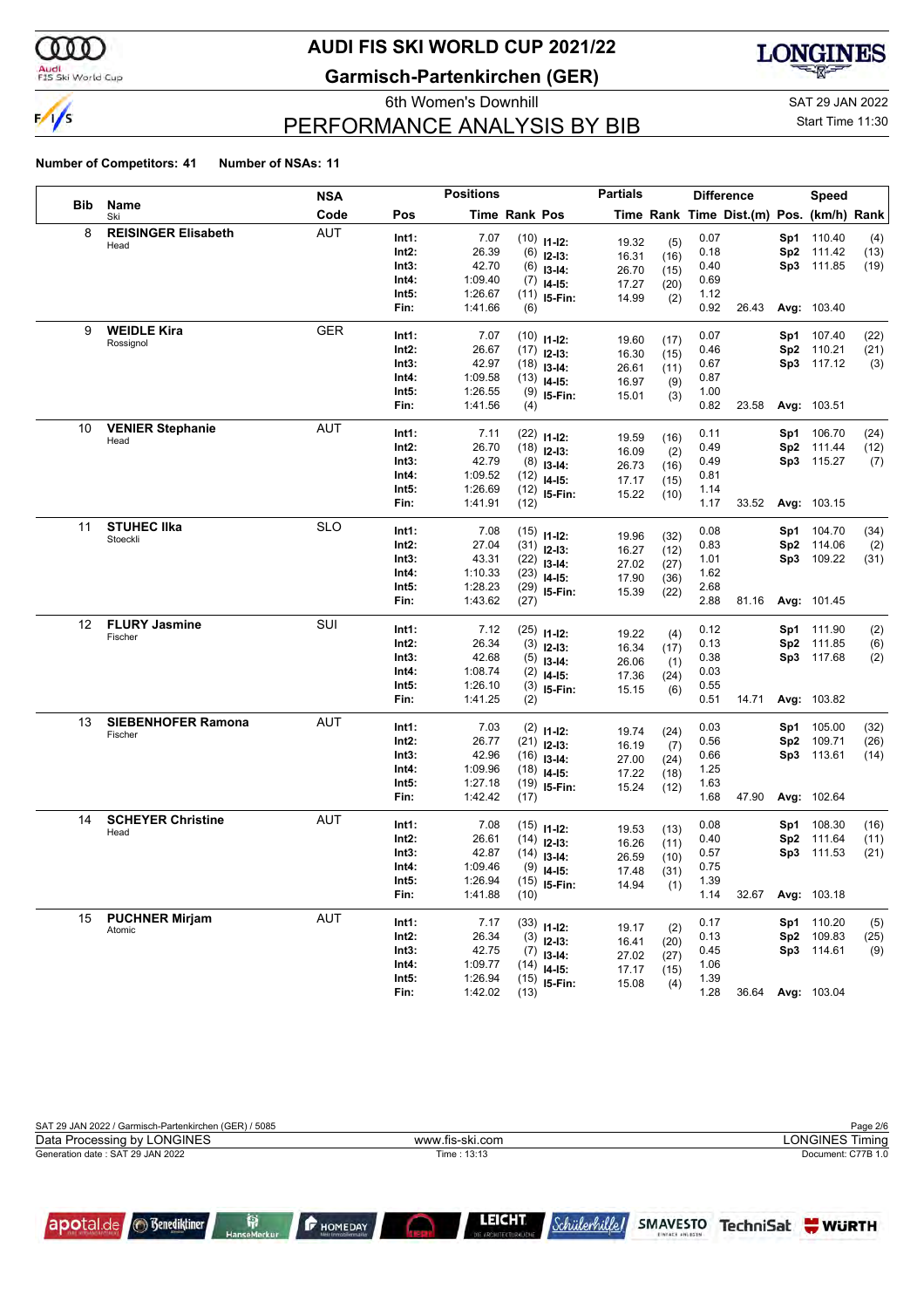# AUDI FIS SKI WORLD CUP 2021/22

## Garmisch-Partenkirchen (GER)

6th Women's Downhill

SAT 29 JAN 2022

Start Time 11:30

## PERFORMANCE ANALYSIS BY BIB

**Number of Competitors: 41** **Number of NSAs: 11**

| Bib | Name / Ski | NSA Code | Pos | Time | Rank | Pos | Time | Rank | Difference Time | Dist.(m) | Pos. | Speed (km/h) | Rank |
|---|---|---|---|---|---|---|---|---|---|---|---|---|---|
| 8 | **REISINGER Elisabeth** | AUT | Int1: | 7.07 | (10) | I1-I2: | 19.32 | (5) | 0.07 | | Sp1 | 110.40 | (4) |
| | Head | | Int2: | 26.39 | (6) | I2-I3: | 16.31 | (16) | 0.18 | | Sp2 | 111.42 | (13) |
| | | | Int3: | 42.70 | (6) | I3-I4: | 26.70 | (15) | 0.40 | | Sp3 | 111.85 | (19) |
| | | | Int4: | 1:09.40 | (7) | I4-I5: | 17.27 | (20) | 0.69 | | | | |
| | | | Int5: | 1:26.67 | (11) | I5-Fin: | 14.99 | (2) | 1.12 | | | | |
| | | | Fin: | 1:41.66 | (6) | | | | 0.92 | 26.43 | Avg: | 103.40 | |
| 9 | **WEIDLE Kira** | GER | Int1: | 7.07 | (10) | I1-I2: | 19.60 | (17) | 0.07 | | Sp1 | 107.40 | (22) |
| | Rossignol | | Int2: | 26.67 | (17) | I2-I3: | 16.30 | (15) | 0.46 | | Sp2 | 110.21 | (21) |
| | | | Int3: | 42.97 | (18) | I3-I4: | 26.61 | (11) | 0.67 | | Sp3 | 117.12 | (3) |
| | | | Int4: | 1:09.58 | (13) | I4-I5: | 16.97 | (9) | 0.87 | | | | |
| | | | Int5: | 1:26.55 | (9) | I5-Fin: | 15.01 | (3) | 1.00 | | | | |
| | | | Fin: | 1:41.56 | (4) | | | | 0.82 | 23.58 | Avg: | 103.51 | |
| 10 | **VENIER Stephanie** | AUT | Int1: | 7.11 | (22) | I1-I2: | 19.59 | (16) | 0.11 | | Sp1 | 106.70 | (24) |
| | Head | | Int2: | 26.70 | (18) | I2-I3: | 16.09 | (2) | 0.49 | | Sp2 | 111.44 | (12) |
| | | | Int3: | 42.79 | (8) | I3-I4: | 26.73 | (16) | 0.49 | | Sp3 | 115.27 | (7) |
| | | | Int4: | 1:09.52 | (12) | I4-I5: | 17.17 | (15) | 0.81 | | | | |
| | | | Int5: | 1:26.69 | (12) | I5-Fin: | 15.22 | (10) | 1.14 | | | | |
| | | | Fin: | 1:41.91 | (12) | | | | 1.17 | 33.52 | Avg: | 103.15 | |
| 11 | **STUHEC Ilka** | SLO | Int1: | 7.08 | (15) | I1-I2: | 19.96 | (32) | 0.08 | | Sp1 | 104.70 | (34) |
| | Stoeckli | | Int2: | 27.04 | (31) | I2-I3: | 16.27 | (12) | 0.83 | | Sp2 | 114.06 | (2) |
| | | | Int3: | 43.31 | (22) | I3-I4: | 27.02 | (27) | 1.01 | | Sp3 | 109.22 | (31) |
| | | | Int4: | 1:10.33 | (23) | I4-I5: | 17.90 | (36) | 1.62 | | | | |
| | | | Int5: | 1:28.23 | (29) | I5-Fin: | 15.39 | (22) | 2.68 | | | | |
| | | | Fin: | 1:43.62 | (27) | | | | 2.88 | 81.16 | Avg: | 101.45 | |
| 12 | **FLURY Jasmine** | SUI | Int1: | 7.12 | (25) | I1-I2: | 19.22 | (4) | 0.12 | | Sp1 | 111.90 | (2) |
| | Fischer | | Int2: | 26.34 | (3) | I2-I3: | 16.34 | (17) | 0.13 | | Sp2 | 111.85 | (6) |
| | | | Int3: | 42.68 | (5) | I3-I4: | 26.06 | (1) | 0.38 | | Sp3 | 117.68 | (2) |
| | | | Int4: | 1:08.74 | (2) | I4-I5: | 17.36 | (24) | 0.03 | | | | |
| | | | Int5: | 1:26.10 | (3) | I5-Fin: | 15.15 | (6) | 0.55 | | | | |
| | | | Fin: | 1:41.25 | (2) | | | | 0.51 | 14.71 | Avg: | 103.82 | |
| 13 | **SIEBENHOFER Ramona** | AUT | Int1: | 7.03 | (2) | I1-I2: | 19.74 | (24) | 0.03 | | Sp1 | 105.00 | (32) |
| | Fischer | | Int2: | 26.77 | (21) | I2-I3: | 16.19 | (7) | 0.56 | | Sp2 | 109.71 | (26) |
| | | | Int3: | 42.96 | (16) | I3-I4: | 27.00 | (24) | 0.66 | | Sp3 | 113.61 | (14) |
| | | | Int4: | 1:09.96 | (18) | I4-I5: | 17.22 | (18) | 1.25 | | | | |
| | | | Int5: | 1:27.18 | (19) | I5-Fin: | 15.24 | (12) | 1.63 | | | | |
| | | | Fin: | 1:42.42 | (17) | | | | 1.68 | 47.90 | Avg: | 102.64 | |
| 14 | **SCHEYER Christine** | AUT | Int1: | 7.08 | (15) | I1-I2: | 19.53 | (13) | 0.08 | | Sp1 | 108.30 | (16) |
| | Head | | Int2: | 26.61 | (14) | I2-I3: | 16.26 | (11) | 0.40 | | Sp2 | 111.64 | (11) |
| | | | Int3: | 42.87 | (14) | I3-I4: | 26.59 | (10) | 0.57 | | Sp3 | 111.53 | (21) |
| | | | Int4: | 1:09.46 | (9) | I4-I5: | 17.48 | (31) | 0.75 | | | | |
| | | | Int5: | 1:26.94 | (15) | I5-Fin: | 14.94 | (1) | 1.39 | | | | |
| | | | Fin: | 1:41.88 | (10) | | | | 1.14 | 32.67 | Avg: | 103.18 | |
| 15 | **PUCHNER Mirjam** | AUT | Int1: | 7.17 | (33) | I1-I2: | 19.17 | (2) | 0.17 | | Sp1 | 110.20 | (5) |
| | Atomic | | Int2: | 26.34 | (3) | I2-I3: | 16.41 | (20) | 0.13 | | Sp2 | 109.83 | (25) |
| | | | Int3: | 42.75 | (7) | I3-I4: | 27.02 | (27) | 0.45 | | Sp3 | 114.61 | (9) |
| | | | Int4: | 1:09.77 | (14) | I4-I5: | 17.17 | (15) | 1.06 | | | | |
| | | | Int5: | 1:26.94 | (15) | I5-Fin: | 15.08 | (4) | 1.39 | | | | |
| | | | Fin: | 1:42.02 | (13) | | | | 1.28 | 36.64 | Avg: | 103.04 | |

SAT 29 JAN 2022 / Garmisch-Partenkirchen (GER) / 5085

Data Processing by LONGINES — www.fis-ski.com — LONGINES Timing

Generation date : SAT 29 JAN 2022 — Time : 13:13 — Document: C77B 1.0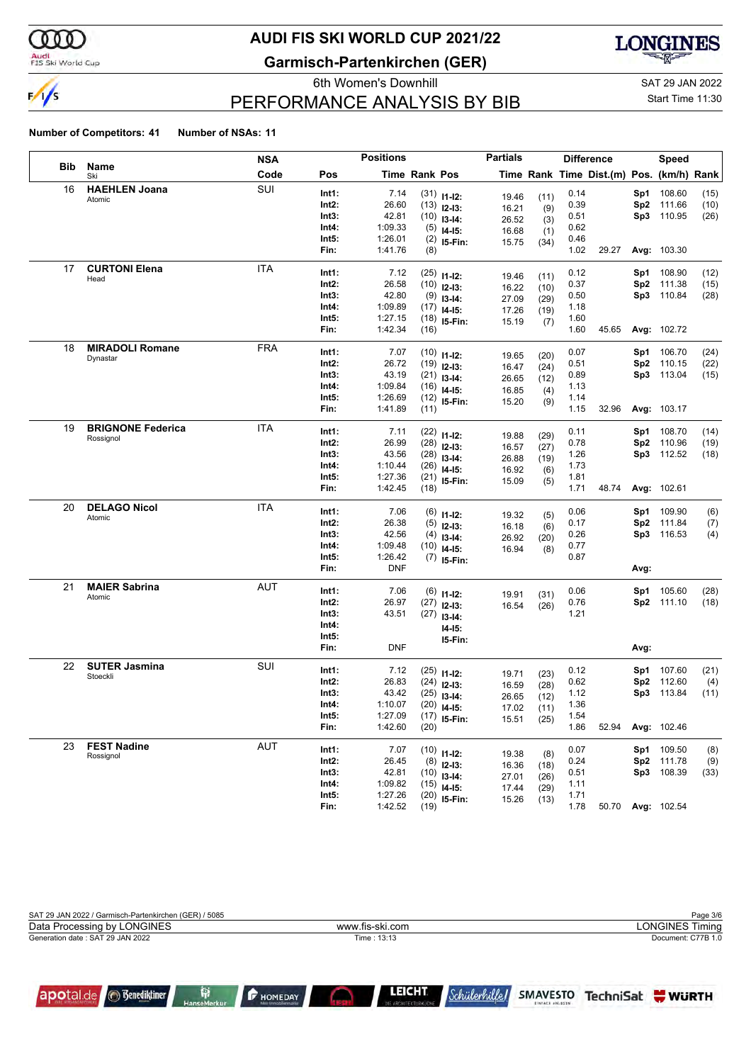# AUDI FIS SKI WORLD CUP 2021/22

## Garmisch-Partenkirchen (GER)

6th Women's Downhill

SAT 29 JAN 2022

Start Time 11:30

## PERFORMANCE ANALYSIS BY BIB

**Number of Competitors: 41** **Number of NSAs: 11**

| Bib | Name / Ski | NSA Code | Pos | Time | Rank | Pos | Partial Time | Partial Rank | Diff. Time | Dist.(m) | Speed Pos. | (km/h) | Speed Rank |
|---|---|---|---|---|---|---|---|---|---|---|---|---|---|
| 16 | **HAEHLEN Joana** Atomic | SUI | Int1: | 7.14 | (31) | I1-I2: | 19.46 | (11) | 0.14 | | Sp1 | 108.60 | (15) |
| | | | Int2: | 26.60 | (13) | I2-I3: | 16.21 | (9) | 0.39 | | Sp2 | 111.66 | (10) |
| | | | Int3: | 42.81 | (10) | I3-I4: | 26.52 | (3) | 0.51 | | Sp3 | 110.95 | (26) |
| | | | Int4: | 1:09.33 | (5) | I4-I5: | 16.68 | (1) | 0.62 | | | | |
| | | | Int5: | 1:26.01 | (2) | I5-Fin: | 15.75 | (34) | 0.46 | | | | |
| | | | Fin: | 1:41.76 | (8) | | | | 1.02 | 29.27 | Avg: | 103.30 | |
| 17 | **CURTONI Elena** Head | ITA | Int1: | 7.12 | (25) | I1-I2: | 19.46 | (11) | 0.12 | | Sp1 | 108.90 | (12) |
| | | | Int2: | 26.58 | (10) | I2-I3: | 16.22 | (10) | 0.37 | | Sp2 | 111.38 | (15) |
| | | | Int3: | 42.80 | (9) | I3-I4: | 27.09 | (29) | 0.50 | | Sp3 | 110.84 | (28) |
| | | | Int4: | 1:09.89 | (17) | I4-I5: | 17.26 | (19) | 1.18 | | | | |
| | | | Int5: | 1:27.15 | (18) | I5-Fin: | 15.19 | (7) | 1.60 | | | | |
| | | | Fin: | 1:42.34 | (16) | | | | 1.60 | 45.65 | Avg: | 102.72 | |
| 18 | **MIRADOLI Romane** Dynastar | FRA | Int1: | 7.07 | (10) | I1-I2: | 19.65 | (20) | 0.07 | | Sp1 | 106.70 | (24) |
| | | | Int2: | 26.72 | (19) | I2-I3: | 16.47 | (24) | 0.51 | | Sp2 | 110.15 | (22) |
| | | | Int3: | 43.19 | (21) | I3-I4: | 26.65 | (12) | 0.89 | | Sp3 | 113.04 | (15) |
| | | | Int4: | 1:09.84 | (16) | I4-I5: | 16.85 | (4) | 1.13 | | | | |
| | | | Int5: | 1:26.69 | (12) | I5-Fin: | 15.20 | (9) | 1.14 | | | | |
| | | | Fin: | 1:41.89 | (11) | | | | 1.15 | 32.96 | Avg: | 103.17 | |
| 19 | **BRIGNONE Federica** Rossignol | ITA | Int1: | 7.11 | (22) | I1-I2: | 19.88 | (29) | 0.11 | | Sp1 | 108.70 | (14) |
| | | | Int2: | 26.99 | (28) | I2-I3: | 16.57 | (27) | 0.78 | | Sp2 | 110.96 | (19) |
| | | | Int3: | 43.56 | (28) | I3-I4: | 26.88 | (19) | 1.26 | | Sp3 | 112.52 | (18) |
| | | | Int4: | 1:10.44 | (26) | I4-I5: | 16.92 | (6) | 1.73 | | | | |
| | | | Int5: | 1:27.36 | (21) | I5-Fin: | 15.09 | (5) | 1.81 | | | | |
| | | | Fin: | 1:42.45 | (18) | | | | 1.71 | 48.74 | Avg: | 102.61 | |
| 20 | **DELAGO Nicol** Atomic | ITA | Int1: | 7.06 | (6) | I1-I2: | 19.32 | (5) | 0.06 | | Sp1 | 109.90 | (6) |
| | | | Int2: | 26.38 | (5) | I2-I3: | 16.18 | (6) | 0.17 | | Sp2 | 111.84 | (7) |
| | | | Int3: | 42.56 | (4) | I3-I4: | 26.92 | (20) | 0.26 | | Sp3 | 116.53 | (4) |
| | | | Int4: | 1:09.48 | (10) | I4-I5: | 16.94 | (8) | 0.77 | | | | |
| | | | Int5: | 1:26.42 | (7) | I5-Fin: | | | 0.87 | | | | |
| | | | Fin: | DNF | | | | | | | Avg: | | |
| 21 | **MAIER Sabrina** Atomic | AUT | Int1: | 7.06 | (6) | I1-I2: | 19.91 | (31) | 0.06 | | Sp1 | 105.60 | (28) |
| | | | Int2: | 26.97 | (27) | I2-I3: | 16.54 | (26) | 0.76 | | Sp2 | 111.10 | (18) |
| | | | Int3: | 43.51 | (27) | I3-I4: | | | 1.21 | | | | |
| | | | Int4: | | | I4-I5: | | | | | | | |
| | | | Int5: | | | I5-Fin: | | | | | | | |
| | | | Fin: | DNF | | | | | | | Avg: | | |
| 22 | **SUTER Jasmina** Stoeckli | SUI | Int1: | 7.12 | (25) | I1-I2: | 19.71 | (23) | 0.12 | | Sp1 | 107.60 | (21) |
| | | | Int2: | 26.83 | (24) | I2-I3: | 16.59 | (28) | 0.62 | | Sp2 | 112.60 | (4) |
| | | | Int3: | 43.42 | (25) | I3-I4: | 26.65 | (12) | 1.12 | | Sp3 | 113.84 | (11) |
| | | | Int4: | 1:10.07 | (20) | I4-I5: | 17.02 | (11) | 1.36 | | | | |
| | | | Int5: | 1:27.09 | (17) | I5-Fin: | 15.51 | (25) | 1.54 | | | | |
| | | | Fin: | 1:42.60 | (20) | | | | 1.86 | 52.94 | Avg: | 102.46 | |
| 23 | **FEST Nadine** Rossignol | AUT | Int1: | 7.07 | (10) | I1-I2: | 19.38 | (8) | 0.07 | | Sp1 | 109.50 | (8) |
| | | | Int2: | 26.45 | (8) | I2-I3: | 16.36 | (18) | 0.24 | | Sp2 | 111.78 | (9) |
| | | | Int3: | 42.81 | (10) | I3-I4: | 27.01 | (26) | 0.51 | | Sp3 | 108.39 | (33) |
| | | | Int4: | 1:09.82 | (15) | I4-I5: | 17.44 | (29) | 1.11 | | | | |
| | | | Int5: | 1:27.26 | (20) | I5-Fin: | 15.26 | (13) | 1.71 | | | | |
| | | | Fin: | 1:42.52 | (19) | | | | 1.78 | 50.70 | Avg: | 102.54 | |

SAT 29 JAN 2022 / Garmisch-Partenkirchen (GER) / 5085

Data Processing by LONGINES — www.fis-ski.com — LONGINES Timing

Generation date : SAT 29 JAN 2022 — Time : 13:13 — Document: C77B 1.0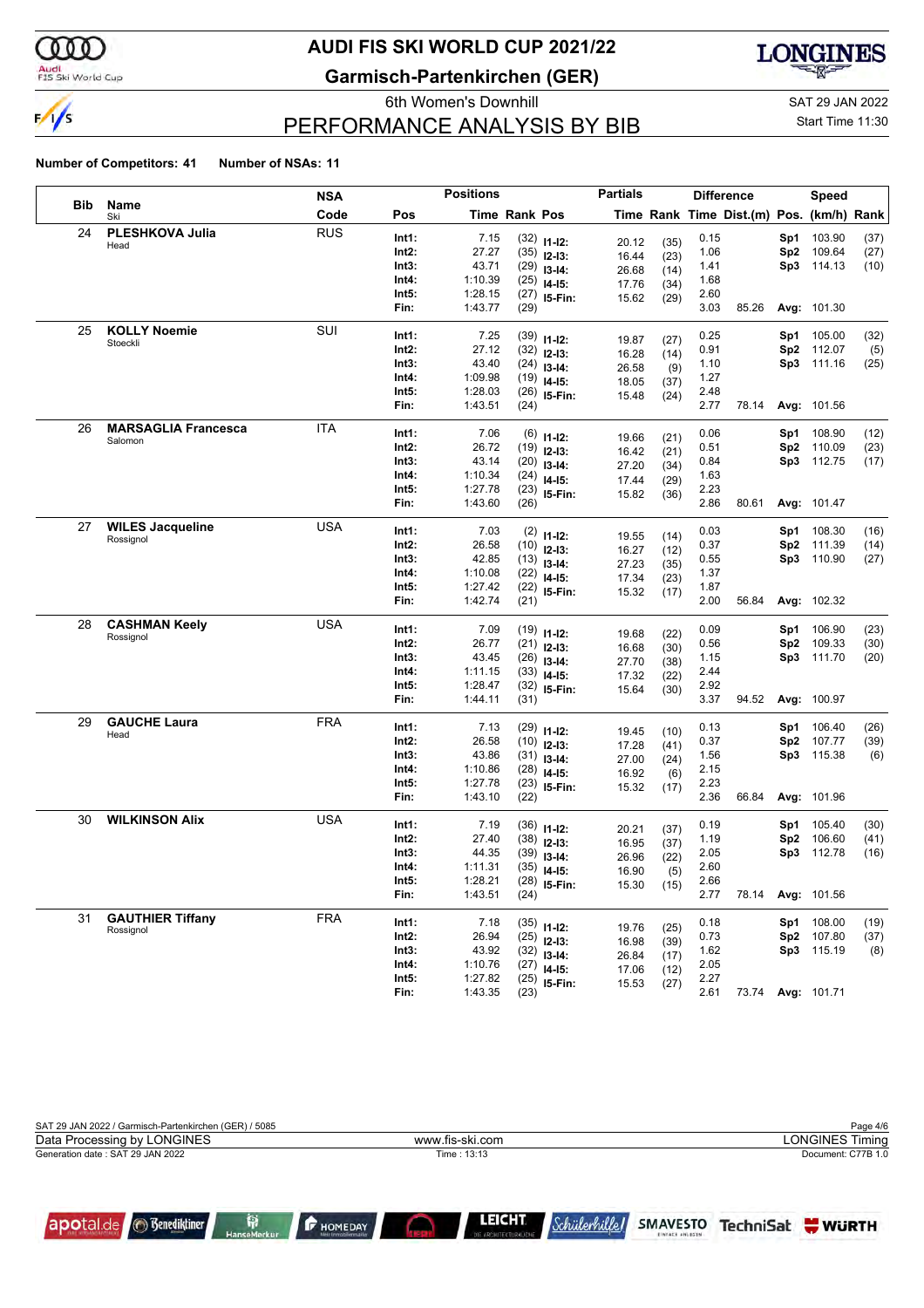# AUDI FIS SKI WORLD CUP 2021/22

## Garmisch-Partenkirchen (GER)

6th Women's Downhill

SAT 29 JAN 2022

Start Time 11:30

## PERFORMANCE ANALYSIS BY BIB

**Number of Competitors: 41** **Number of NSAs: 11**

| Bib | Name / Ski | NSA Code | Pos | Time | Rank | Pos | Partials Time | Partials Rank | Difference Time | Dist.(m) | Speed Pos. | (km/h) | Rank |
|---|---|---|---|---|---|---|---|---|---|---|---|---|---|
| 24 | **PLESHKOVA Julia** Head | RUS | Int1: | 7.15 | (32) | I1-I2: | 20.12 | (35) | 0.15 | | Sp1 | 103.90 | (37) |
| | | | Int2: | 27.27 | (35) | I2-I3: | 16.44 | (23) | 1.06 | | Sp2 | 109.64 | (27) |
| | | | Int3: | 43.71 | (29) | I3-I4: | 26.68 | (14) | 1.41 | | Sp3 | 114.13 | (10) |
| | | | Int4: | 1:10.39 | (25) | I4-I5: | 17.76 | (34) | 1.68 | | | | |
| | | | Int5: | 1:28.15 | (27) | I5-Fin: | 15.62 | (29) | 2.60 | | | | |
| | | | Fin: | 1:43.77 | (29) | | | | 3.03 | 85.26 | Avg: | 101.30 | |
| 25 | **KOLLY Noemie** Stoeckli | SUI | Int1: | 7.25 | (39) | I1-I2: | 19.87 | (27) | 0.25 | | Sp1 | 105.00 | (32) |
| | | | Int2: | 27.12 | (32) | I2-I3: | 16.28 | (14) | 0.91 | | Sp2 | 112.07 | (5) |
| | | | Int3: | 43.40 | (24) | I3-I4: | 26.58 | (9) | 1.10 | | Sp3 | 111.16 | (25) |
| | | | Int4: | 1:09.98 | (19) | I4-I5: | 18.05 | (37) | 1.27 | | | | |
| | | | Int5: | 1:28.03 | (26) | I5-Fin: | 15.48 | (24) | 2.48 | | | | |
| | | | Fin: | 1:43.51 | (24) | | | | 2.77 | 78.14 | Avg: | 101.56 | |
| 26 | **MARSAGLIA Francesca** Salomon | ITA | Int1: | 7.06 | (6) | I1-I2: | 19.66 | (21) | 0.06 | | Sp1 | 108.90 | (12) |
| | | | Int2: | 26.72 | (19) | I2-I3: | 16.42 | (21) | 0.51 | | Sp2 | 110.09 | (23) |
| | | | Int3: | 43.14 | (20) | I3-I4: | 27.20 | (34) | 0.84 | | Sp3 | 112.75 | (17) |
| | | | Int4: | 1:10.34 | (24) | I4-I5: | 17.44 | (29) | 1.63 | | | | |
| | | | Int5: | 1:27.78 | (23) | I5-Fin: | 15.82 | (36) | 2.23 | | | | |
| | | | Fin: | 1:43.60 | (26) | | | | 2.86 | 80.61 | Avg: | 101.47 | |
| 27 | **WILES Jacqueline** Rossignol | USA | Int1: | 7.03 | (2) | I1-I2: | 19.55 | (14) | 0.03 | | Sp1 | 108.30 | (16) |
| | | | Int2: | 26.58 | (10) | I2-I3: | 16.27 | (12) | 0.37 | | Sp2 | 111.39 | (14) |
| | | | Int3: | 42.85 | (13) | I3-I4: | 27.23 | (35) | 0.55 | | Sp3 | 110.90 | (27) |
| | | | Int4: | 1:10.08 | (22) | I4-I5: | 17.34 | (23) | 1.37 | | | | |
| | | | Int5: | 1:27.42 | (22) | I5-Fin: | 15.32 | (17) | 1.87 | | | | |
| | | | Fin: | 1:42.74 | (21) | | | | 2.00 | 56.84 | Avg: | 102.32 | |
| 28 | **CASHMAN Keely** Rossignol | USA | Int1: | 7.09 | (19) | I1-I2: | 19.68 | (22) | 0.09 | | Sp1 | 106.90 | (23) |
| | | | Int2: | 26.77 | (21) | I2-I3: | 16.68 | (30) | 0.56 | | Sp2 | 109.33 | (30) |
| | | | Int3: | 43.45 | (26) | I3-I4: | 27.70 | (38) | 1.15 | | Sp3 | 111.70 | (20) |
| | | | Int4: | 1:11.15 | (33) | I4-I5: | 17.32 | (22) | 2.44 | | | | |
| | | | Int5: | 1:28.47 | (32) | I5-Fin: | 15.64 | (30) | 2.92 | | | | |
| | | | Fin: | 1:44.11 | (31) | | | | 3.37 | 94.52 | Avg: | 100.97 | |
| 29 | **GAUCHE Laura** Head | FRA | Int1: | 7.13 | (29) | I1-I2: | 19.45 | (10) | 0.13 | | Sp1 | 106.40 | (26) |
| | | | Int2: | 26.58 | (10) | I2-I3: | 17.28 | (41) | 0.37 | | Sp2 | 107.77 | (39) |
| | | | Int3: | 43.86 | (31) | I3-I4: | 27.00 | (24) | 1.56 | | Sp3 | 115.38 | (6) |
| | | | Int4: | 1:10.86 | (28) | I4-I5: | 16.92 | (6) | 2.15 | | | | |
| | | | Int5: | 1:27.78 | (23) | I5-Fin: | 15.32 | (17) | 2.23 | | | | |
| | | | Fin: | 1:43.10 | (22) | | | | 2.36 | 66.84 | Avg: | 101.96 | |
| 30 | **WILKINSON Alix** | USA | Int1: | 7.19 | (36) | I1-I2: | 20.21 | (37) | 0.19 | | Sp1 | 105.40 | (30) |
| | | | Int2: | 27.40 | (38) | I2-I3: | 16.95 | (37) | 1.19 | | Sp2 | 106.60 | (41) |
| | | | Int3: | 44.35 | (39) | I3-I4: | 26.96 | (22) | 2.05 | | Sp3 | 112.78 | (16) |
| | | | Int4: | 1:11.31 | (35) | I4-I5: | 16.90 | (5) | 2.60 | | | | |
| | | | Int5: | 1:28.21 | (28) | I5-Fin: | 15.30 | (15) | 2.66 | | | | |
| | | | Fin: | 1:43.51 | (24) | | | | 2.77 | 78.14 | Avg: | 101.56 | |
| 31 | **GAUTHIER Tiffany** Rossignol | FRA | Int1: | 7.18 | (35) | I1-I2: | 19.76 | (25) | 0.18 | | Sp1 | 108.00 | (19) |
| | | | Int2: | 26.94 | (25) | I2-I3: | 16.98 | (39) | 0.73 | | Sp2 | 107.80 | (37) |
| | | | Int3: | 43.92 | (32) | I3-I4: | 26.84 | (17) | 1.62 | | Sp3 | 115.19 | (8) |
| | | | Int4: | 1:10.76 | (27) | I4-I5: | 17.06 | (12) | 2.05 | | | | |
| | | | Int5: | 1:27.82 | (25) | I5-Fin: | 15.53 | (27) | 2.27 | | | | |
| | | | Fin: | 1:43.35 | (23) | | | | 2.61 | 73.74 | Avg: | 101.71 | |

SAT 29 JAN 2022 / Garmisch-Partenkirchen (GER) / 5085

Data Processing by LONGINES — www.fis-ski.com — LONGINES Timing

Generation date : SAT 29 JAN 2022 — Time : 13:13 — Document: C77B 1.0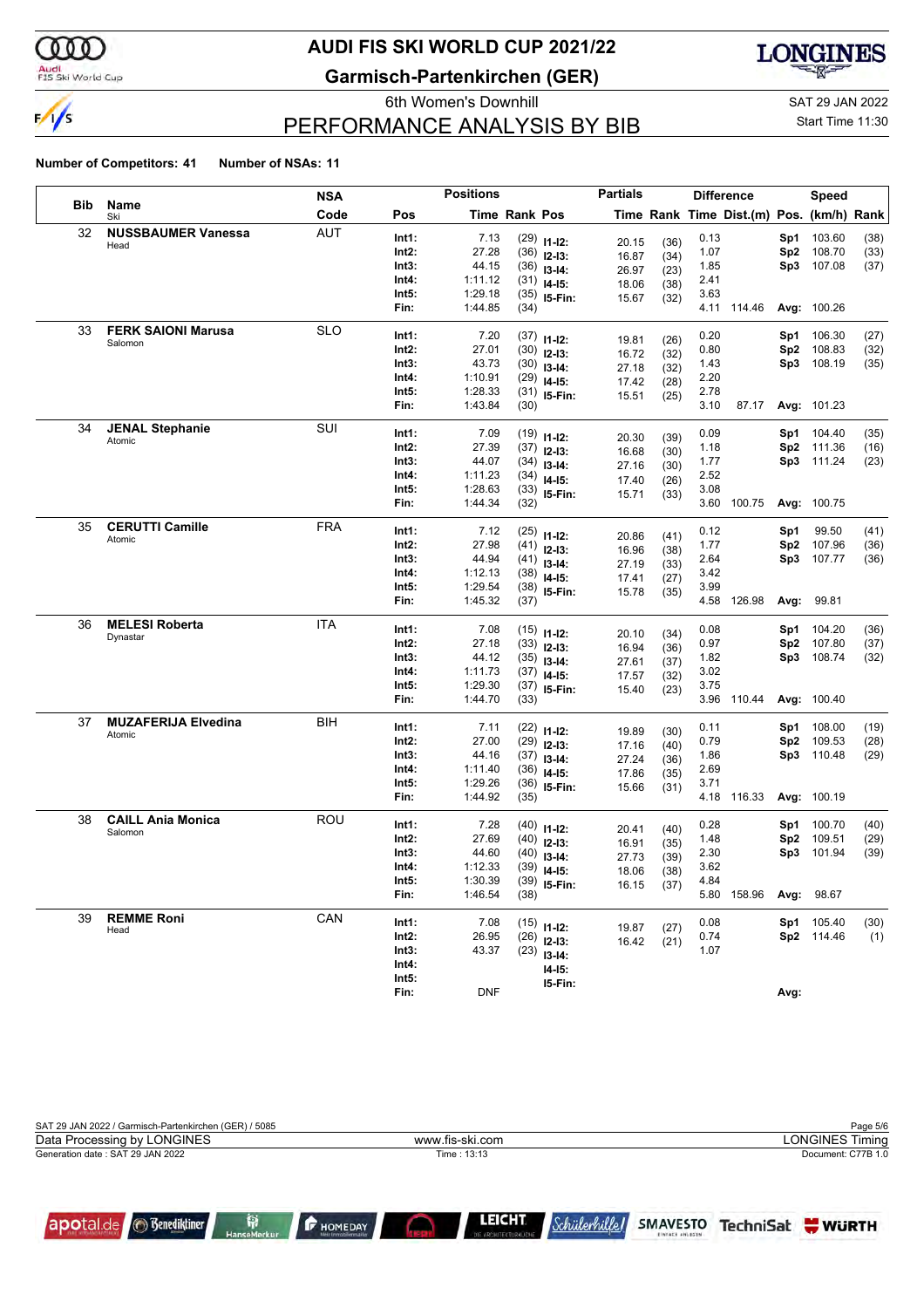# AUDI FIS SKI WORLD CUP 2021/22

## Garmisch-Partenkirchen (GER)

6th Women's Downhill

SAT 29 JAN 2022

Start Time 11:30

## PERFORMANCE ANALYSIS BY BIB

**Number of Competitors: 41** **Number of NSAs: 11**

| Bib | Name / Ski | NSA Code | Pos | Time | Rank | Pos | Partials Time | Rank | Diff. Time | Dist.(m) | Speed Pos. | (km/h) | Rank |
|---|---|---|---|---|---|---|---|---|---|---|---|---|---|
| 32 | **NUSSBAUMER Vanessa** | AUT | Int1: | 7.13 | (29) | I1-I2: | 20.15 | (36) | 0.13 | | Sp1 | 103.60 | (38) |
| | Head | | Int2: | 27.28 | (36) | I2-I3: | 16.87 | (34) | 1.07 | | Sp2 | 108.70 | (33) |
| | | | Int3: | 44.15 | (36) | I3-I4: | 26.97 | (23) | 1.85 | | Sp3 | 107.08 | (37) |
| | | | Int4: | 1:11.12 | (31) | I4-I5: | 18.06 | (38) | 2.41 | | | | |
| | | | Int5: | 1:29.18 | (35) | I5-Fin: | 15.67 | (32) | 3.63 | | | | |
| | | | Fin: | 1:44.85 | (34) | | | | 4.11 | 114.46 | Avg: | 100.26 | |
| 33 | **FERK SAIONI Marusa** | SLO | Int1: | 7.20 | (37) | I1-I2: | 19.81 | (26) | 0.20 | | Sp1 | 106.30 | (27) |
| | Salomon | | Int2: | 27.01 | (30) | I2-I3: | 16.72 | (32) | 0.80 | | Sp2 | 108.83 | (32) |
| | | | Int3: | 43.73 | (30) | I3-I4: | 27.18 | (32) | 1.43 | | Sp3 | 108.19 | (35) |
| | | | Int4: | 1:10.91 | (29) | I4-I5: | 17.42 | (28) | 2.20 | | | | |
| | | | Int5: | 1:28.33 | (31) | I5-Fin: | 15.51 | (25) | 2.78 | | | | |
| | | | Fin: | 1:43.84 | (30) | | | | 3.10 | 87.17 | Avg: | 101.23 | |
| 34 | **JENAL Stephanie** | SUI | Int1: | 7.09 | (19) | I1-I2: | 20.30 | (39) | 0.09 | | Sp1 | 104.40 | (35) |
| | Atomic | | Int2: | 27.39 | (37) | I2-I3: | 16.68 | (30) | 1.18 | | Sp2 | 111.36 | (16) |
| | | | Int3: | 44.07 | (34) | I3-I4: | 27.16 | (30) | 1.77 | | Sp3 | 111.24 | (23) |
| | | | Int4: | 1:11.23 | (34) | I4-I5: | 17.40 | (26) | 2.52 | | | | |
| | | | Int5: | 1:28.63 | (33) | I5-Fin: | 15.71 | (33) | 3.08 | | | | |
| | | | Fin: | 1:44.34 | (32) | | | | 3.60 | 100.75 | Avg: | 100.75 | |
| 35 | **CERUTTI Camille** | FRA | Int1: | 7.12 | (25) | I1-I2: | 20.86 | (41) | 0.12 | | Sp1 | 99.50 | (41) |
| | Atomic | | Int2: | 27.98 | (41) | I2-I3: | 16.96 | (38) | 1.77 | | Sp2 | 107.96 | (36) |
| | | | Int3: | 44.94 | (41) | I3-I4: | 27.19 | (33) | 2.64 | | Sp3 | 107.77 | (36) |
| | | | Int4: | 1:12.13 | (38) | I4-I5: | 17.41 | (27) | 3.42 | | | | |
| | | | Int5: | 1:29.54 | (38) | I5-Fin: | 15.78 | (35) | 3.99 | | | | |
| | | | Fin: | 1:45.32 | (37) | | | | 4.58 | 126.98 | Avg: | 99.81 | |
| 36 | **MELESI Roberta** | ITA | Int1: | 7.08 | (15) | I1-I2: | 20.10 | (34) | 0.08 | | Sp1 | 104.20 | (36) |
| | Dynastar | | Int2: | 27.18 | (33) | I2-I3: | 16.94 | (36) | 0.97 | | Sp2 | 107.80 | (37) |
| | | | Int3: | 44.12 | (35) | I3-I4: | 27.61 | (37) | 1.82 | | Sp3 | 108.74 | (32) |
| | | | Int4: | 1:11.73 | (37) | I4-I5: | 17.57 | (32) | 3.02 | | | | |
| | | | Int5: | 1:29.30 | (37) | I5-Fin: | 15.40 | (23) | 3.75 | | | | |
| | | | Fin: | 1:44.70 | (33) | | | | 3.96 | 110.44 | Avg: | 100.40 | |
| 37 | **MUZAFERIJA Elvedina** | BIH | Int1: | 7.11 | (22) | I1-I2: | 19.89 | (30) | 0.11 | | Sp1 | 108.00 | (19) |
| | Atomic | | Int2: | 27.00 | (29) | I2-I3: | 17.16 | (40) | 0.79 | | Sp2 | 109.53 | (28) |
| | | | Int3: | 44.16 | (37) | I3-I4: | 27.24 | (36) | 1.86 | | Sp3 | 110.48 | (29) |
| | | | Int4: | 1:11.40 | (36) | I4-I5: | 17.86 | (35) | 2.69 | | | | |
| | | | Int5: | 1:29.26 | (36) | I5-Fin: | 15.66 | (31) | 3.71 | | | | |
| | | | Fin: | 1:44.92 | (35) | | | | 4.18 | 116.33 | Avg: | 100.19 | |
| 38 | **CAILL Ania Monica** | ROU | Int1: | 7.28 | (40) | I1-I2: | 20.41 | (40) | 0.28 | | Sp1 | 100.70 | (40) |
| | Salomon | | Int2: | 27.69 | (40) | I2-I3: | 16.91 | (35) | 1.48 | | Sp2 | 109.51 | (29) |
| | | | Int3: | 44.60 | (40) | I3-I4: | 27.73 | (39) | 2.30 | | Sp3 | 101.94 | (39) |
| | | | Int4: | 1:12.33 | (39) | I4-I5: | 18.06 | (38) | 3.62 | | | | |
| | | | Int5: | 1:30.39 | (39) | I5-Fin: | 16.15 | (37) | 4.84 | | | | |
| | | | Fin: | 1:46.54 | (38) | | | | 5.80 | 158.96 | Avg: | 98.67 | |
| 39 | **REMME Roni** | CAN | Int1: | 7.08 | (15) | I1-I2: | 19.87 | (27) | 0.08 | | Sp1 | 105.40 | (30) |
| | Head | | Int2: | 26.95 | (26) | I2-I3: | 16.42 | (21) | 0.74 | | Sp2 | 114.46 | (1) |
| | | | Int3: | 43.37 | (23) | I3-I4: | | | 1.07 | | | | |
| | | | Int4: | | | I4-I5: | | | | | | | |
| | | | Int5: | | | I5-Fin: | | | | | | | |
| | | | Fin: | DNF | | | | | | | Avg: | | |

SAT 29 JAN 2022 / Garmisch-Partenkirchen (GER) / 5085

Data Processing by LONGINES — www.fis-ski.com — LONGINES Timing

Generation date : SAT 29 JAN 2022 — Time : 13:13 — Document: C77B 1.0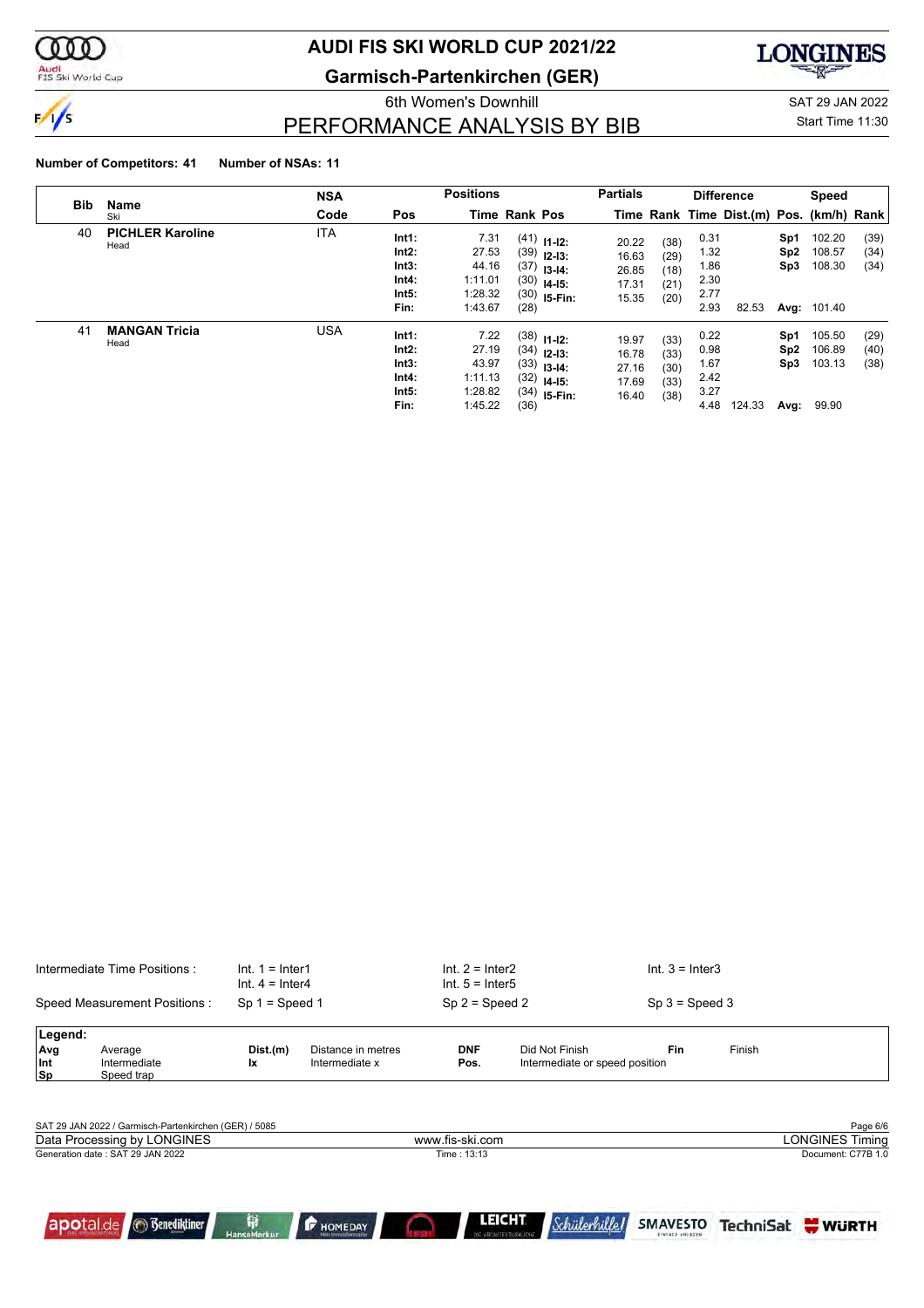# AUDI FIS SKI WORLD CUP 2021/22

## Garmisch-Partenkirchen (GER)

6th Women's Downhill

SAT 29 JAN 2022

Start Time 11:30

## PERFORMANCE ANALYSIS BY BIB

**Number of Competitors: 41** **Number of NSAs: 11**

| Bib | Name / Ski | NSA Code | Pos | Time | Rank | Pos | Partials Time | Rank | Difference Time | Dist.(m) | Speed Pos. | (km/h) | Rank |
|---|---|---|---|---|---|---|---|---|---|---|---|---|---|
| 40 | **PICHLER Karoline** Head | ITA | Int1: | 7.31 | (41) | I1-I2: | 20.22 | (38) | 0.31 | | Sp1 | 102.20 | (39) |
| | | | Int2: | 27.53 | (39) | I2-I3: | 16.63 | (29) | 1.32 | | Sp2 | 108.57 | (34) |
| | | | Int3: | 44.16 | (37) | I3-I4: | 26.85 | (18) | 1.86 | | Sp3 | 108.30 | (34) |
| | | | Int4: | 1:11.01 | (30) | I4-I5: | 17.31 | (21) | 2.30 | | | | |
| | | | Int5: | 1:28.32 | (30) | I5-Fin: | 15.35 | (20) | 2.77 | | | | |
| | | | Fin: | 1:43.67 | (28) | | | | 2.93 | 82.53 | Avg: | 101.40 | |
| 41 | **MANGAN Tricia** Head | USA | Int1: | 7.22 | (38) | I1-I2: | 19.97 | (33) | 0.22 | | Sp1 | 105.50 | (29) |
| | | | Int2: | 27.19 | (34) | I2-I3: | 16.78 | (33) | 0.98 | | Sp2 | 106.89 | (40) |
| | | | Int3: | 43.97 | (33) | I3-I4: | 27.16 | (30) | 1.67 | | Sp3 | 103.13 | (38) |
| | | | Int4: | 1:11.13 | (32) | I4-I5: | 17.69 | (33) | 2.42 | | | | |
| | | | Int5: | 1:28.82 | (34) | I5-Fin: | 16.40 | (38) | 3.27 | | | | |
| | | | Fin: | 1:45.22 | (36) | | | | 4.48 | 124.33 | Avg: | 99.90 | |

Intermediate Time Positions : Int. 1 = Inter1, Int. 2 = Inter2, Int. 3 = Inter3, Int. 4 = Inter4, Int. 5 = Inter5

Speed Measurement Positions : Sp 1 = Speed 1, Sp 2 = Speed 2, Sp 3 = Speed 3

**Legend:**

| | | | | | | | |
|---|---|---|---|---|---|---|---|
| Avg | Average | Dist.(m) | Distance in metres | DNF | Did Not Finish | Fin | Finish |
| Int | Intermediate | Ix | Intermediate x | Pos. | Intermediate or speed position | | |
| Sp | Speed trap | | | | | | |

SAT 29 JAN 2022 / Garmisch-Partenkirchen (GER) / 5085

Data Processing by LONGINES — www.fis-ski.com — LONGINES Timing

Generation date : SAT 29 JAN 2022 — Time : 13:13 — Document: C77B 1.0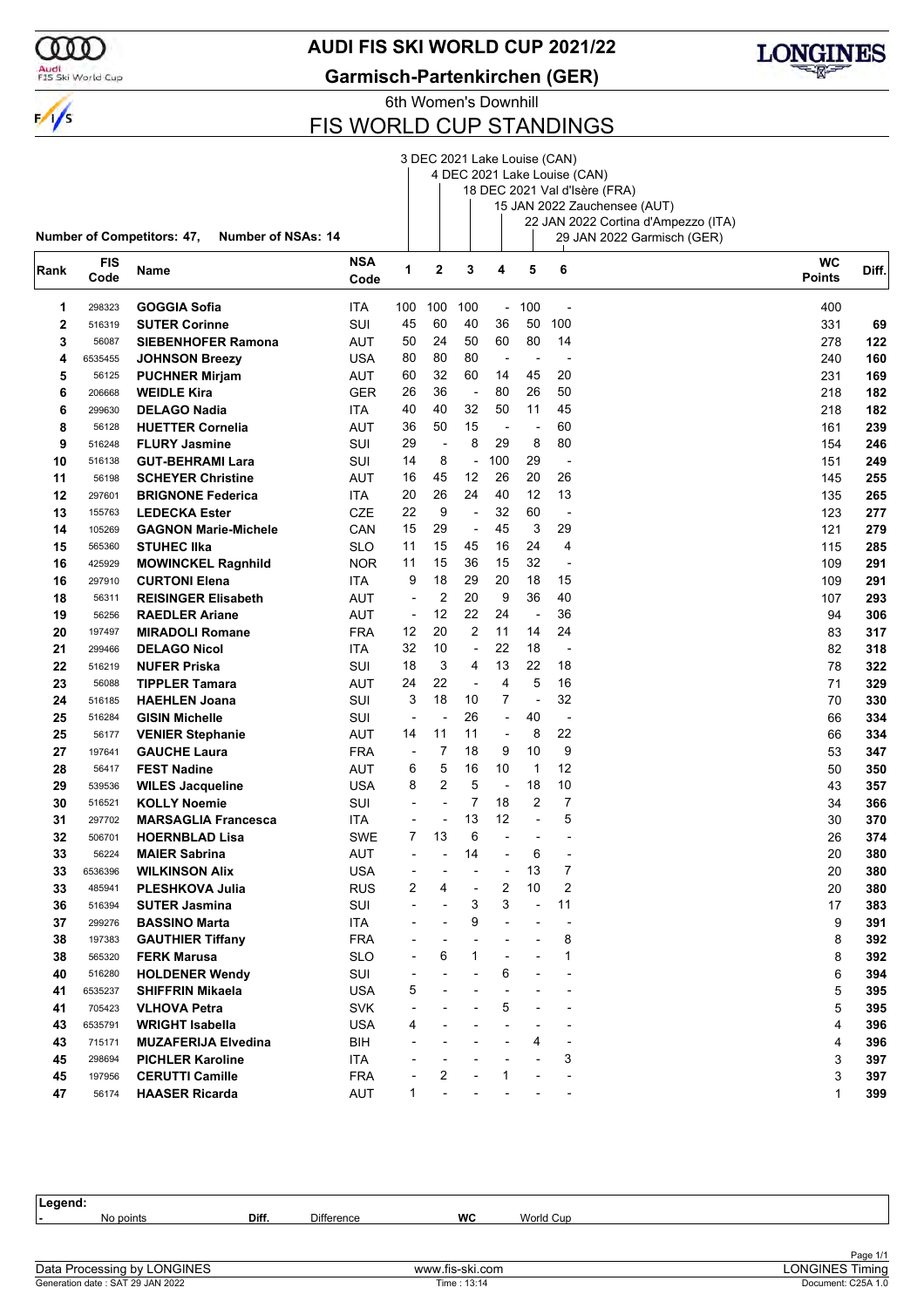# AUDI FIS SKI WORLD CUP 2021/22

## Garmisch-Partenkirchen (GER)

6th Women's Downhill

## FIS WORLD CUP STANDINGS

1. 3 DEC 2021 Lake Louise (CAN)
2. 4 DEC 2021 Lake Louise (CAN)
3. 18 DEC 2021 Val d'Isère (FRA)
4. 15 JAN 2022 Zauchensee (AUT)
5. 22 JAN 2022 Cortina d'Ampezzo (ITA)
6. 29 JAN 2022 Garmisch (GER)

**Number of Competitors: 47, Number of NSAs: 14**

| Rank | FIS Code | Name | NSA Code | 1 | 2 | 3 | 4 | 5 | 6 | WC Points | Diff. |
|---|---|---|---|---|---|---|---|---|---|---|---|
| 1 | 298323 | **GOGGIA Sofia** | ITA | 100 | 100 | 100 | - | 100 | - | 400 | |
| 2 | 516319 | **SUTER Corinne** | SUI | 45 | 60 | 40 | 36 | 50 | 100 | 331 | **69** |
| 3 | 56087 | **SIEBENHOFER Ramona** | AUT | 50 | 24 | 50 | 60 | 80 | 14 | 278 | **122** |
| 4 | 6535455 | **JOHNSON Breezy** | USA | 80 | 80 | 80 | - | - | - | 240 | **160** |
| 5 | 56125 | **PUCHNER Mirjam** | AUT | 60 | 32 | 60 | 14 | 45 | 20 | 231 | **169** |
| 6 | 206668 | **WEIDLE Kira** | GER | 26 | 36 | - | 80 | 26 | 50 | 218 | **182** |
| 6 | 299630 | **DELAGO Nadia** | ITA | 40 | 40 | 32 | 50 | 11 | 45 | 218 | **182** |
| 8 | 56128 | **HUETTER Cornelia** | AUT | 36 | 50 | 15 | - | - | 60 | 161 | **239** |
| 9 | 516248 | **FLURY Jasmine** | SUI | 29 | - | 8 | 29 | 8 | 80 | 154 | **246** |
| 10 | 516138 | **GUT-BEHRAMI Lara** | SUI | 14 | 8 | - | 100 | 29 | - | 151 | **249** |
| 11 | 56198 | **SCHEYER Christine** | AUT | 16 | 45 | 12 | 26 | 20 | 26 | 145 | **255** |
| 12 | 297601 | **BRIGNONE Federica** | ITA | 20 | 26 | 24 | 40 | 12 | 13 | 135 | **265** |
| 13 | 155763 | **LEDECKA Ester** | CZE | 22 | 9 | - | 32 | 60 | - | 123 | **277** |
| 14 | 105269 | **GAGNON Marie-Michele** | CAN | 15 | 29 | - | 45 | 3 | 29 | 121 | **279** |
| 15 | 565360 | **STUHEC Ilka** | SLO | 11 | 15 | 45 | 16 | 24 | 4 | 115 | **285** |
| 16 | 425929 | **MOWINCKEL Ragnhild** | NOR | 11 | 15 | 36 | 15 | 32 | - | 109 | **291** |
| 16 | 297910 | **CURTONI Elena** | ITA | 9 | 18 | 29 | 20 | 18 | 15 | 109 | **291** |
| 18 | 56311 | **REISINGER Elisabeth** | AUT | - | 2 | 20 | 9 | 36 | 40 | 107 | **293** |
| 19 | 56256 | **RAEDLER Ariane** | AUT | - | 12 | 22 | 24 | - | 36 | 94 | **306** |
| 20 | 197497 | **MIRADOLI Romane** | FRA | 12 | 20 | 2 | 11 | 14 | 24 | 83 | **317** |
| 21 | 299466 | **DELAGO Nicol** | ITA | 32 | 10 | - | 22 | 18 | - | 82 | **318** |
| 22 | 516219 | **NUFER Priska** | SUI | 18 | 3 | 4 | 13 | 22 | 18 | 78 | **322** |
| 23 | 56088 | **TIPPLER Tamara** | AUT | 24 | 22 | - | 4 | 5 | 16 | 71 | **329** |
| 24 | 516185 | **HAEHLEN Joana** | SUI | 3 | 18 | 10 | 7 | - | 32 | 70 | **330** |
| 25 | 516284 | **GISIN Michelle** | SUI | - | - | 26 | - | 40 | - | 66 | **334** |
| 25 | 56177 | **VENIER Stephanie** | AUT | 14 | 11 | 11 | - | 8 | 22 | 66 | **334** |
| 27 | 197641 | **GAUCHE Laura** | FRA | - | 7 | 18 | 9 | 10 | 9 | 53 | **347** |
| 28 | 56417 | **FEST Nadine** | AUT | 6 | 5 | 16 | 10 | 1 | 12 | 50 | **350** |
| 29 | 539536 | **WILES Jacqueline** | USA | 8 | 2 | 5 | - | 18 | 10 | 43 | **357** |
| 30 | 516521 | **KOLLY Noemie** | SUI | - | - | 7 | 18 | 2 | 7 | 34 | **366** |
| 31 | 297702 | **MARSAGLIA Francesca** | ITA | - | - | 13 | 12 | - | 5 | 30 | **370** |
| 32 | 506701 | **HOERNBLAD Lisa** | SWE | 7 | 13 | 6 | - | - | - | 26 | **374** |
| 33 | 56224 | **MAIER Sabrina** | AUT | - | - | 14 | - | 6 | - | 20 | **380** |
| 33 | 6536396 | **WILKINSON Alix** | USA | - | - | - | - | 13 | 7 | 20 | **380** |
| 33 | 485941 | **PLESHKOVA Julia** | RUS | 2 | 4 | - | 2 | 10 | 2 | 20 | **380** |
| 36 | 516394 | **SUTER Jasmina** | SUI | - | - | 3 | 3 | - | 11 | 17 | **383** |
| 37 | 299276 | **BASSINO Marta** | ITA | - | - | 9 | - | - | - | 9 | **391** |
| 38 | 197383 | **GAUTHIER Tiffany** | FRA | - | - | - | - | - | 8 | 8 | **392** |
| 38 | 565320 | **FERK Marusa** | SLO | - | 6 | 1 | - | - | 1 | 8 | **392** |
| 40 | 516280 | **HOLDENER Wendy** | SUI | - | - | - | 6 | - | - | 6 | **394** |
| 41 | 6535237 | **SHIFFRIN Mikaela** | USA | 5 | - | - | - | - | - | 5 | **395** |
| 41 | 705423 | **VLHOVA Petra** | SVK | - | - | - | 5 | - | - | 5 | **395** |
| 43 | 6535791 | **WRIGHT Isabella** | USA | 4 | - | - | - | - | - | 4 | **396** |
| 43 | 715171 | **MUZAFERIJA Elvedina** | BIH | - | - | - | - | 4 | - | 4 | **396** |
| 45 | 298694 | **PICHLER Karoline** | ITA | - | - | - | - | - | 3 | 3 | **397** |
| 45 | 197956 | **CERUTTI Camille** | FRA | - | 2 | - | 1 | - | - | 3 | **397** |
| 47 | 56174 | **HAASER Ricarda** | AUT | 1 | - | - | - | - | - | 1 | **399** |

**Legend:**

| - | No points | Diff. | Difference | WC | World Cup |
|---|---|---|---|---|---|

Data Processing by LONGINES — www.fis-ski.com — LONGINES Timing

Generation date : SAT 29 JAN 2022 — Time : 13:14 — Document: C25A 1.0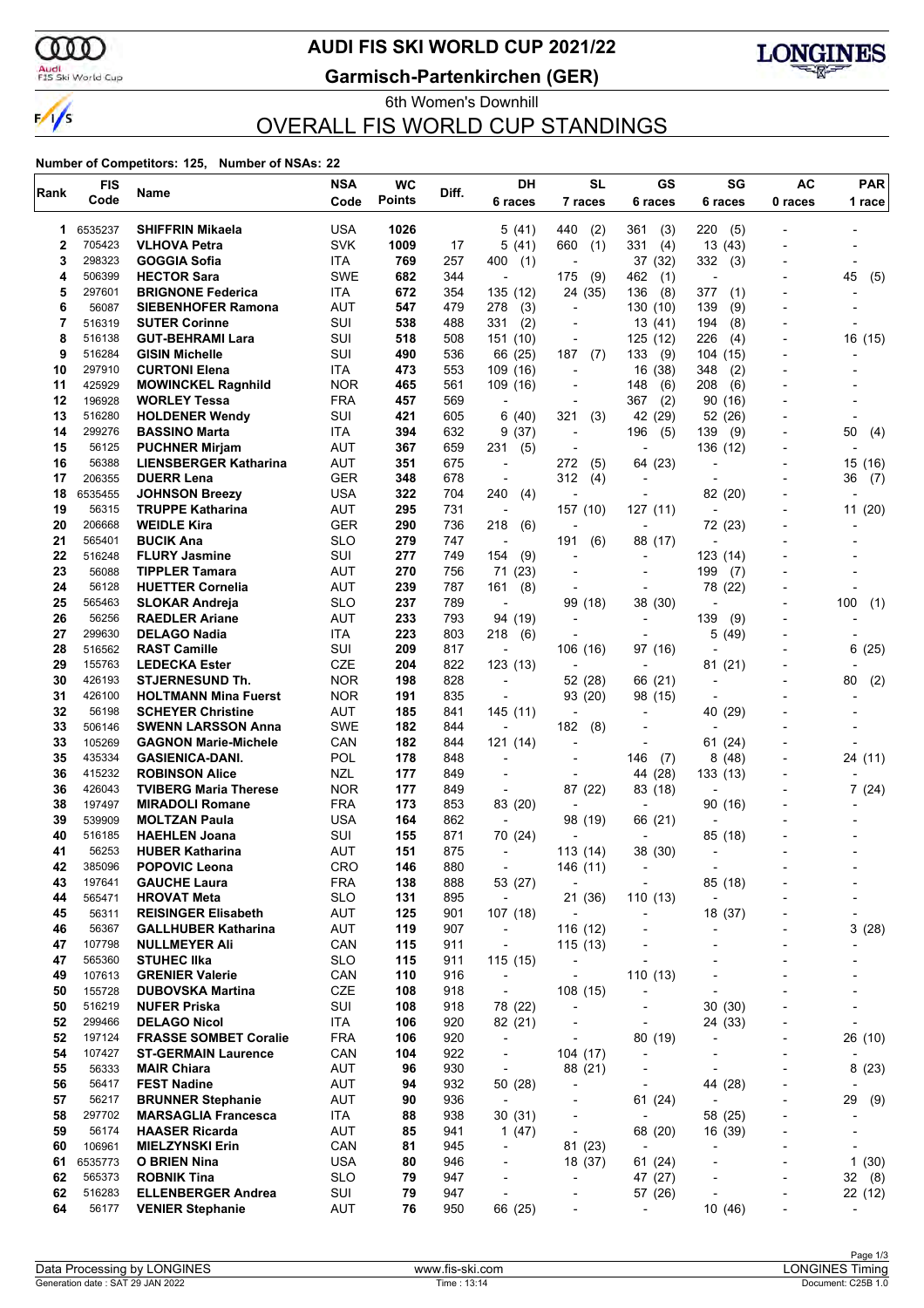# AUDI FIS SKI WORLD CUP 2021/22

## Garmisch-Partenkirchen (GER)

6th Women's Downhill

## OVERALL FIS WORLD CUP STANDINGS

**Number of Competitors: 125, Number of NSAs: 22**

| Rank | FIS Code | Name | NSA Code | WC Points | Diff. | DH 6 races | SL 7 races | GS 6 races | SG 6 races | AC 0 races | PAR 1 race |
|---|---|---|---|---|---|---|---|---|---|---|---|
| 1 | 6535237 | **SHIFFRIN Mikaela** | USA | **1026** | | 5 (41) | 440 (2) | 361 (3) | 220 (5) | - | - |
| 2 | 705423 | **VLHOVA Petra** | SVK | **1009** | 17 | 5 (41) | 660 (1) | 331 (4) | 13 (43) | - | - |
| 3 | 298323 | **GOGGIA Sofia** | ITA | **769** | 257 | 400 (1) | - | 37 (32) | 332 (3) | - | - |
| 4 | 506399 | **HECTOR Sara** | SWE | **682** | 344 | - | 175 (9) | 462 (1) | - | - | 45 (5) |
| 5 | 297601 | **BRIGNONE Federica** | ITA | **672** | 354 | 135 (12) | 24 (35) | 136 (8) | 377 (1) | - | - |
| 6 | 56087 | **SIEBENHOFER Ramona** | AUT | **547** | 479 | 278 (3) | - | 130 (10) | 139 (9) | - | - |
| 7 | 516319 | **SUTER Corinne** | SUI | **538** | 488 | 331 (2) | - | 13 (41) | 194 (8) | - | - |
| 8 | 516138 | **GUT-BEHRAMI Lara** | SUI | **518** | 508 | 151 (10) | - | 125 (12) | 226 (4) | - | 16 (15) |
| 9 | 516284 | **GISIN Michelle** | SUI | **490** | 536 | 66 (25) | 187 (7) | 133 (9) | 104 (15) | - | - |
| 10 | 297910 | **CURTONI Elena** | ITA | **473** | 553 | 109 (16) | - | 16 (38) | 348 (2) | - | - |
| 11 | 425929 | **MOWINCKEL Ragnhild** | NOR | **465** | 561 | 109 (16) | - | 148 (6) | 208 (6) | - | - |
| 12 | 196928 | **WORLEY Tessa** | FRA | **457** | 569 | - | - | 367 (2) | 90 (16) | - | - |
| 13 | 516280 | **HOLDENER Wendy** | SUI | **421** | 605 | 6 (40) | 321 (3) | 42 (29) | 52 (26) | - | - |
| 14 | 299276 | **BASSINO Marta** | ITA | **394** | 632 | 9 (37) | - | 196 (5) | 139 (9) | - | 50 (4) |
| 15 | 56125 | **PUCHNER Mirjam** | AUT | **367** | 659 | 231 (5) | - | - | 136 (12) | - | - |
| 16 | 56388 | **LIENSBERGER Katharina** | AUT | **351** | 675 | - | 272 (5) | 64 (23) | - | - | 15 (16) |
| 17 | 206355 | **DUERR Lena** | GER | **348** | 678 | - | 312 (4) | - | - | - | 36 (7) |
| 18 | 6535455 | **JOHNSON Breezy** | USA | **322** | 704 | 240 (4) | - | - | 82 (20) | - | - |
| 19 | 56315 | **TRUPPE Katharina** | AUT | **295** | 731 | - | 157 (10) | 127 (11) | - | - | 11 (20) |
| 20 | 206668 | **WEIDLE Kira** | GER | **290** | 736 | 218 (6) | - | - | 72 (23) | - | - |
| 21 | 565401 | **BUCIK Ana** | SLO | **279** | 747 | - | 191 (6) | 88 (17) | - | - | - |
| 22 | 516248 | **FLURY Jasmine** | SUI | **277** | 749 | 154 (9) | - | - | 123 (14) | - | - |
| 23 | 56088 | **TIPPLER Tamara** | AUT | **270** | 756 | 71 (23) | - | - | 199 (7) | - | - |
| 24 | 56128 | **HUETTER Cornelia** | AUT | **239** | 787 | 161 (8) | - | - | 78 (22) | - | - |
| 25 | 565463 | **SLOKAR Andreja** | SLO | **237** | 789 | - | 99 (18) | 38 (30) | - | - | 100 (1) |
| 26 | 56256 | **RAEDLER Ariane** | AUT | **233** | 793 | 94 (19) | - | - | 139 (9) | - | - |
| 27 | 299630 | **DELAGO Nadia** | ITA | **223** | 803 | 218 (6) | - | - | 5 (49) | - | - |
| 28 | 516562 | **RAST Camille** | SUI | **209** | 817 | - | 106 (16) | 97 (16) | - | - | 6 (25) |
| 29 | 155763 | **LEDECKA Ester** | CZE | **204** | 822 | 123 (13) | - | - | 81 (21) | - | - |
| 30 | 426193 | **STJERNESUND Th.** | NOR | **198** | 828 | - | 52 (28) | 66 (21) | - | - | 80 (2) |
| 31 | 426100 | **HOLTMANN Mina Fuerst** | NOR | **191** | 835 | - | 93 (20) | 98 (15) | - | - | - |
| 32 | 56198 | **SCHEYER Christine** | AUT | **185** | 841 | 145 (11) | - | - | 40 (29) | - | - |
| 33 | 506146 | **SWENN LARSSON Anna** | SWE | **182** | 844 | - | 182 (8) | - | - | - | - |
| 33 | 105269 | **GAGNON Marie-Michele** | CAN | **182** | 844 | 121 (14) | - | - | 61 (24) | - | - |
| 35 | 435334 | **GASIENICA-DANI.** | POL | **178** | 848 | - | - | 146 (7) | 8 (48) | - | 24 (11) |
| 36 | 415232 | **ROBINSON Alice** | NZL | **177** | 849 | - | - | 44 (28) | 133 (13) | - | - |
| 36 | 426043 | **TVIBERG Maria Therese** | NOR | **177** | 849 | - | 87 (22) | 83 (18) | - | - | 7 (24) |
| 38 | 197497 | **MIRADOLI Romane** | FRA | **173** | 853 | 83 (20) | - | - | 90 (16) | - | - |
| 39 | 539909 | **MOLTZAN Paula** | USA | **164** | 862 | - | 98 (19) | 66 (21) | - | - | - |
| 40 | 516185 | **HAEHLEN Joana** | SUI | **155** | 871 | 70 (24) | - | - | 85 (18) | - | - |
| 41 | 56253 | **HUBER Katharina** | AUT | **151** | 875 | - | 113 (14) | 38 (30) | - | - | - |
| 42 | 385096 | **POPOVIC Leona** | CRO | **146** | 880 | - | 146 (11) | - | - | - | - |
| 43 | 197641 | **GAUCHE Laura** | FRA | **138** | 888 | 53 (27) | - | - | 85 (18) | - | - |
| 44 | 565471 | **HROVAT Meta** | SLO | **131** | 895 | - | 21 (36) | 110 (13) | - | - | - |
| 45 | 56311 | **REISINGER Elisabeth** | AUT | **125** | 901 | 107 (18) | - | - | 18 (37) | - | - |
| 46 | 56367 | **GALLHUBER Katharina** | AUT | **119** | 907 | - | 116 (12) | - | - | - | 3 (28) |
| 47 | 107798 | **NULLMEYER Ali** | CAN | **115** | 911 | - | 115 (13) | - | - | - | - |
| 47 | 565360 | **STUHEC Ilka** | SLO | **115** | 911 | 115 (15) | - | - | - | - | - |
| 49 | 107613 | **GRENIER Valerie** | CAN | **110** | 916 | - | - | 110 (13) | - | - | - |
| 50 | 155728 | **DUBOVSKA Martina** | CZE | **108** | 918 | - | 108 (15) | - | - | - | - |
| 50 | 516219 | **NUFER Priska** | SUI | **108** | 918 | 78 (22) | - | - | 30 (30) | - | - |
| 52 | 299466 | **DELAGO Nicol** | ITA | **106** | 920 | 82 (21) | - | - | 24 (33) | - | - |
| 52 | 197124 | **FRASSE SOMBET Coralie** | FRA | **106** | 920 | - | - | 80 (19) | - | - | 26 (10) |
| 54 | 107427 | **ST-GERMAIN Laurence** | CAN | **104** | 922 | - | 104 (17) | - | - | - | - |
| 55 | 56333 | **MAIR Chiara** | AUT | **96** | 930 | - | 88 (21) | - | - | - | 8 (23) |
| 56 | 56417 | **FEST Nadine** | AUT | **94** | 932 | 50 (28) | - | - | 44 (28) | - | - |
| 57 | 56217 | **BRUNNER Stephanie** | AUT | **90** | 936 | - | - | 61 (24) | - | - | 29 (9) |
| 58 | 297702 | **MARSAGLIA Francesca** | ITA | **88** | 938 | 30 (31) | - | - | 58 (25) | - | - |
| 59 | 56174 | **HAASER Ricarda** | AUT | **85** | 941 | 1 (47) | - | 68 (20) | 16 (39) | - | - |
| 60 | 106961 | **MIELZYNSKI Erin** | CAN | **81** | 945 | - | 81 (23) | - | - | - | - |
| 61 | 6535773 | **O BRIEN Nina** | USA | **80** | 946 | - | 18 (37) | 61 (24) | - | - | 1 (30) |
| 62 | 565373 | **ROBNIK Tina** | SLO | **79** | 947 | - | - | 47 (27) | - | - | 32 (8) |
| 62 | 516283 | **ELLENBERGER Andrea** | SUI | **79** | 947 | - | - | 57 (26) | - | - | 22 (12) |
| 64 | 56177 | **VENIER Stephanie** | AUT | **76** | 950 | 66 (25) | - | - | 10 (46) | - | - |

Data Processing by LONGINES | www.fis-ski.com | LONGINES Timing

Generation date : SAT 29 JAN 2022 | Time : 13:14 | Document: C25B 1.0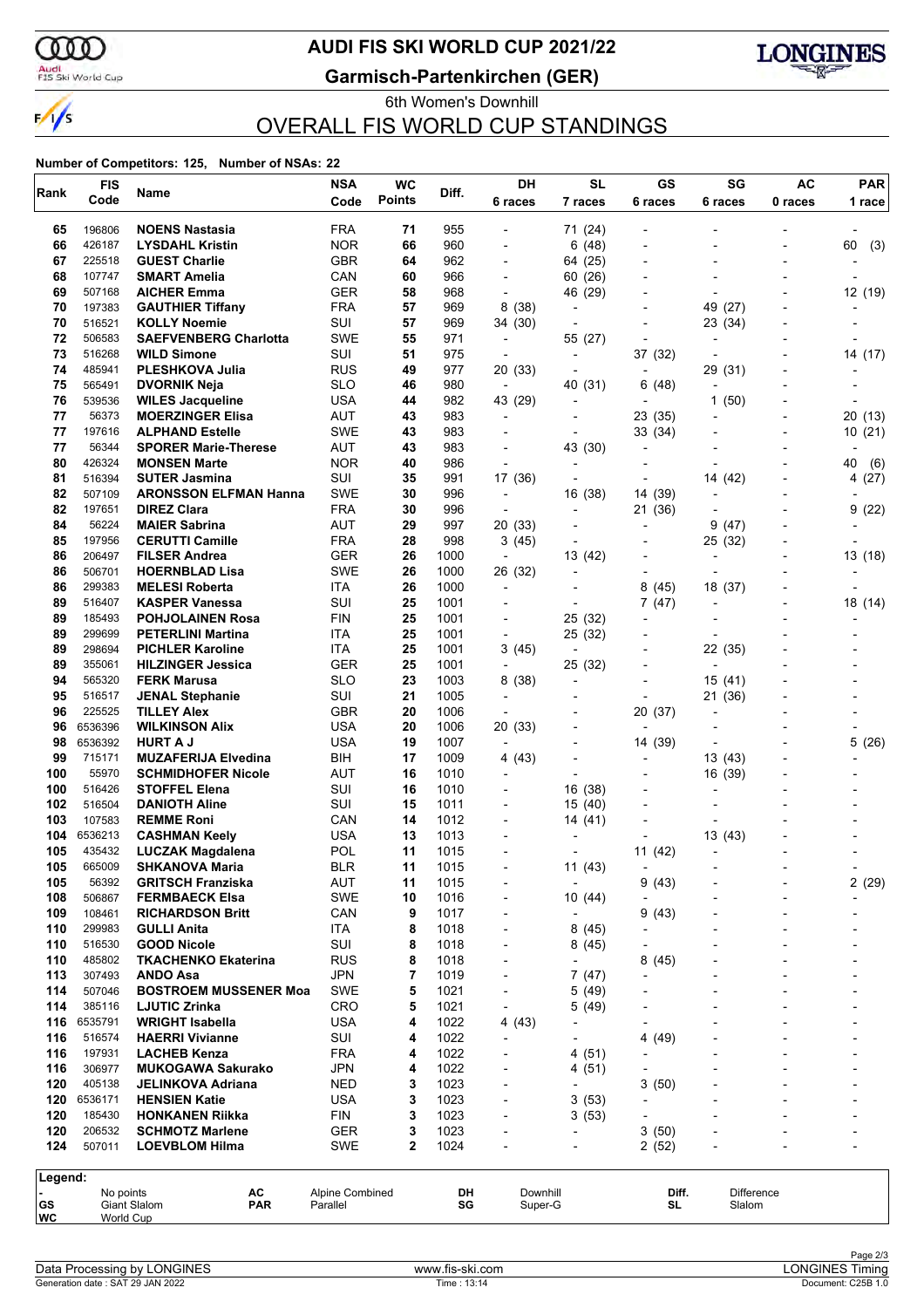# AUDI FIS SKI WORLD CUP 2021/22

## Garmisch-Partenkirchen (GER)

6th Women's Downhill

## OVERALL FIS WORLD CUP STANDINGS

**Number of Competitors: 125, Number of NSAs: 22**

| Rank | FIS Code | Name | NSA Code | WC Points | Diff. | DH 6 races | SL 7 races | GS 6 races | SG 6 races | AC 0 races | PAR 1 race |
|---|---|---|---|---|---|---|---|---|---|---|---|
| 65 | 196806 | **NOENS Nastasia** | FRA | **71** | 955 | - | 71 (24) | - | - | - | - |
| 66 | 426187 | **LYSDAHL Kristin** | NOR | **66** | 960 | - | 6 (48) | - | - | - | 60 (3) |
| 67 | 225518 | **GUEST Charlie** | GBR | **64** | 962 | - | 64 (25) | - | - | - | - |
| 68 | 107747 | **SMART Amelia** | CAN | **60** | 966 | - | 60 (26) | - | - | - | - |
| 69 | 507168 | **AICHER Emma** | GER | **58** | 968 | - | 46 (29) | - | - | - | 12 (19) |
| 70 | 197383 | **GAUTHIER Tiffany** | FRA | **57** | 969 | 8 (38) | - | - | 49 (27) | - | - |
| 70 | 516521 | **KOLLY Noemie** | SUI | **57** | 969 | 34 (30) | - | - | 23 (34) | - | - |
| 72 | 506583 | **SAEFVENBERG Charlotta** | SWE | **55** | 971 | - | 55 (27) | - | - | - | - |
| 73 | 516268 | **WILD Simone** | SUI | **51** | 975 | - | - | 37 (32) | - | - | 14 (17) |
| 74 | 485941 | **PLESHKOVA Julia** | RUS | **49** | 977 | 20 (33) | - | - | 29 (31) | - | - |
| 75 | 565491 | **DVORNIK Neja** | SLO | **46** | 980 | - | 40 (31) | 6 (48) | - | - | - |
| 76 | 539536 | **WILES Jacqueline** | USA | **44** | 982 | 43 (29) | - | - | 1 (50) | - | - |
| 77 | 56373 | **MOERZINGER Elisa** | AUT | **43** | 983 | - | - | 23 (35) | - | - | 20 (13) |
| 77 | 197616 | **ALPHAND Estelle** | SWE | **43** | 983 | - | - | 33 (34) | - | - | 10 (21) |
| 77 | 56344 | **SPORER Marie-Therese** | AUT | **43** | 983 | - | 43 (30) | - | - | - | - |
| 80 | 426324 | **MONSEN Marte** | NOR | **40** | 986 | - | - | - | - | - | 40 (6) |
| 81 | 516394 | **SUTER Jasmina** | SUI | **35** | 991 | 17 (36) | - | - | 14 (42) | - | 4 (27) |
| 82 | 507109 | **ARONSSON ELFMAN Hanna** | SWE | **30** | 996 | - | 16 (38) | 14 (39) | - | - | - |
| 82 | 197651 | **DIREZ Clara** | FRA | **30** | 996 | - | - | 21 (36) | - | - | 9 (22) |
| 84 | 56224 | **MAIER Sabrina** | AUT | **29** | 997 | 20 (33) | - | - | 9 (47) | - | - |
| 85 | 197956 | **CERUTTI Camille** | FRA | **28** | 998 | 3 (45) | - | - | 25 (32) | - | - |
| 86 | 206497 | **FILSER Andrea** | GER | **26** | 1000 | - | 13 (42) | - | - | - | 13 (18) |
| 86 | 506701 | **HOERNBLAD Lisa** | SWE | **26** | 1000 | 26 (32) | - | - | - | - | - |
| 86 | 299383 | **MELESI Roberta** | ITA | **26** | 1000 | - | - | 8 (45) | 18 (37) | - | - |
| 89 | 516407 | **KASPER Vanessa** | SUI | **25** | 1001 | - | - | 7 (47) | - | - | 18 (14) |
| 89 | 185493 | **POHJOLAINEN Rosa** | FIN | **25** | 1001 | - | 25 (32) | - | - | - | - |
| 89 | 299699 | **PETERLINI Martina** | ITA | **25** | 1001 | - | 25 (32) | - | - | - | - |
| 89 | 298694 | **PICHLER Karoline** | ITA | **25** | 1001 | 3 (45) | - | - | 22 (35) | - | - |
| 89 | 355061 | **HILZINGER Jessica** | GER | **25** | 1001 | - | 25 (32) | - | - | - | - |
| 94 | 565320 | **FERK Marusa** | SLO | **23** | 1003 | 8 (38) | - | - | 15 (41) | - | - |
| 95 | 516517 | **JENAL Stephanie** | SUI | **21** | 1005 | - | - | - | 21 (36) | - | - |
| 96 | 225525 | **TILLEY Alex** | GBR | **20** | 1006 | - | - | 20 (37) | - | - | - |
| 96 | 6536396 | **WILKINSON Alix** | USA | **20** | 1006 | 20 (33) | - | - | - | - | - |
| 98 | 6536392 | **HURT A J** | USA | **19** | 1007 | - | - | 14 (39) | - | - | 5 (26) |
| 99 | 715171 | **MUZAFERIJA Elvedina** | BIH | **17** | 1009 | 4 (43) | - | - | 13 (43) | - | - |
| 100 | 55970 | **SCHMIDHOFER Nicole** | AUT | **16** | 1010 | - | - | - | 16 (39) | - | - |
| 100 | 516426 | **STOFFEL Elena** | SUI | **16** | 1010 | - | 16 (38) | - | - | - | - |
| 102 | 516504 | **DANIOTH Aline** | SUI | **15** | 1011 | - | 15 (40) | - | - | - | - |
| 103 | 107583 | **REMME Roni** | CAN | **14** | 1012 | - | 14 (41) | - | - | - | - |
| 104 | 6536213 | **CASHMAN Keely** | USA | **13** | 1013 | - | - | - | 13 (43) | - | - |
| 105 | 435432 | **LUCZAK Magdalena** | POL | **11** | 1015 | - | - | 11 (42) | - | - | - |
| 105 | 665009 | **SHKANOVA Maria** | BLR | **11** | 1015 | - | 11 (43) | - | - | - | - |
| 105 | 56392 | **GRITSCH Franziska** | AUT | **11** | 1015 | - | - | 9 (43) | - | - | 2 (29) |
| 108 | 506867 | **FERMBAECK Elsa** | SWE | **10** | 1016 | - | 10 (44) | - | - | - | - |
| 109 | 108461 | **RICHARDSON Britt** | CAN | **9** | 1017 | - | - | 9 (43) | - | - | - |
| 110 | 299983 | **GULLI Anita** | ITA | **8** | 1018 | - | 8 (45) | - | - | - | - |
| 110 | 516530 | **GOOD Nicole** | SUI | **8** | 1018 | - | 8 (45) | - | - | - | - |
| 110 | 485802 | **TKACHENKO Ekaterina** | RUS | **8** | 1018 | - | - | 8 (45) | - | - | - |
| 113 | 307493 | **ANDO Asa** | JPN | **7** | 1019 | - | 7 (47) | - | - | - | - |
| 114 | 507046 | **BOSTROEM MUSSENER Moa** | SWE | **5** | 1021 | - | 5 (49) | - | - | - | - |
| 114 | 385116 | **LJUTIC Zrinka** | CRO | **5** | 1021 | - | 5 (49) | - | - | - | - |
| 116 | 6535791 | **WRIGHT Isabella** | USA | **4** | 1022 | 4 (43) | - | - | - | - | - |
| 116 | 516574 | **HAERRI Vivianne** | SUI | **4** | 1022 | - | - | 4 (49) | - | - | - |
| 116 | 197931 | **LACHEB Kenza** | FRA | **4** | 1022 | - | 4 (51) | - | - | - | - |
| 116 | 306977 | **MUKOGAWA Sakurako** | JPN | **4** | 1022 | - | 4 (51) | - | - | - | - |
| 120 | 405138 | **JELINKOVA Adriana** | NED | **3** | 1023 | - | - | 3 (50) | - | - | - |
| 120 | 6536171 | **HENSIEN Katie** | USA | **3** | 1023 | - | 3 (53) | - | - | - | - |
| 120 | 185430 | **HONKANEN Riikka** | FIN | **3** | 1023 | - | 3 (53) | - | - | - | - |
| 120 | 206532 | **SCHMOTZ Marlene** | GER | **3** | 1023 | - | - | 3 (50) | - | - | - |
| 124 | 507011 | **LOEVBLOM Hilma** | SWE | **2** | 1024 | - | - | 2 (52) | - | - | - |

**Legend:**

| | | | | | | | |
|---|---|---|---|---|---|---|---|
| - | No points | AC | Alpine Combined | DH | Downhill | Diff. | Difference |
| GS | Giant Slalom | PAR | Parallel | SG | Super-G | SL | Slalom |
| WC | World Cup | | | | | | |

Data Processing by LONGINES — www.fis-ski.com — LONGINES Timing

Generation date : SAT 29 JAN 2022 — Time : 13:14 — Document: C25B 1.0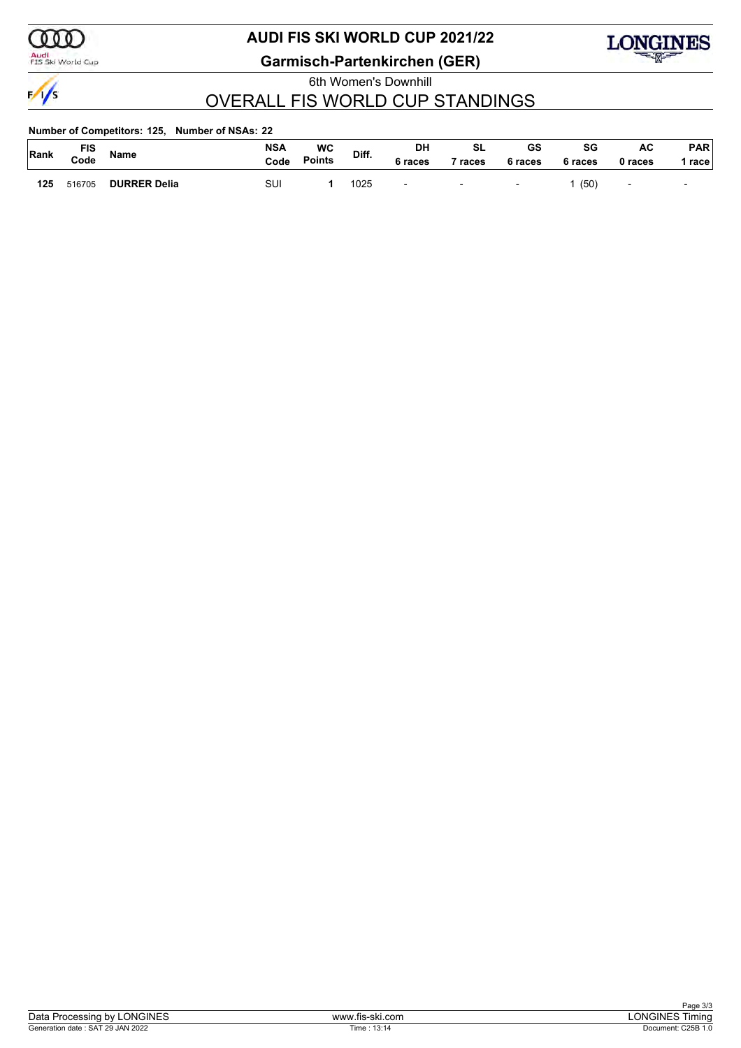# AUDI FIS SKI WORLD CUP 2021/22

## Garmisch-Partenkirchen (GER)

6th Women's Downhill

## OVERALL FIS WORLD CUP STANDINGS

**Number of Competitors: 125, Number of NSAs: 22**

| Rank | FIS Code | Name | NSA Code | WC Points | Diff. | DH 6 races | SL 7 races | GS 6 races | SG 6 races | AC 0 races | PAR 1 race |
|---|---|---|---|---|---|---|---|---|---|---|---|
| **125** | 516705 | **DURRER Delia** | SUI | **1** | 1025 | - | - | - | 1 (50) | - | - |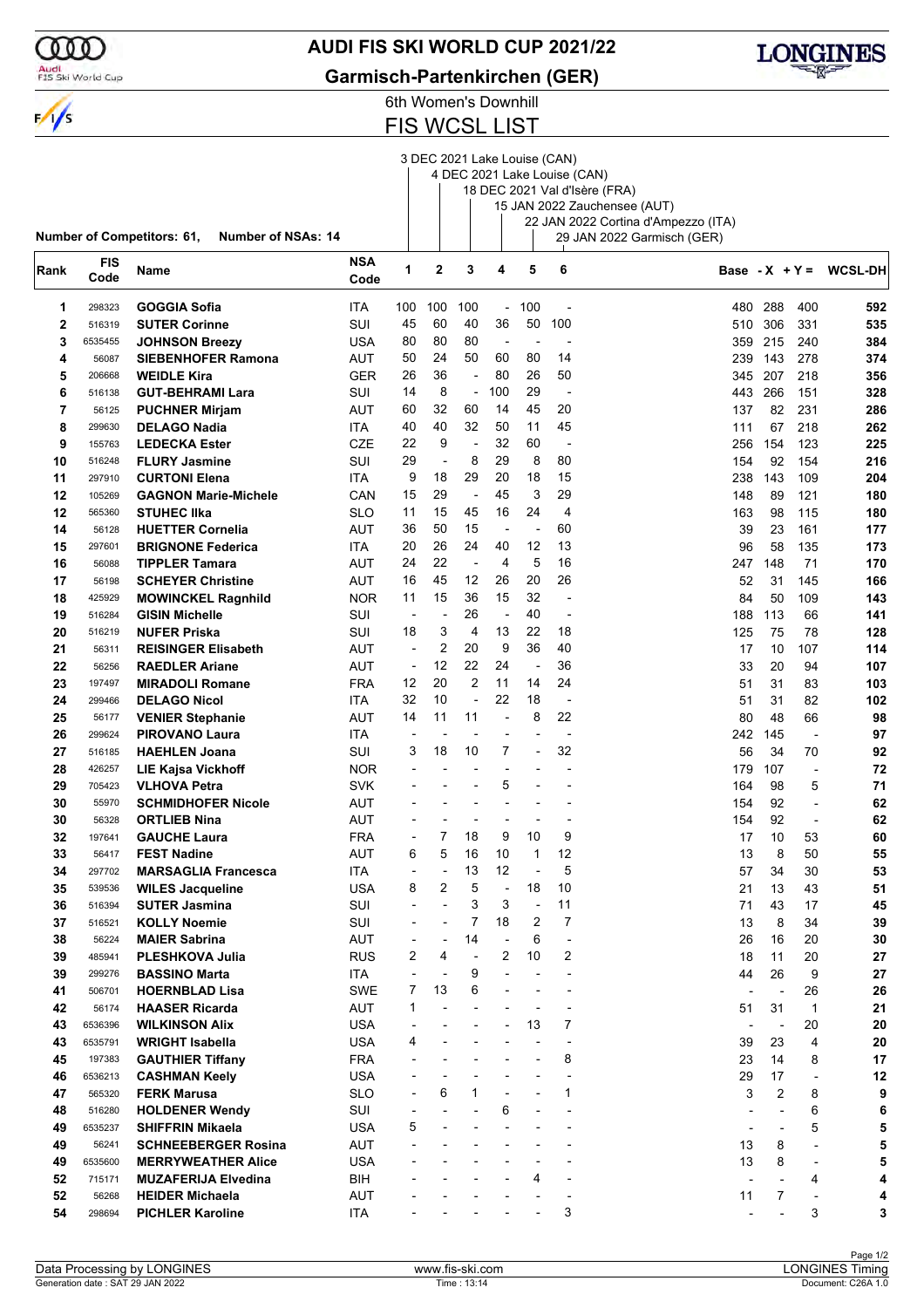# AUDI FIS SKI WORLD CUP 2021/22

## Garmisch-Partenkirchen (GER)

### 6th Women's Downhill

## FIS WCSL LIST

1. 3 DEC 2021 Lake Louise (CAN)
2. 4 DEC 2021 Lake Louise (CAN)
3. 18 DEC 2021 Val d'Isère (FRA)
4. 15 JAN 2022 Zauchensee (AUT)
5. 22 JAN 2022 Cortina d'Ampezzo (ITA)
6. 29 JAN 2022 Garmisch (GER)

**Number of Competitors: 61, Number of NSAs: 14**

| Rank | FIS Code | Name | NSA Code | 1 | 2 | 3 | 4 | 5 | 6 | Base | - X | + Y = | WCSL-DH |
|---|---|---|---|---|---|---|---|---|---|---|---|---|---|
| 1 | 298323 | **GOGGIA Sofia** | ITA | 100 | 100 | 100 | - | 100 | - | 480 | 288 | 400 | **592** |
| 2 | 516319 | **SUTER Corinne** | SUI | 45 | 60 | 40 | 36 | 50 | 100 | 510 | 306 | 331 | **535** |
| 3 | 6535455 | **JOHNSON Breezy** | USA | 80 | 80 | 80 | - | - | - | 359 | 215 | 240 | **384** |
| 4 | 56087 | **SIEBENHOFER Ramona** | AUT | 50 | 24 | 50 | 60 | 80 | 14 | 239 | 143 | 278 | **374** |
| 5 | 206668 | **WEIDLE Kira** | GER | 26 | 36 | - | 80 | 26 | 50 | 345 | 207 | 218 | **356** |
| 6 | 516138 | **GUT-BEHRAMI Lara** | SUI | 14 | 8 | - | 100 | 29 | - | 443 | 266 | 151 | **328** |
| 7 | 56125 | **PUCHNER Mirjam** | AUT | 60 | 32 | 60 | 14 | 45 | 20 | 137 | 82 | 231 | **286** |
| 8 | 299630 | **DELAGO Nadia** | ITA | 40 | 40 | 32 | 50 | 11 | 45 | 111 | 67 | 218 | **262** |
| 9 | 155763 | **LEDECKA Ester** | CZE | 22 | 9 | - | 32 | 60 | - | 256 | 154 | 123 | **225** |
| 10 | 516248 | **FLURY Jasmine** | SUI | 29 | - | 8 | 29 | 8 | 80 | 154 | 92 | 154 | **216** |
| 11 | 297910 | **CURTONI Elena** | ITA | 9 | 18 | 29 | 20 | 18 | 15 | 238 | 143 | 109 | **204** |
| 12 | 105269 | **GAGNON Marie-Michele** | CAN | 15 | 29 | - | 45 | 3 | 29 | 148 | 89 | 121 | **180** |
| 12 | 565360 | **STUHEC Ilka** | SLO | 11 | 15 | 45 | 16 | 24 | 4 | 163 | 98 | 115 | **180** |
| 14 | 56128 | **HUETTER Cornelia** | AUT | 36 | 50 | 15 | - | - | 60 | 39 | 23 | 161 | **177** |
| 15 | 297601 | **BRIGNONE Federica** | ITA | 20 | 26 | 24 | 40 | 12 | 13 | 96 | 58 | 135 | **173** |
| 16 | 56088 | **TIPPLER Tamara** | AUT | 24 | 22 | - | 4 | 5 | 16 | 247 | 148 | 71 | **170** |
| 17 | 56198 | **SCHEYER Christine** | AUT | 16 | 45 | 12 | 26 | 20 | 26 | 52 | 31 | 145 | **166** |
| 18 | 425929 | **MOWINCKEL Ragnhild** | NOR | 11 | 15 | 36 | 15 | 32 | - | 84 | 50 | 109 | **143** |
| 19 | 516284 | **GISIN Michelle** | SUI | - | - | 26 | - | 40 | - | 188 | 113 | 66 | **141** |
| 20 | 516219 | **NUFER Priska** | SUI | 18 | 3 | 4 | 13 | 22 | 18 | 125 | 75 | 78 | **128** |
| 21 | 56311 | **REISINGER Elisabeth** | AUT | - | 2 | 20 | 9 | 36 | 40 | 17 | 10 | 107 | **114** |
| 22 | 56256 | **RAEDLER Ariane** | AUT | - | 12 | 22 | 24 | - | 36 | 33 | 20 | 94 | **107** |
| 23 | 197497 | **MIRADOLI Romane** | FRA | 12 | 20 | 2 | 11 | 14 | 24 | 51 | 31 | 83 | **103** |
| 24 | 299466 | **DELAGO Nicol** | ITA | 32 | 10 | - | 22 | 18 | - | 51 | 31 | 82 | **102** |
| 25 | 56177 | **VENIER Stephanie** | AUT | 14 | 11 | 11 | - | 8 | 22 | 80 | 48 | 66 | **98** |
| 26 | 299624 | **PIROVANO Laura** | ITA | - | - | - | - | - | - | 242 | 145 | - | **97** |
| 27 | 516185 | **HAEHLEN Joana** | SUI | 3 | 18 | 10 | 7 | - | 32 | 56 | 34 | 70 | **92** |
| 28 | 426257 | **LIE Kajsa Vickhoff** | NOR | - | - | - | - | - | - | 179 | 107 | - | **72** |
| 29 | 705423 | **VLHOVA Petra** | SVK | - | - | - | 5 | - | - | 164 | 98 | 5 | **71** |
| 30 | 55970 | **SCHMIDHOFER Nicole** | AUT | - | - | - | - | - | - | 154 | 92 | - | **62** |
| 30 | 56328 | **ORTLIEB Nina** | AUT | - | - | - | - | - | - | 154 | 92 | - | **62** |
| 32 | 197641 | **GAUCHE Laura** | FRA | - | 7 | 18 | 9 | 10 | 9 | 17 | 10 | 53 | **60** |
| 33 | 56417 | **FEST Nadine** | AUT | 6 | 5 | 16 | 10 | 1 | 12 | 13 | 8 | 50 | **55** |
| 34 | 297702 | **MARSAGLIA Francesca** | ITA | - | - | 13 | 12 | - | 5 | 57 | 34 | 30 | **53** |
| 35 | 539536 | **WILES Jacqueline** | USA | 8 | 2 | 5 | - | 18 | 10 | 21 | 13 | 43 | **51** |
| 36 | 516394 | **SUTER Jasmina** | SUI | - | - | 3 | 3 | - | 11 | 71 | 43 | 17 | **45** |
| 37 | 516521 | **KOLLY Noemie** | SUI | - | - | 7 | 18 | 2 | 7 | 13 | 8 | 34 | **39** |
| 38 | 56224 | **MAIER Sabrina** | AUT | - | - | 14 | - | 6 | - | 26 | 16 | 20 | **30** |
| 39 | 485941 | **PLESHKOVA Julia** | RUS | 2 | 4 | - | 2 | 10 | 2 | 18 | 11 | 20 | **27** |
| 39 | 299276 | **BASSINO Marta** | ITA | - | - | 9 | - | - | - | 44 | 26 | 9 | **27** |
| 41 | 506701 | **HOERNBLAD Lisa** | SWE | 7 | 13 | 6 | - | - | - | - | - | 26 | **26** |
| 42 | 56174 | **HAASER Ricarda** | AUT | 1 | - | - | - | - | - | 51 | 31 | 1 | **21** |
| 43 | 6536396 | **WILKINSON Alix** | USA | - | - | - | - | 13 | 7 | - | - | 20 | **20** |
| 43 | 6535791 | **WRIGHT Isabella** | USA | 4 | - | - | - | - | - | 39 | 23 | 4 | **20** |
| 45 | 197383 | **GAUTHIER Tiffany** | FRA | - | - | - | - | - | 8 | 23 | 14 | 8 | **17** |
| 46 | 6536213 | **CASHMAN Keely** | USA | - | - | - | - | - | - | 29 | 17 | - | **12** |
| 47 | 565320 | **FERK Marusa** | SLO | - | 6 | 1 | - | - | 1 | 3 | 2 | 8 | **9** |
| 48 | 516280 | **HOLDENER Wendy** | SUI | - | - | - | 6 | - | - | - | - | 6 | **6** |
| 49 | 6535237 | **SHIFFRIN Mikaela** | USA | 5 | - | - | - | - | - | - | - | 5 | **5** |
| 49 | 56241 | **SCHNEEBERGER Rosina** | AUT | - | - | - | - | - | - | 13 | 8 | - | **5** |
| 49 | 6535600 | **MERRYWEATHER Alice** | USA | - | - | - | - | - | - | 13 | 8 | - | **5** |
| 52 | 715171 | **MUZAFERIJA Elvedina** | BIH | - | - | - | - | 4 | - | - | - | 4 | **4** |
| 52 | 56268 | **HEIDER Michaela** | AUT | - | - | - | - | - | - | 11 | 7 | - | **4** |
| 54 | 298694 | **PICHLER Karoline** | ITA | - | - | - | - | - | 3 | - | - | 3 | **3** |

Data Processing by LONGINES — www.fis-ski.com — LONGINES Timing

Generation date : SAT 29 JAN 2022 — Time : 13:14 — Document: C26A 1.0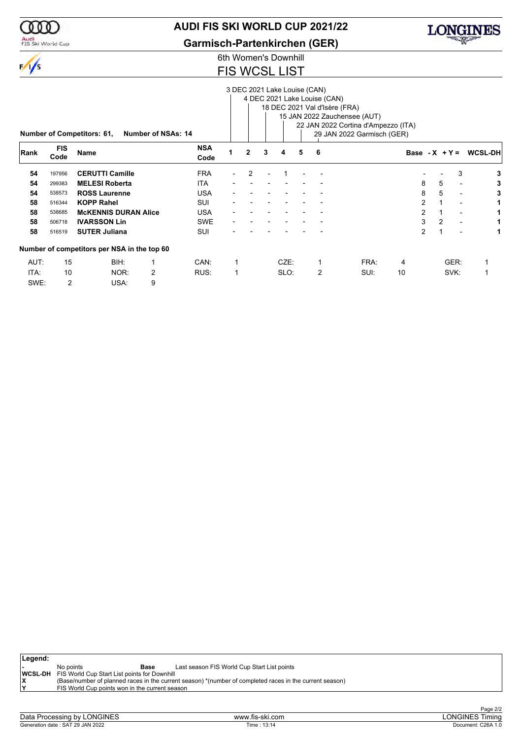# AUDI FIS SKI WORLD CUP 2021/22

## Garmisch-Partenkirchen (GER)

### 6th Women's Downhill

## FIS WCSL LIST

Races:
1. 3 DEC 2021 Lake Louise (CAN)
2. 4 DEC 2021 Lake Louise (CAN)
3. 18 DEC 2021 Val d'Isère (FRA)
4. 15 JAN 2022 Zauchensee (AUT)
5. 22 JAN 2022 Cortina d'Ampezzo (ITA)
6. 29 JAN 2022 Garmisch (GER)

**Number of Competitors: 61,** **Number of NSAs: 14**

| Rank | FIS Code | Name | NSA Code | 1 | 2 | 3 | 4 | 5 | 6 | Base | -X | +Y = | WCSL-DH |
|---|---|---|---|---|---|---|---|---|---|---|---|---|---|
| **54** | 197956 | **CERUTTI Camille** | FRA | - | 2 | - | 1 | - | - | - | - | 3 | **3** |
| **54** | 299383 | **MELESI Roberta** | ITA | - | - | - | - | - | - | 8 | 5 | - | **3** |
| **54** | 538573 | **ROSS Laurenne** | USA | - | - | - | - | - | - | 8 | 5 | - | **3** |
| **58** | 516344 | **KOPP Rahel** | SUI | - | - | - | - | - | - | 2 | 1 | - | **1** |
| **58** | 538685 | **McKENNIS DURAN Alice** | USA | - | - | - | - | - | - | 2 | 1 | - | **1** |
| **58** | 506718 | **IVARSSON Lin** | SWE | - | - | - | - | - | - | 3 | 2 | - | **1** |
| **58** | 516519 | **SUTER Juliana** | SUI | - | - | - | - | - | - | 2 | 1 | - | **1** |

**Number of competitors per NSA in the top 60**

| | | | | | | | | | | | |
|---|---|---|---|---|---|---|---|---|---|---|---|
| AUT: | 15 | BIH: | 1 | CAN: | 1 | CZE: | 1 | FRA: | 4 | GER: | 1 |
| ITA: | 10 | NOR: | 2 | RUS: | 1 | SLO: | 2 | SUI: | 10 | SVK: | 1 |
| SWE: | 2 | USA: | 9 | | | | | | | | |

**Legend:**

- **-** No points
- **Base** Last season FIS World Cup Start List points
- **WCSL-DH** FIS World Cup Start List points for Downhill
- **X** (Base/number of planned races in the current season) *(number of completed races in the current season)
- **Y** FIS World Cup points won in the current season

Data Processing by LONGINES | www.fis-ski.com | LONGINES Timing
Generation date : SAT 29 JAN 2022 | Time : 13:14 | Document: C26A 1.0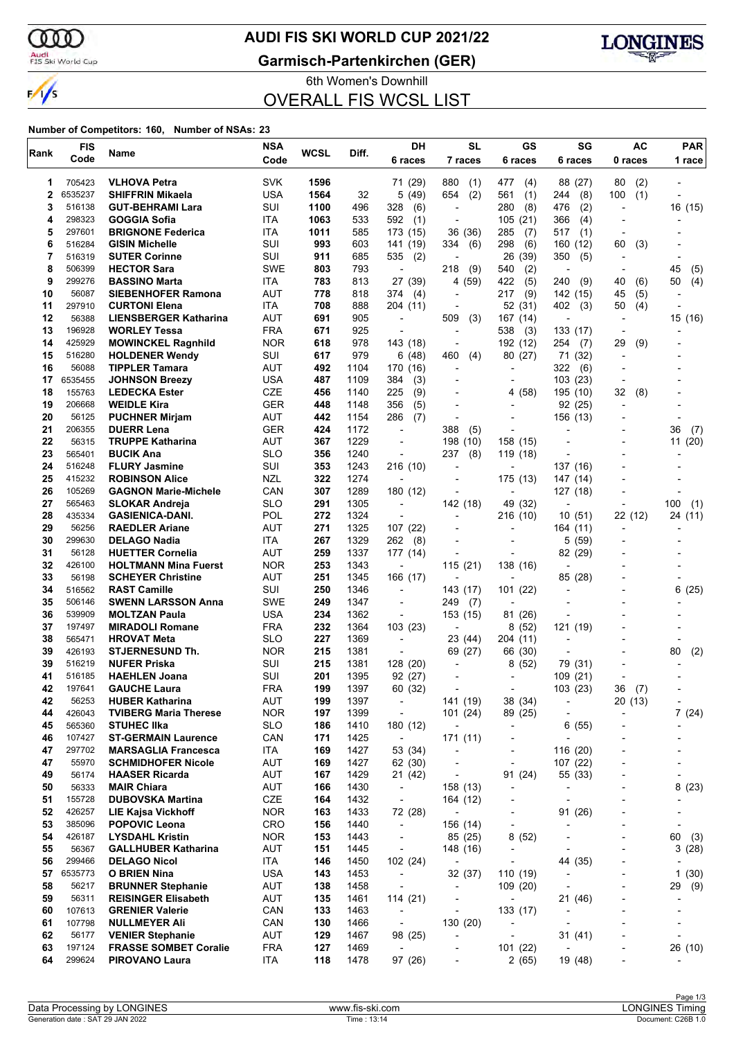# AUDI FIS SKI WORLD CUP 2021/22

## Garmisch-Partenkirchen (GER)

6th Women's Downhill

## OVERALL FIS WCSL LIST

**Number of Competitors: 160, Number of NSAs: 23**

| Rank | FIS Code | Name | NSA Code | WCSL | Diff. | DH 6 races | SL 7 races | GS 6 races | SG 6 races | AC 0 races | PAR 1 race |
|---|---|---|---|---|---|---|---|---|---|---|---|
| 1 | 705423 | **VLHOVA Petra** | SVK | **1596** | | 71 (29) | 880 (1) | 477 (4) | 88 (27) | 80 (2) | - |
| 2 | 6535237 | **SHIFFRIN Mikaela** | USA | **1564** | 32 | 5 (49) | 654 (2) | 561 (1) | 244 (8) | 100 (1) | - |
| 3 | 516138 | **GUT-BEHRAMI Lara** | SUI | **1100** | 496 | 328 (6) | - | 280 (8) | 476 (2) | - | 16 (15) |
| 4 | 298323 | **GOGGIA Sofia** | ITA | **1063** | 533 | 592 (1) | - | 105 (21) | 366 (4) | - | - |
| 5 | 297601 | **BRIGNONE Federica** | ITA | **1011** | 585 | 173 (15) | 36 (36) | 285 (7) | 517 (1) | - | - |
| 6 | 516284 | **GISIN Michelle** | SUI | **993** | 603 | 141 (19) | 334 (6) | 298 (6) | 160 (12) | 60 (3) | - |
| 7 | 516319 | **SUTER Corinne** | SUI | **911** | 685 | 535 (2) | - | 26 (39) | 350 (5) | - | - |
| 8 | 506399 | **HECTOR Sara** | SWE | **803** | 793 | - | 218 (9) | 540 (2) | - | - | 45 (5) |
| 9 | 299276 | **BASSINO Marta** | ITA | **783** | 813 | 27 (39) | 4 (59) | 422 (5) | 240 (9) | 40 (6) | 50 (4) |
| 10 | 56087 | **SIEBENHOFER Ramona** | AUT | **778** | 818 | 374 (4) | - | 217 (9) | 142 (15) | 45 (5) | - |
| 11 | 297910 | **CURTONI Elena** | ITA | **708** | 888 | 204 (11) | - | 52 (31) | 402 (3) | 50 (4) | - |
| 12 | 56388 | **LIENSBERGER Katharina** | AUT | **691** | 905 | - | 509 (3) | 167 (14) | - | - | 15 (16) |
| 13 | 196928 | **WORLEY Tessa** | FRA | **671** | 925 | - | - | 538 (3) | 133 (17) | - | - |
| 14 | 425929 | **MOWINCKEL Ragnhild** | NOR | **618** | 978 | 143 (18) | - | 192 (12) | 254 (7) | 29 (9) | - |
| 15 | 516280 | **HOLDENER Wendy** | SUI | **617** | 979 | 6 (48) | 460 (4) | 80 (27) | 71 (32) | - | - |
| 16 | 56088 | **TIPPLER Tamara** | AUT | **492** | 1104 | 170 (16) | - | - | 322 (6) | - | - |
| 17 | 6535455 | **JOHNSON Breezy** | USA | **487** | 1109 | 384 (3) | - | - | 103 (23) | - | - |
| 18 | 155763 | **LEDECKA Ester** | CZE | **456** | 1140 | 225 (9) | - | 4 (58) | 195 (10) | 32 (8) | - |
| 19 | 206668 | **WEIDLE Kira** | GER | **448** | 1148 | 356 (5) | - | - | 92 (25) | - | - |
| 20 | 56125 | **PUCHNER Mirjam** | AUT | **442** | 1154 | 286 (7) | - | - | 156 (13) | - | - |
| 21 | 206355 | **DUERR Lena** | GER | **424** | 1172 | - | 388 (5) | - | - | - | 36 (7) |
| 22 | 56315 | **TRUPPE Katharina** | AUT | **367** | 1229 | - | 198 (10) | 158 (15) | - | - | 11 (20) |
| 23 | 565401 | **BUCIK Ana** | SLO | **356** | 1240 | - | 237 (8) | 119 (18) | - | - | - |
| 24 | 516248 | **FLURY Jasmine** | SUI | **353** | 1243 | 216 (10) | - | - | 137 (16) | - | - |
| 25 | 415232 | **ROBINSON Alice** | NZL | **322** | 1274 | - | - | 175 (13) | 147 (14) | - | - |
| 26 | 105269 | **GAGNON Marie-Michele** | CAN | **307** | 1289 | 180 (12) | - | - | 127 (18) | - | - |
| 27 | 565463 | **SLOKAR Andreja** | SLO | **291** | 1305 | - | 142 (18) | 49 (32) | - | - | 100 (1) |
| 28 | 435334 | **GASIENICA-DANI.** | POL | **272** | 1324 | - | - | 216 (10) | 10 (51) | 22 (12) | 24 (11) |
| 29 | 56256 | **RAEDLER Ariane** | AUT | **271** | 1325 | 107 (22) | - | - | 164 (11) | - | - |
| 30 | 299630 | **DELAGO Nadia** | ITA | **267** | 1329 | 262 (8) | - | - | 5 (59) | - | - |
| 31 | 56128 | **HUETTER Cornelia** | AUT | **259** | 1337 | 177 (14) | - | - | 82 (29) | - | - |
| 32 | 426100 | **HOLTMANN Mina Fuerst** | NOR | **253** | 1343 | - | 115 (21) | 138 (16) | - | - | - |
| 33 | 56198 | **SCHEYER Christine** | AUT | **251** | 1345 | 166 (17) | - | - | 85 (28) | - | - |
| 34 | 516562 | **RAST Camille** | SUI | **250** | 1346 | - | 143 (17) | 101 (22) | - | - | 6 (25) |
| 35 | 506146 | **SWENN LARSSON Anna** | SWE | **249** | 1347 | - | 249 (7) | - | - | - | - |
| 36 | 539909 | **MOLTZAN Paula** | USA | **234** | 1362 | - | 153 (15) | 81 (26) | - | - | - |
| 37 | 197497 | **MIRADOLI Romane** | FRA | **232** | 1364 | 103 (23) | - | 8 (52) | 121 (19) | - | - |
| 38 | 565471 | **HROVAT Meta** | SLO | **227** | 1369 | - | 23 (44) | 204 (11) | - | - | - |
| 39 | 426193 | **STJERNESUND Th.** | NOR | **215** | 1381 | - | 69 (27) | 66 (30) | - | - | 80 (2) |
| 39 | 516219 | **NUFER Priska** | SUI | **215** | 1381 | 128 (20) | - | 8 (52) | 79 (31) | - | - |
| 41 | 516185 | **HAEHLEN Joana** | SUI | **201** | 1395 | 92 (27) | - | - | 109 (21) | - | - |
| 42 | 197641 | **GAUCHE Laura** | FRA | **199** | 1397 | 60 (32) | - | - | 103 (23) | 36 (7) | - |
| 42 | 56253 | **HUBER Katharina** | AUT | **199** | 1397 | - | 141 (19) | 38 (34) | - | 20 (13) | - |
| 44 | 426043 | **TVIBERG Maria Therese** | NOR | **197** | 1399 | - | 101 (24) | 89 (25) | - | - | 7 (24) |
| 45 | 565360 | **STUHEC Ilka** | SLO | **186** | 1410 | 180 (12) | - | - | 6 (55) | - | - |
| 46 | 107427 | **ST-GERMAIN Laurence** | CAN | **171** | 1425 | - | 171 (11) | - | - | - | - |
| 47 | 297702 | **MARSAGLIA Francesca** | ITA | **169** | 1427 | 53 (34) | - | - | 116 (20) | - | - |
| 47 | 55970 | **SCHMIDHOFER Nicole** | AUT | **169** | 1427 | 62 (30) | - | - | 107 (22) | - | - |
| 49 | 56174 | **HAASER Ricarda** | AUT | **167** | 1429 | 21 (42) | - | 91 (24) | 55 (33) | - | - |
| 50 | 56333 | **MAIR Chiara** | AUT | **166** | 1430 | - | 158 (13) | - | - | - | 8 (23) |
| 51 | 155728 | **DUBOVSKA Martina** | CZE | **164** | 1432 | - | 164 (12) | - | - | - | - |
| 52 | 426257 | **LIE Kajsa Vickhoff** | NOR | **163** | 1433 | 72 (28) | - | - | 91 (26) | - | - |
| 53 | 385096 | **POPOVIC Leona** | CRO | **156** | 1440 | - | 156 (14) | - | - | - | - |
| 54 | 426187 | **LYSDAHL Kristin** | NOR | **153** | 1443 | - | 85 (25) | 8 (52) | - | - | 60 (3) |
| 55 | 56367 | **GALLHUBER Katharina** | AUT | **151** | 1445 | - | 148 (16) | - | - | - | 3 (28) |
| 56 | 299466 | **DELAGO Nicol** | ITA | **146** | 1450 | 102 (24) | - | - | 44 (35) | - | - |
| 57 | 6535773 | **O BRIEN Nina** | USA | **143** | 1453 | - | 32 (37) | 110 (19) | - | - | 1 (30) |
| 58 | 56217 | **BRUNNER Stephanie** | AUT | **138** | 1458 | - | - | 109 (20) | - | - | 29 (9) |
| 59 | 56311 | **REISINGER Elisabeth** | AUT | **135** | 1461 | 114 (21) | - | - | 21 (46) | - | - |
| 60 | 107613 | **GRENIER Valerie** | CAN | **133** | 1463 | - | - | 133 (17) | - | - | - |
| 61 | 107798 | **NULLMEYER Ali** | CAN | **130** | 1466 | - | 130 (20) | - | - | - | - |
| 62 | 56177 | **VENIER Stephanie** | AUT | **129** | 1467 | 98 (25) | - | - | 31 (41) | - | - |
| 63 | 197124 | **FRASSE SOMBET Coralie** | FRA | **127** | 1469 | - | - | 101 (22) | - | - | 26 (10) |
| 64 | 299624 | **PIROVANO Laura** | ITA | **118** | 1478 | 97 (26) | - | 2 (65) | 19 (48) | - | - |

Data Processing by LONGINES | www.fis-ski.com | LONGINES Timing

Generation date : SAT 29 JAN 2022 | Time : 13:14 | Document: C26B 1.0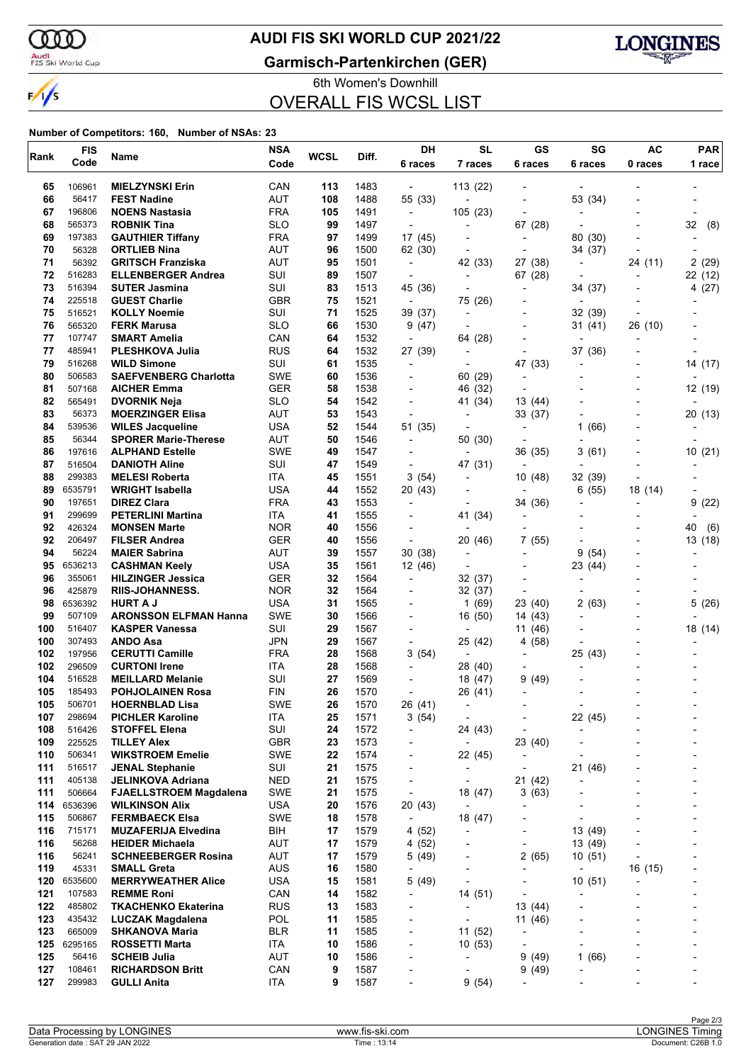# AUDI FIS SKI WORLD CUP 2021/22

## Garmisch-Partenkirchen (GER)

6th Women's Downhill

## OVERALL FIS WCSL LIST

**Number of Competitors: 160, Number of NSAs: 23**

| Rank | FIS Code | Name | NSA Code | WCSL | Diff. | DH 6 races | SL 7 races | GS 6 races | SG 6 races | AC 0 races | PAR 1 race |
|---|---|---|---|---|---|---|---|---|---|---|---|
| 65 | 106961 | **MIELZYNSKI Erin** | CAN | **113** | 1483 | - | 113 (22) | - | - | - | - |
| 66 | 56417 | **FEST Nadine** | AUT | **108** | 1488 | 55 (33) | - | - | 53 (34) | - | - |
| 67 | 196806 | **NOENS Nastasia** | FRA | **105** | 1491 | - | 105 (23) | - | - | - | - |
| 68 | 565373 | **ROBNIK Tina** | SLO | **99** | 1497 | - | - | 67 (28) | - | - | 32 (8) |
| 69 | 197383 | **GAUTHIER Tiffany** | FRA | **97** | 1499 | 17 (45) | - | - | 80 (30) | - | - |
| 70 | 56328 | **ORTLIEB Nina** | AUT | **96** | 1500 | 62 (30) | - | - | 34 (37) | - | - |
| 71 | 56392 | **GRITSCH Franziska** | AUT | **95** | 1501 | - | 42 (33) | 27 (38) | - | 24 (11) | 2 (29) |
| 72 | 516283 | **ELLENBERGER Andrea** | SUI | **89** | 1507 | - | - | 67 (28) | - | - | 22 (12) |
| 73 | 516394 | **SUTER Jasmina** | SUI | **83** | 1513 | 45 (36) | - | - | 34 (37) | - | 4 (27) |
| 74 | 225518 | **GUEST Charlie** | GBR | **75** | 1521 | - | 75 (26) | - | - | - | - |
| 75 | 516521 | **KOLLY Noemie** | SUI | **71** | 1525 | 39 (37) | - | - | 32 (39) | - | - |
| 76 | 565320 | **FERK Marusa** | SLO | **66** | 1530 | 9 (47) | - | - | 31 (41) | 26 (10) | - |
| 77 | 107747 | **SMART Amelia** | CAN | **64** | 1532 | - | 64 (28) | - | - | - | - |
| 77 | 485941 | **PLESHKOVA Julia** | RUS | **64** | 1532 | 27 (39) | - | - | 37 (36) | - | - |
| 79 | 516268 | **WILD Simone** | SUI | **61** | 1535 | - | - | 47 (33) | - | - | 14 (17) |
| 80 | 506583 | **SAEFVENBERG Charlotta** | SWE | **60** | 1536 | - | 60 (29) | - | - | - | - |
| 81 | 507168 | **AICHER Emma** | GER | **58** | 1538 | - | 46 (32) | - | - | - | 12 (19) |
| 82 | 565491 | **DVORNIK Neja** | SLO | **54** | 1542 | - | 41 (34) | 13 (44) | - | - | - |
| 83 | 56373 | **MOERZINGER Elisa** | AUT | **53** | 1543 | - | - | 33 (37) | - | - | 20 (13) |
| 84 | 539536 | **WILES Jacqueline** | USA | **52** | 1544 | 51 (35) | - | - | 1 (66) | - | - |
| 85 | 56344 | **SPORER Marie-Therese** | AUT | **50** | 1546 | - | 50 (30) | - | - | - | - |
| 86 | 197616 | **ALPHAND Estelle** | SWE | **49** | 1547 | - | - | 36 (35) | 3 (61) | - | 10 (21) |
| 87 | 516504 | **DANIOTH Aline** | SUI | **47** | 1549 | - | 47 (31) | - | - | - | - |
| 88 | 299383 | **MELESI Roberta** | ITA | **45** | 1551 | 3 (54) | - | 10 (48) | 32 (39) | - | - |
| 89 | 6535791 | **WRIGHT Isabella** | USA | **44** | 1552 | 20 (43) | - | - | 6 (55) | 18 (14) | - |
| 90 | 197651 | **DIREZ Clara** | FRA | **43** | 1553 | - | - | 34 (36) | - | - | 9 (22) |
| 91 | 299699 | **PETERLINI Martina** | ITA | **41** | 1555 | - | 41 (34) | - | - | - | - |
| 92 | 426324 | **MONSEN Marte** | NOR | **40** | 1556 | - | - | - | - | - | 40 (6) |
| 92 | 206497 | **FILSER Andrea** | GER | **40** | 1556 | - | 20 (46) | 7 (55) | - | - | 13 (18) |
| 94 | 56224 | **MAIER Sabrina** | AUT | **39** | 1557 | 30 (38) | - | - | 9 (54) | - | - |
| 95 | 6536213 | **CASHMAN Keely** | USA | **35** | 1561 | 12 (46) | - | - | 23 (44) | - | - |
| 96 | 355061 | **HILZINGER Jessica** | GER | **32** | 1564 | - | 32 (37) | - | - | - | - |
| 96 | 425879 | **RIIS-JOHANNESS.** | NOR | **32** | 1564 | - | 32 (37) | - | - | - | - |
| 98 | 6536392 | **HURT A J** | USA | **31** | 1565 | - | 1 (69) | 23 (40) | 2 (63) | - | 5 (26) |
| 99 | 507109 | **ARONSSON ELFMAN Hanna** | SWE | **30** | 1566 | - | 16 (50) | 14 (43) | - | - | - |
| 100 | 516407 | **KASPER Vanessa** | SUI | **29** | 1567 | - | - | 11 (46) | - | - | 18 (14) |
| 100 | 307493 | **ANDO Asa** | JPN | **29** | 1567 | - | 25 (42) | 4 (58) | - | - | - |
| 102 | 197956 | **CERUTTI Camille** | FRA | **28** | 1568 | 3 (54) | - | - | 25 (43) | - | - |
| 102 | 296509 | **CURTONI Irene** | ITA | **28** | 1568 | - | 28 (40) | - | - | - | - |
| 104 | 516528 | **MEILLARD Melanie** | SUI | **27** | 1569 | - | 18 (47) | 9 (49) | - | - | - |
| 105 | 185493 | **POHJOLAINEN Rosa** | FIN | **26** | 1570 | - | 26 (41) | - | - | - | - |
| 105 | 506701 | **HOERNBLAD Lisa** | SWE | **26** | 1570 | 26 (41) | - | - | - | - | - |
| 107 | 298694 | **PICHLER Karoline** | ITA | **25** | 1571 | 3 (54) | - | - | 22 (45) | - | - |
| 108 | 516426 | **STOFFEL Elena** | SUI | **24** | 1572 | - | 24 (43) | - | - | - | - |
| 109 | 225525 | **TILLEY Alex** | GBR | **23** | 1573 | - | - | 23 (40) | - | - | - |
| 110 | 506341 | **WIKSTROEM Emelie** | SWE | **22** | 1574 | - | 22 (45) | - | - | - | - |
| 111 | 516517 | **JENAL Stephanie** | SUI | **21** | 1575 | - | - | - | 21 (46) | - | - |
| 111 | 405138 | **JELINKOVA Adriana** | NED | **21** | 1575 | - | - | 21 (42) | - | - | - |
| 111 | 506664 | **FJAELLSTROEM Magdalena** | SWE | **21** | 1575 | - | 18 (47) | 3 (63) | - | - | - |
| 114 | 6536396 | **WILKINSON Alix** | USA | **20** | 1576 | 20 (43) | - | - | - | - | - |
| 115 | 506867 | **FERMBAECK Elsa** | SWE | **18** | 1578 | - | 18 (47) | - | - | - | - |
| 116 | 715171 | **MUZAFERIJA Elvedina** | BIH | **17** | 1579 | 4 (52) | - | - | 13 (49) | - | - |
| 116 | 56268 | **HEIDER Michaela** | AUT | **17** | 1579 | 4 (52) | - | - | 13 (49) | - | - |
| 116 | 56241 | **SCHNEEBERGER Rosina** | AUT | **17** | 1579 | 5 (49) | - | 2 (65) | 10 (51) | - | - |
| 119 | 45331 | **SMALL Greta** | AUS | **16** | 1580 | - | - | - | - | 16 (15) | - |
| 120 | 6535600 | **MERRYWEATHER Alice** | USA | **15** | 1581 | 5 (49) | - | - | 10 (51) | - | - |
| 121 | 107583 | **REMME Roni** | CAN | **14** | 1582 | - | 14 (51) | - | - | - | - |
| 122 | 485802 | **TKACHENKO Ekaterina** | RUS | **13** | 1583 | - | - | 13 (44) | - | - | - |
| 123 | 435432 | **LUCZAK Magdalena** | POL | **11** | 1585 | - | - | 11 (46) | - | - | - |
| 123 | 665009 | **SHKANOVA Maria** | BLR | **11** | 1585 | - | 11 (52) | - | - | - | - |
| 125 | 6295165 | **ROSSETTI Marta** | ITA | **10** | 1586 | - | 10 (53) | - | - | - | - |
| 125 | 56416 | **SCHEIB Julia** | AUT | **10** | 1586 | - | - | 9 (49) | 1 (66) | - | - |
| 127 | 108461 | **RICHARDSON Britt** | CAN | **9** | 1587 | - | - | 9 (49) | - | - | - |
| 127 | 299983 | **GULLI Anita** | ITA | **9** | 1587 | - | 9 (54) | - | - | - | - |

Data Processing by LONGINES | www.fis-ski.com | LONGINES Timing

Generation date : SAT 29 JAN 2022 | Time : 13:14 | Document: C26B 1.0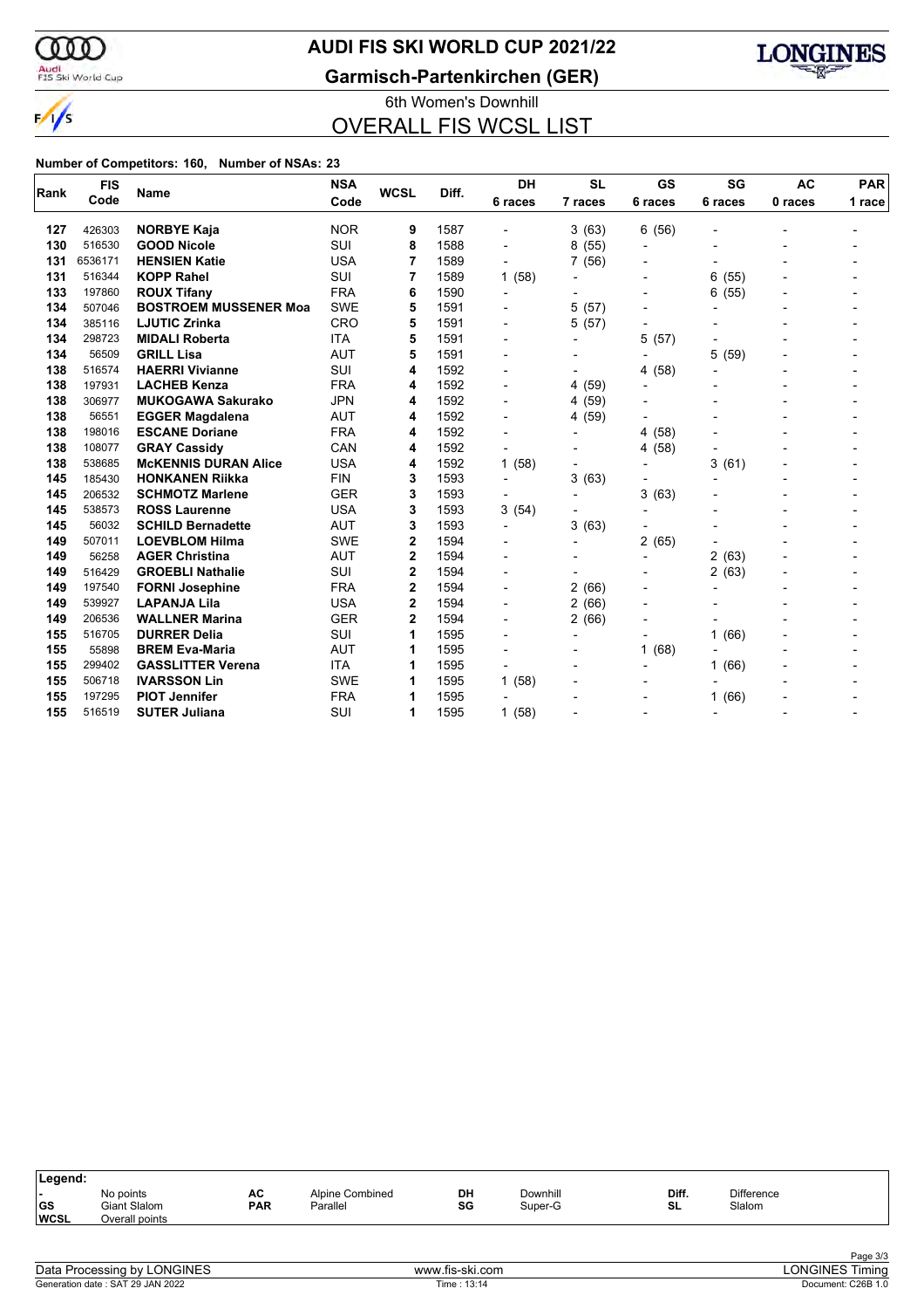# AUDI FIS SKI WORLD CUP 2021/22

## Garmisch-Partenkirchen (GER)

6th Women's Downhill

## OVERALL FIS WCSL LIST

**Number of Competitors: 160, Number of NSAs: 23**

| Rank | FIS Code | Name | NSA Code | WCSL | Diff. | DH 6 races | SL 7 races | GS 6 races | SG 6 races | AC 0 races | PAR 1 race |
|---|---|---|---|---|---|---|---|---|---|---|---|
| 127 | 426303 | **NORBYE Kaja** | NOR | 9 | 1587 | - | 3 (63) | 6 (56) | - | - | - |
| 130 | 516530 | **GOOD Nicole** | SUI | 8 | 1588 | - | 8 (55) | - | - | - | - |
| 131 | 6536171 | **HENSIEN Katie** | USA | 7 | 1589 | - | 7 (56) | - | - | - | - |
| 131 | 516344 | **KOPP Rahel** | SUI | 7 | 1589 | 1 (58) | - | - | 6 (55) | - | - |
| 133 | 197860 | **ROUX Tifany** | FRA | 6 | 1590 | - | - | - | 6 (55) | - | - |
| 134 | 507046 | **BOSTROEM MUSSENER Moa** | SWE | 5 | 1591 | - | 5 (57) | - | - | - | - |
| 134 | 385116 | **LJUTIC Zrinka** | CRO | 5 | 1591 | - | 5 (57) | - | - | - | - |
| 134 | 298723 | **MIDALI Roberta** | ITA | 5 | 1591 | - | - | 5 (57) | - | - | - |
| 134 | 56509 | **GRILL Lisa** | AUT | 5 | 1591 | - | - | - | 5 (59) | - | - |
| 138 | 516574 | **HAERRI Vivianne** | SUI | 4 | 1592 | - | - | 4 (58) | - | - | - |
| 138 | 197931 | **LACHEB Kenza** | FRA | 4 | 1592 | - | 4 (59) | - | - | - | - |
| 138 | 306977 | **MUKOGAWA Sakurako** | JPN | 4 | 1592 | - | 4 (59) | - | - | - | - |
| 138 | 56551 | **EGGER Magdalena** | AUT | 4 | 1592 | - | 4 (59) | - | - | - | - |
| 138 | 198016 | **ESCANE Doriane** | FRA | 4 | 1592 | - | - | 4 (58) | - | - | - |
| 138 | 108077 | **GRAY Cassidy** | CAN | 4 | 1592 | - | - | 4 (58) | - | - | - |
| 138 | 538685 | **McKENNIS DURAN Alice** | USA | 4 | 1592 | 1 (58) | - | - | 3 (61) | - | - |
| 145 | 185430 | **HONKANEN Riikka** | FIN | 3 | 1593 | - | 3 (63) | - | - | - | - |
| 145 | 206532 | **SCHMOTZ Marlene** | GER | 3 | 1593 | - | - | 3 (63) | - | - | - |
| 145 | 538573 | **ROSS Laurenne** | USA | 3 | 1593 | 3 (54) | - | - | - | - | - |
| 145 | 56032 | **SCHILD Bernadette** | AUT | 3 | 1593 | - | 3 (63) | - | - | - | - |
| 149 | 507011 | **LOEVBLOM Hilma** | SWE | 2 | 1594 | - | - | 2 (65) | - | - | - |
| 149 | 56258 | **AGER Christina** | AUT | 2 | 1594 | - | - | - | 2 (63) | - | - |
| 149 | 516429 | **GROEBLI Nathalie** | SUI | 2 | 1594 | - | - | - | 2 (63) | - | - |
| 149 | 197540 | **FORNI Josephine** | FRA | 2 | 1594 | - | 2 (66) | - | - | - | - |
| 149 | 539927 | **LAPANJA Lila** | USA | 2 | 1594 | - | 2 (66) | - | - | - | - |
| 149 | 206536 | **WALLNER Marina** | GER | 2 | 1594 | - | 2 (66) | - | - | - | - |
| 155 | 516705 | **DURRER Delia** | SUI | 1 | 1595 | - | - | - | 1 (66) | - | - |
| 155 | 55898 | **BREM Eva-Maria** | AUT | 1 | 1595 | - | - | 1 (68) | - | - | - |
| 155 | 299402 | **GASSLITTER Verena** | ITA | 1 | 1595 | - | - | - | 1 (66) | - | - |
| 155 | 506718 | **IVARSSON Lin** | SWE | 1 | 1595 | 1 (58) | - | - | - | - | - |
| 155 | 197295 | **PIOT Jennifer** | FRA | 1 | 1595 | - | - | - | 1 (66) | - | - |
| 155 | 516519 | **SUTER Juliana** | SUI | 1 | 1595 | 1 (58) | - | - | - | - | - |

**Legend:**

| | | | | | | | |
|---|---|---|---|---|---|---|---|
| - | No points | AC | Alpine Combined | DH | Downhill | Diff. | Difference |
| GS | Giant Slalom | PAR | Parallel | SG | Super-G | SL | Slalom |
| WCSL | Overall points | | | | | | |

Data Processing by LONGINES — www.fis-ski.com — LONGINES Timing

Generation date : SAT 29 JAN 2022 — Time : 13:14 — Document: C26B 1.0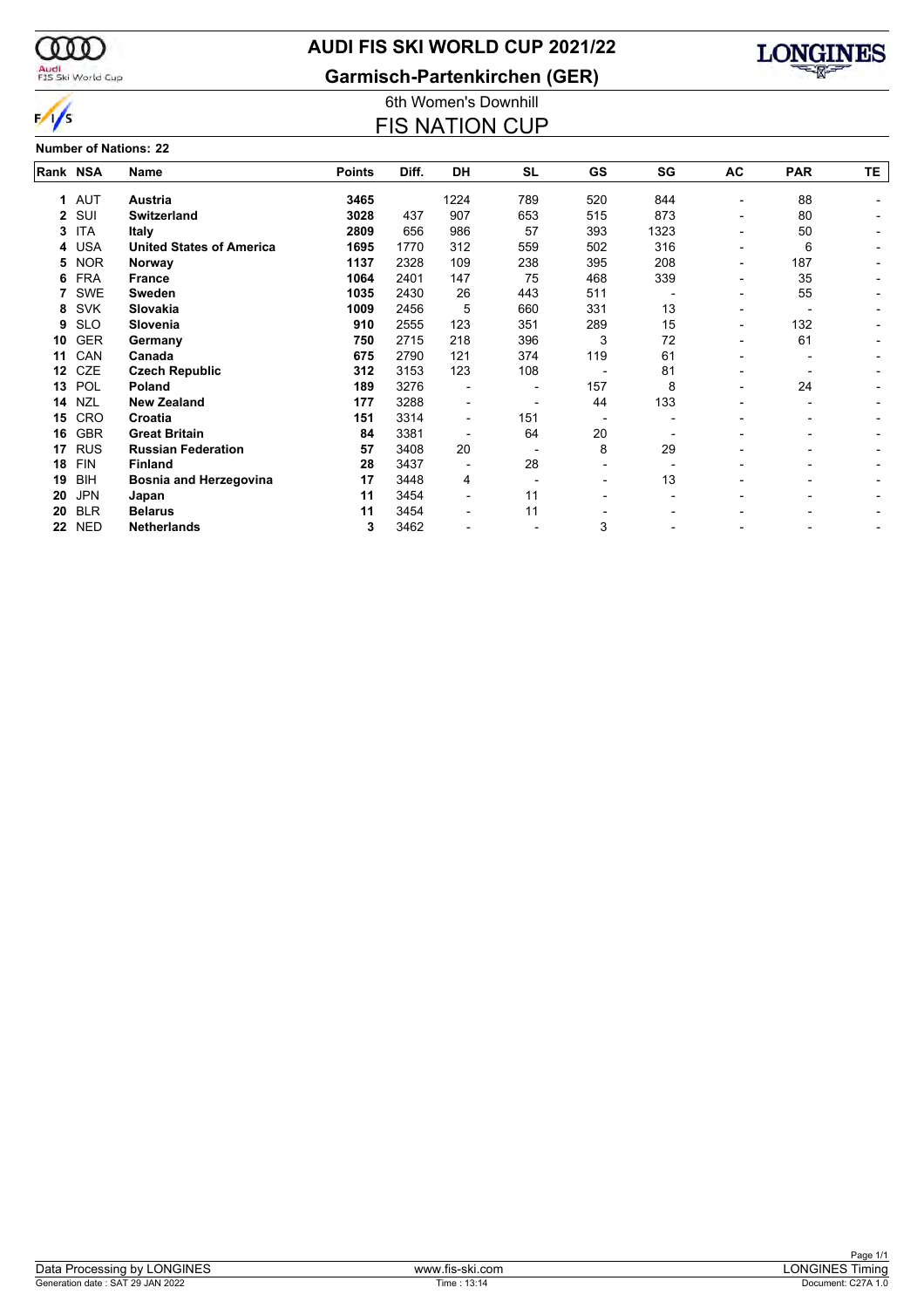# AUDI FIS SKI WORLD CUP 2021/22

## Garmisch-Partenkirchen (GER)

6th Women's Downhill

## FIS NATION CUP

**Number of Nations: 22**

| Rank | NSA | Name | Points | Diff. | DH | SL | GS | SG | AC | PAR | TE |
|---|---|---|---|---|---|---|---|---|---|---|---|
| **1** | AUT | **Austria** | **3465** | | 1224 | 789 | 520 | 844 | - | 88 | - |
| **2** | SUI | **Switzerland** | **3028** | 437 | 907 | 653 | 515 | 873 | - | 80 | - |
| **3** | ITA | **Italy** | **2809** | 656 | 986 | 57 | 393 | 1323 | - | 50 | - |
| **4** | USA | **United States of America** | **1695** | 1770 | 312 | 559 | 502 | 316 | - | 6 | - |
| **5** | NOR | **Norway** | **1137** | 2328 | 109 | 238 | 395 | 208 | - | 187 | - |
| **6** | FRA | **France** | **1064** | 2401 | 147 | 75 | 468 | 339 | - | 35 | - |
| **7** | SWE | **Sweden** | **1035** | 2430 | 26 | 443 | 511 | - | - | 55 | - |
| **8** | SVK | **Slovakia** | **1009** | 2456 | 5 | 660 | 331 | 13 | - | - | - |
| **9** | SLO | **Slovenia** | **910** | 2555 | 123 | 351 | 289 | 15 | - | 132 | - |
| **10** | GER | **Germany** | **750** | 2715 | 218 | 396 | 3 | 72 | - | 61 | - |
| **11** | CAN | **Canada** | **675** | 2790 | 121 | 374 | 119 | 61 | - | - | - |
| **12** | CZE | **Czech Republic** | **312** | 3153 | 123 | 108 | - | 81 | - | - | - |
| **13** | POL | **Poland** | **189** | 3276 | - | - | 157 | 8 | - | 24 | - |
| **14** | NZL | **New Zealand** | **177** | 3288 | - | - | 44 | 133 | - | - | - |
| **15** | CRO | **Croatia** | **151** | 3314 | - | 151 | - | - | - | - | - |
| **16** | GBR | **Great Britain** | **84** | 3381 | - | 64 | 20 | - | - | - | - |
| **17** | RUS | **Russian Federation** | **57** | 3408 | 20 | - | 8 | 29 | - | - | - |
| **18** | FIN | **Finland** | **28** | 3437 | - | 28 | - | - | - | - | - |
| **19** | BIH | **Bosnia and Herzegovina** | **17** | 3448 | 4 | - | - | 13 | - | - | - |
| **20** | JPN | **Japan** | **11** | 3454 | - | 11 | - | - | - | - | - |
| **20** | BLR | **Belarus** | **11** | 3454 | - | 11 | - | - | - | - | - |
| **22** | NED | **Netherlands** | **3** | 3462 | - | - | 3 | - | - | - | - |

Data Processing by LONGINES | www.fis-ski.com | LONGINES Timing

Generation date : SAT 29 JAN 2022 | Time : 13:14 | Document: C27A 1.0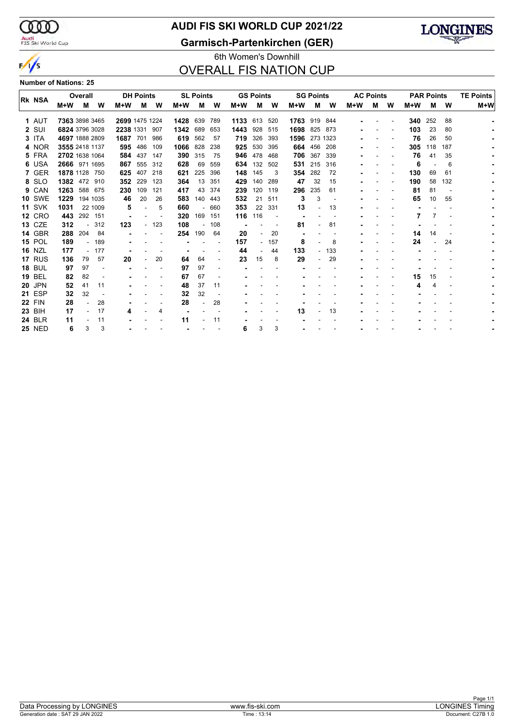# AUDI FIS SKI WORLD CUP 2021/22

## Garmisch-Partenkirchen (GER)

6th Women's Downhill

## OVERALL FIS NATION CUP

**Number of Nations: 25**

| Rk | NSA | Overall | | | DH Points | | | SL Points | | | GS Points | | | SG Points | | | AC Points | | | PAR Points | | | TE Points |
|---|---|---|---|---|---|---|---|---|---|---|---|---|---|---|---|---|---|---|---|---|---|---|---|
| | | M+W | M | W | M+W | M | W | M+W | M | W | M+W | M | W | M+W | M | W | M+W | M | W | M+W | M | W | M+W |
| 1 | AUT | 7363 | 3898 | 3465 | 2699 | 1475 | 1224 | 1428 | 639 | 789 | 1133 | 613 | 520 | 1763 | 919 | 844 | - | - | - | 340 | 252 | 88 | - |
| 2 | SUI | 6824 | 3796 | 3028 | 2238 | 1331 | 907 | 1342 | 689 | 653 | 1443 | 928 | 515 | 1698 | 825 | 873 | - | - | - | 103 | 23 | 80 | - |
| 3 | ITA | 4697 | 1888 | 2809 | 1687 | 701 | 986 | 619 | 562 | 57 | 719 | 326 | 393 | 1596 | 273 | 1323 | - | - | - | 76 | 26 | 50 | - |
| 4 | NOR | 3555 | 2418 | 1137 | 595 | 486 | 109 | 1066 | 828 | 238 | 925 | 530 | 395 | 664 | 456 | 208 | - | - | - | 305 | 118 | 187 | - |
| 5 | FRA | 2702 | 1638 | 1064 | 584 | 437 | 147 | 390 | 315 | 75 | 946 | 478 | 468 | 706 | 367 | 339 | - | - | - | 76 | 41 | 35 | - |
| 6 | USA | 2666 | 971 | 1695 | 867 | 555 | 312 | 628 | 69 | 559 | 634 | 132 | 502 | 531 | 215 | 316 | - | - | - | 6 | - | 6 | - |
| 7 | GER | 1878 | 1128 | 750 | 625 | 407 | 218 | 621 | 225 | 396 | 148 | 145 | 3 | 354 | 282 | 72 | - | - | - | 130 | 69 | 61 | - |
| 8 | SLO | 1382 | 472 | 910 | 352 | 229 | 123 | 364 | 13 | 351 | 429 | 140 | 289 | 47 | 32 | 15 | - | - | - | 190 | 58 | 132 | - |
| 9 | CAN | 1263 | 588 | 675 | 230 | 109 | 121 | 417 | 43 | 374 | 239 | 120 | 119 | 296 | 235 | 61 | - | - | - | 81 | 81 | - | - |
| 10 | SWE | 1229 | 194 | 1035 | 46 | 20 | 26 | 583 | 140 | 443 | 532 | 21 | 511 | 3 | 3 | - | - | - | - | 65 | 10 | 55 | - |
| 11 | SVK | 1031 | 22 | 1009 | 5 | - | 5 | 660 | - | 660 | 353 | 22 | 331 | 13 | - | 13 | - | - | - | - | - | - | - |
| 12 | CRO | 443 | 292 | 151 | - | - | - | 320 | 169 | 151 | 116 | 116 | - | - | - | - | - | - | - | 7 | 7 | - | - |
| 13 | CZE | 312 | - | 312 | 123 | - | 123 | 108 | - | 108 | - | - | - | 81 | - | 81 | - | - | - | - | - | - | - |
| 14 | GBR | 288 | 204 | 84 | - | - | - | 254 | 190 | 64 | 20 | - | 20 | - | - | - | - | - | - | 14 | 14 | - | - |
| 15 | POL | 189 | - | 189 | - | - | - | - | - | - | 157 | - | 157 | 8 | - | 8 | - | - | - | 24 | - | 24 | - |
| 16 | NZL | 177 | - | 177 | - | - | - | - | - | - | 44 | - | 44 | 133 | - | 133 | - | - | - | - | - | - | - |
| 17 | RUS | 136 | 79 | 57 | 20 | - | 20 | 64 | 64 | - | 23 | 15 | 8 | 29 | - | 29 | - | - | - | - | - | - | - |
| 18 | BUL | 97 | 97 | - | - | - | - | 97 | 97 | - | - | - | - | - | - | - | - | - | - | - | - | - | - |
| 19 | BEL | 82 | 82 | - | - | - | - | 67 | 67 | - | - | - | - | - | - | - | - | - | - | 15 | 15 | - | - |
| 20 | JPN | 52 | 41 | 11 | - | - | - | 48 | 37 | 11 | - | - | - | - | - | - | - | - | - | 4 | 4 | - | - |
| 21 | ESP | 32 | 32 | - | - | - | - | 32 | 32 | - | - | - | - | - | - | - | - | - | - | - | - | - | - |
| 22 | FIN | 28 | - | 28 | - | - | - | 28 | - | 28 | - | - | - | - | - | - | - | - | - | - | - | - | - |
| 23 | BIH | 17 | - | 17 | 4 | - | 4 | - | - | - | - | - | - | 13 | - | 13 | - | - | - | - | - | - | - |
| 24 | BLR | 11 | - | 11 | - | - | - | 11 | - | 11 | - | - | - | - | - | - | - | - | - | - | - | - | - |
| 25 | NED | 6 | 3 | 3 | - | - | - | - | - | - | 6 | 3 | 3 | - | - | - | - | - | - | - | - | - | - |

Data Processing by LONGINES | www.fis-ski.com | LONGINES Timing

Generation date : SAT 29 JAN 2022 | Time : 13:14 | Document: C27B 1.0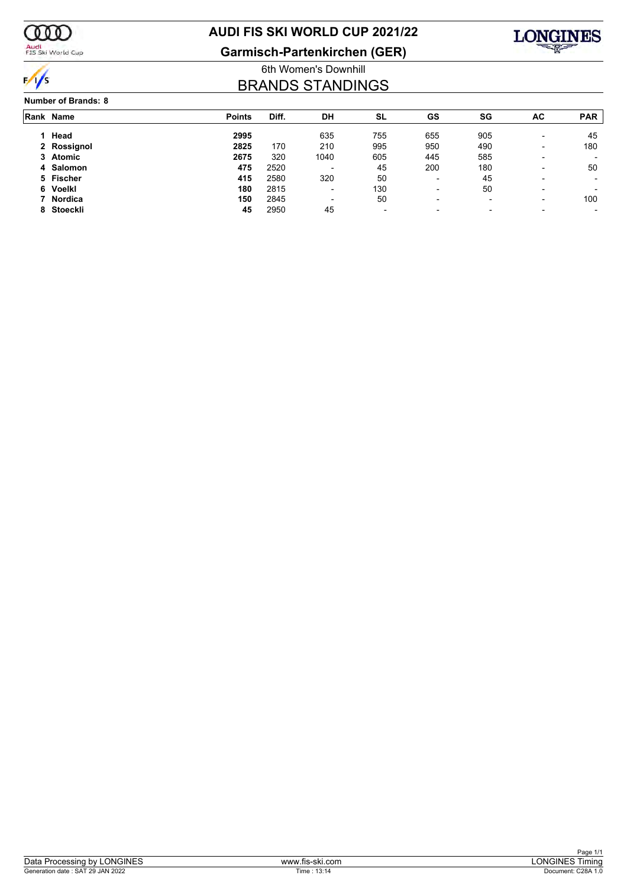# AUDI FIS SKI WORLD CUP 2021/22

## Garmisch-Partenkirchen (GER)

6th Women's Downhill

## BRANDS STANDINGS

**Number of Brands: 8**

| Rank | Name | Points | Diff. | DH | SL | GS | SG | AC | PAR |
|---|---|---|---|---|---|---|---|---|---|
| 1 | **Head** | **2995** | | 635 | 755 | 655 | 905 | - | 45 |
| 2 | **Rossignol** | **2825** | 170 | 210 | 995 | 950 | 490 | - | 180 |
| 3 | **Atomic** | **2675** | 320 | 1040 | 605 | 445 | 585 | - | - |
| 4 | **Salomon** | **475** | 2520 | - | 45 | 200 | 180 | - | 50 |
| 5 | **Fischer** | **415** | 2580 | 320 | 50 | - | 45 | - | - |
| 6 | **Voelkl** | **180** | 2815 | - | 130 | - | 50 | - | - |
| 7 | **Nordica** | **150** | 2845 | - | 50 | - | - | - | 100 |
| 8 | **Stoeckli** | **45** | 2950 | 45 | - | - | - | - | - |

Data Processing by LONGINES | www.fis-ski.com | LONGINES Timing

Generation date : SAT 29 JAN 2022 | Time : 13:14 | Document: C28A 1.0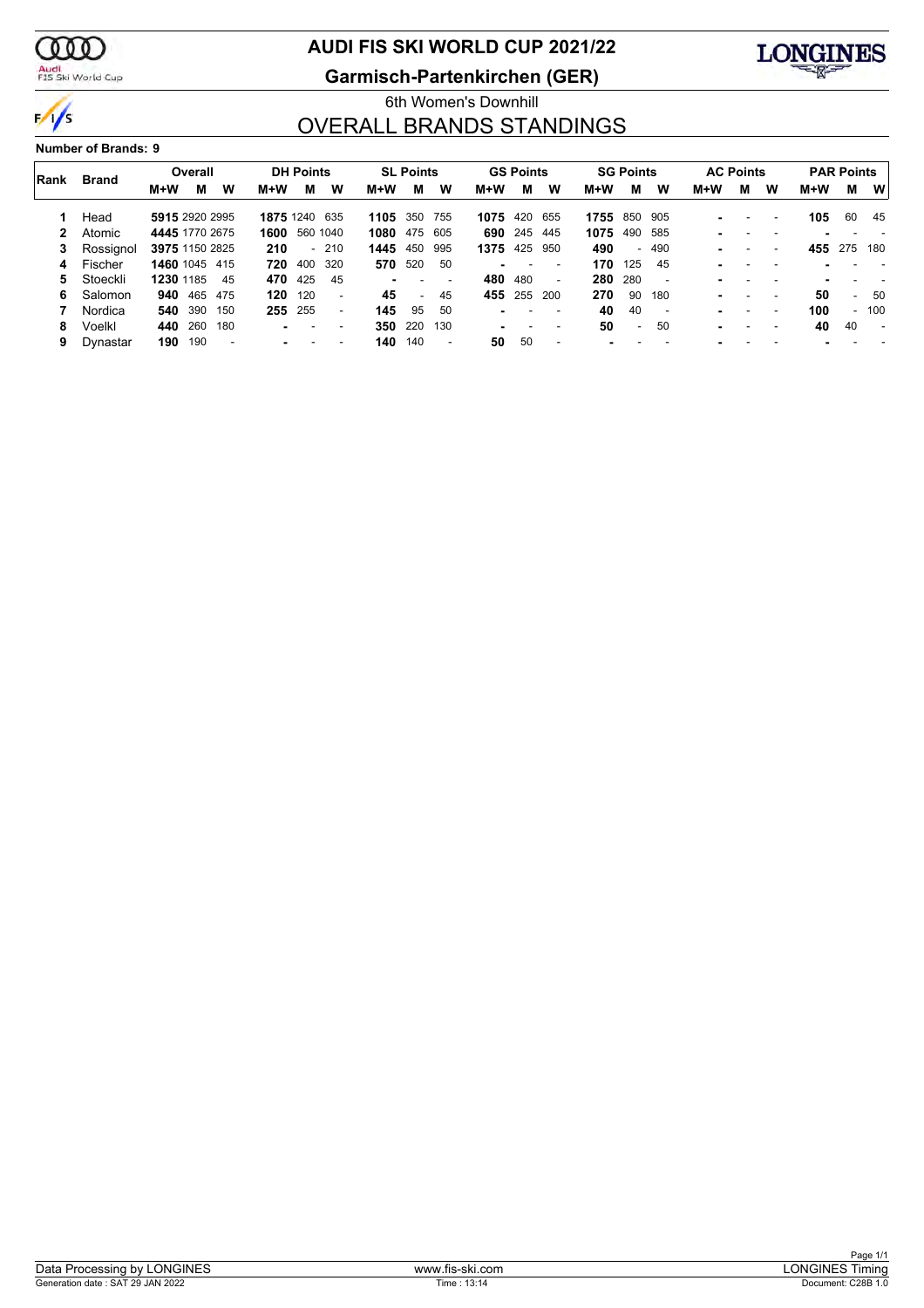# AUDI FIS SKI WORLD CUP 2021/22

## Garmisch-Partenkirchen (GER)

6th Women's Downhill

## OVERALL BRANDS STANDINGS

**Number of Brands: 9**

| Rank | Brand | Overall | | | DH Points | | | SL Points | | | GS Points | | | SG Points | | | AC Points | | | PAR Points | | |
|---|---|---|---|---|---|---|---|---|---|---|---|---|---|---|---|---|---|---|---|---|---|---|
| | | M+W | M | W | M+W | M | W | M+W | M | W | M+W | M | W | M+W | M | W | M+W | M | W | M+W | M | W |
| 1 | Head | **5915** | 2920 | 2995 | **1875** | 1240 | 635 | **1105** | 350 | 755 | **1075** | 420 | 655 | **1755** | 850 | 905 | - | - | - | **105** | 60 | 45 |
| 2 | Atomic | **4445** | 1770 | 2675 | **1600** | 560 | 1040 | **1080** | 475 | 605 | **690** | 245 | 445 | **1075** | 490 | 585 | - | - | - | - | - | - |
| 3 | Rossignol | **3975** | 1150 | 2825 | **210** | - | 210 | **1445** | 450 | 995 | **1375** | 425 | 950 | **490** | - | 490 | - | - | - | **455** | 275 | 180 |
| 4 | Fischer | **1460** | 1045 | 415 | **720** | 400 | 320 | **570** | 520 | 50 | - | - | - | **170** | 125 | 45 | - | - | - | - | - | - |
| 5 | Stoeckli | **1230** | 1185 | 45 | **470** | 425 | 45 | - | - | - | **480** | 480 | - | **280** | 280 | - | - | - | - | - | - | - |
| 6 | Salomon | **940** | 465 | 475 | **120** | 120 | - | **45** | - | 45 | **455** | 255 | 200 | **270** | 90 | 180 | - | - | - | **50** | - | 50 |
| 7 | Nordica | **540** | 390 | 150 | **255** | 255 | - | **145** | 95 | 50 | - | - | - | **40** | 40 | - | - | - | - | **100** | - | 100 |
| 8 | Voelkl | **440** | 260 | 180 | - | - | - | **350** | 220 | 130 | - | - | - | **50** | - | 50 | - | - | - | **40** | 40 | - |
| 9 | Dynastar | **190** | 190 | - | - | - | - | **140** | 140 | - | **50** | 50 | - | - | - | - | - | - | - | - | - | - |

Data Processing by LONGINES | www.fis-ski.com | LONGINES Timing
Generation date : SAT 29 JAN 2022 | Time : 13:14 | Document: C28B 1.0